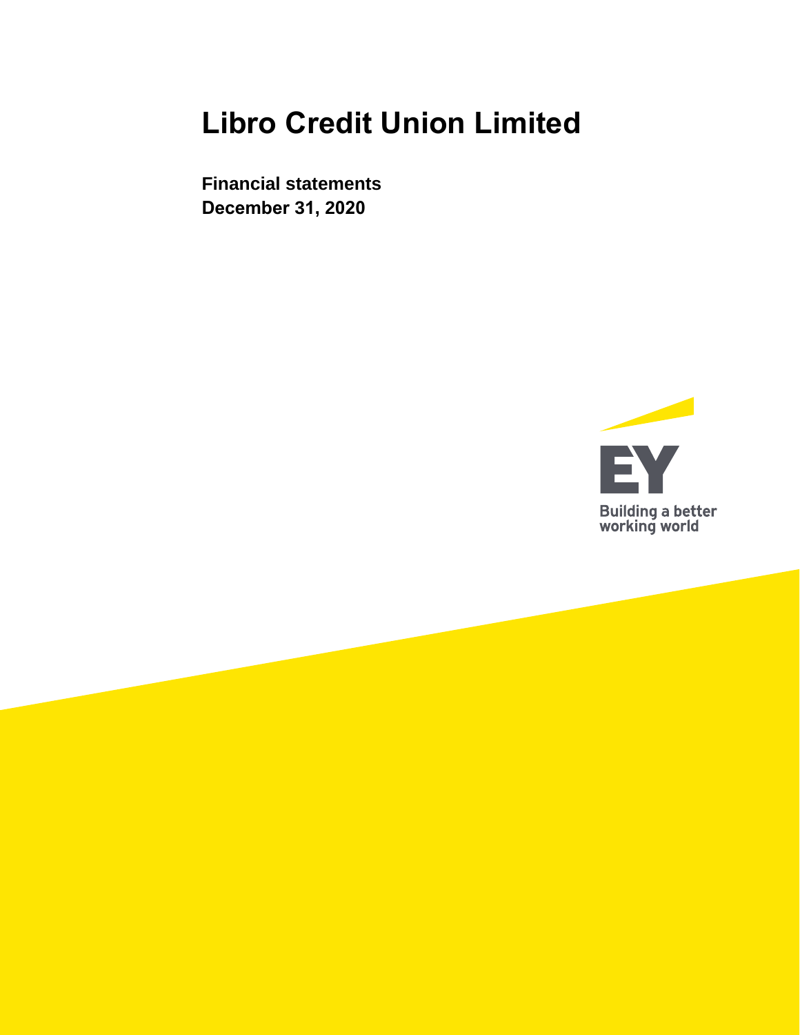# Libro Credit Union Limited

**Financial statements**
**December 31, 2020**

EY
Building a better working world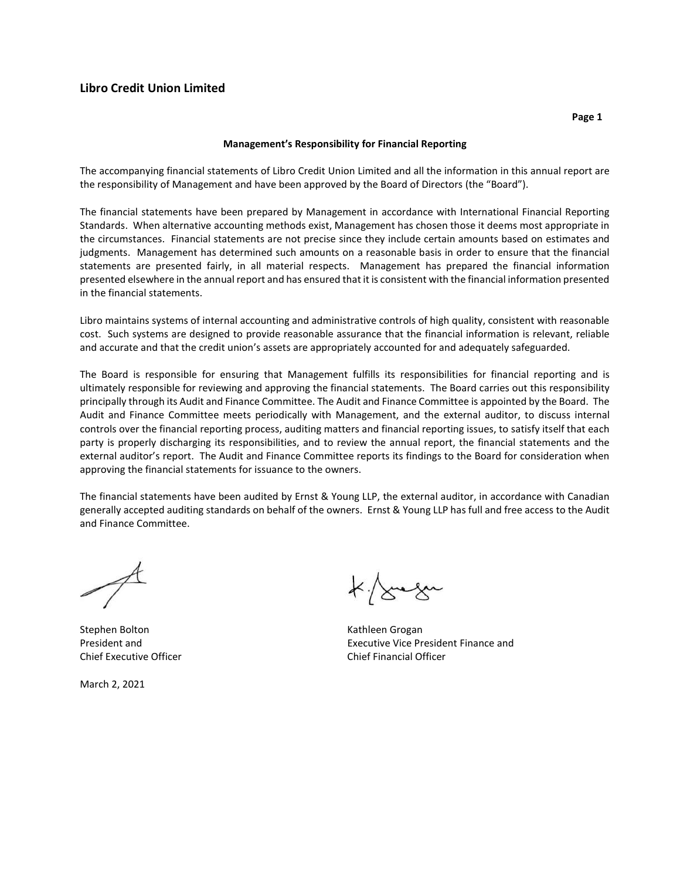# Libro Credit Union Limited

## Management's Responsibility for Financial Reporting

The accompanying financial statements of Libro Credit Union Limited and all the information in this annual report are the responsibility of Management and have been approved by the Board of Directors (the "Board").

The financial statements have been prepared by Management in accordance with International Financial Reporting Standards. When alternative accounting methods exist, Management has chosen those it deems most appropriate in the circumstances. Financial statements are not precise since they include certain amounts based on estimates and judgments. Management has determined such amounts on a reasonable basis in order to ensure that the financial statements are presented fairly, in all material respects. Management has prepared the financial information presented elsewhere in the annual report and has ensured that it is consistent with the financial information presented in the financial statements.

Libro maintains systems of internal accounting and administrative controls of high quality, consistent with reasonable cost. Such systems are designed to provide reasonable assurance that the financial information is relevant, reliable and accurate and that the credit union's assets are appropriately accounted for and adequately safeguarded.

The Board is responsible for ensuring that Management fulfills its responsibilities for financial reporting and is ultimately responsible for reviewing and approving the financial statements. The Board carries out this responsibility principally through its Audit and Finance Committee. The Audit and Finance Committee is appointed by the Board. The Audit and Finance Committee meets periodically with Management, and the external auditor, to discuss internal controls over the financial reporting process, auditing matters and financial reporting issues, to satisfy itself that each party is properly discharging its responsibilities, and to review the annual report, the financial statements and the external auditor's report. The Audit and Finance Committee reports its findings to the Board for consideration when approving the financial statements for issuance to the owners.

The financial statements have been audited by Ernst & Young LLP, the external auditor, in accordance with Canadian generally accepted auditing standards on behalf of the owners. Ernst & Young LLP has full and free access to the Audit and Finance Committee.

Stephen Bolton
President and
Chief Executive Officer

Kathleen Grogan
Executive Vice President Finance and
Chief Financial Officer

March 2, 2021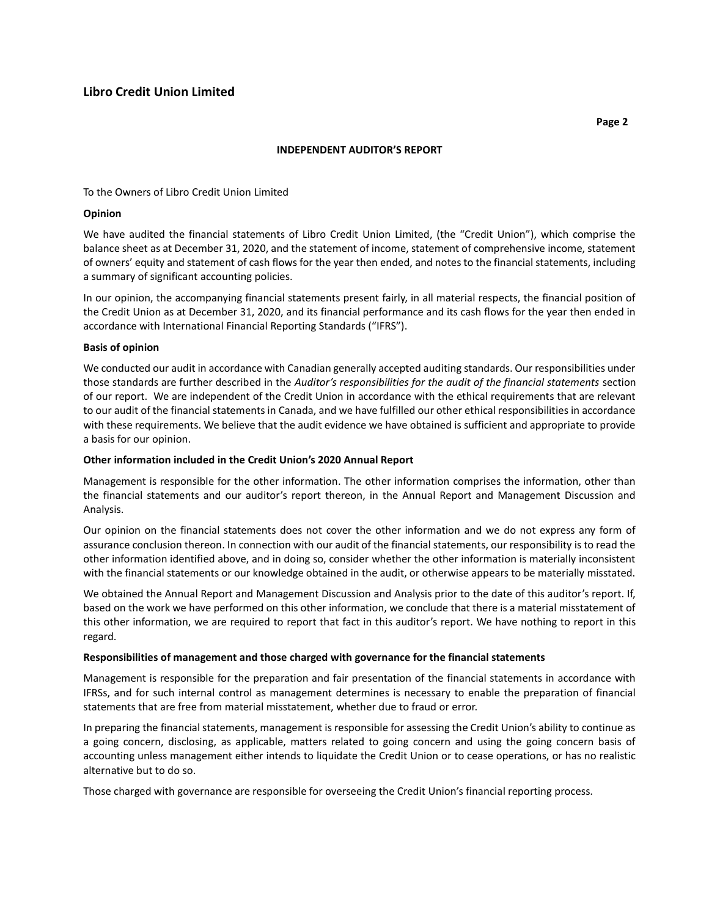## INDEPENDENT AUDITOR'S REPORT

To the Owners of Libro Credit Union Limited

**Opinion**

We have audited the financial statements of Libro Credit Union Limited, (the "Credit Union"), which comprise the balance sheet as at December 31, 2020, and the statement of income, statement of comprehensive income, statement of owners' equity and statement of cash flows for the year then ended, and notes to the financial statements, including a summary of significant accounting policies.

In our opinion, the accompanying financial statements present fairly, in all material respects, the financial position of the Credit Union as at December 31, 2020, and its financial performance and its cash flows for the year then ended in accordance with International Financial Reporting Standards ("IFRS").

**Basis of opinion**

We conducted our audit in accordance with Canadian generally accepted auditing standards. Our responsibilities under those standards are further described in the *Auditor's responsibilities for the audit of the financial statements* section of our report. We are independent of the Credit Union in accordance with the ethical requirements that are relevant to our audit of the financial statements in Canada, and we have fulfilled our other ethical responsibilities in accordance with these requirements. We believe that the audit evidence we have obtained is sufficient and appropriate to provide a basis for our opinion.

**Other information included in the Credit Union's 2020 Annual Report**

Management is responsible for the other information. The other information comprises the information, other than the financial statements and our auditor's report thereon, in the Annual Report and Management Discussion and Analysis.

Our opinion on the financial statements does not cover the other information and we do not express any form of assurance conclusion thereon. In connection with our audit of the financial statements, our responsibility is to read the other information identified above, and in doing so, consider whether the other information is materially inconsistent with the financial statements or our knowledge obtained in the audit, or otherwise appears to be materially misstated.

We obtained the Annual Report and Management Discussion and Analysis prior to the date of this auditor's report. If, based on the work we have performed on this other information, we conclude that there is a material misstatement of this other information, we are required to report that fact in this auditor's report. We have nothing to report in this regard.

**Responsibilities of management and those charged with governance for the financial statements**

Management is responsible for the preparation and fair presentation of the financial statements in accordance with IFRSs, and for such internal control as management determines is necessary to enable the preparation of financial statements that are free from material misstatement, whether due to fraud or error.

In preparing the financial statements, management is responsible for assessing the Credit Union's ability to continue as a going concern, disclosing, as applicable, matters related to going concern and using the going concern basis of accounting unless management either intends to liquidate the Credit Union or to cease operations, or has no realistic alternative but to do so.

Those charged with governance are responsible for overseeing the Credit Union's financial reporting process.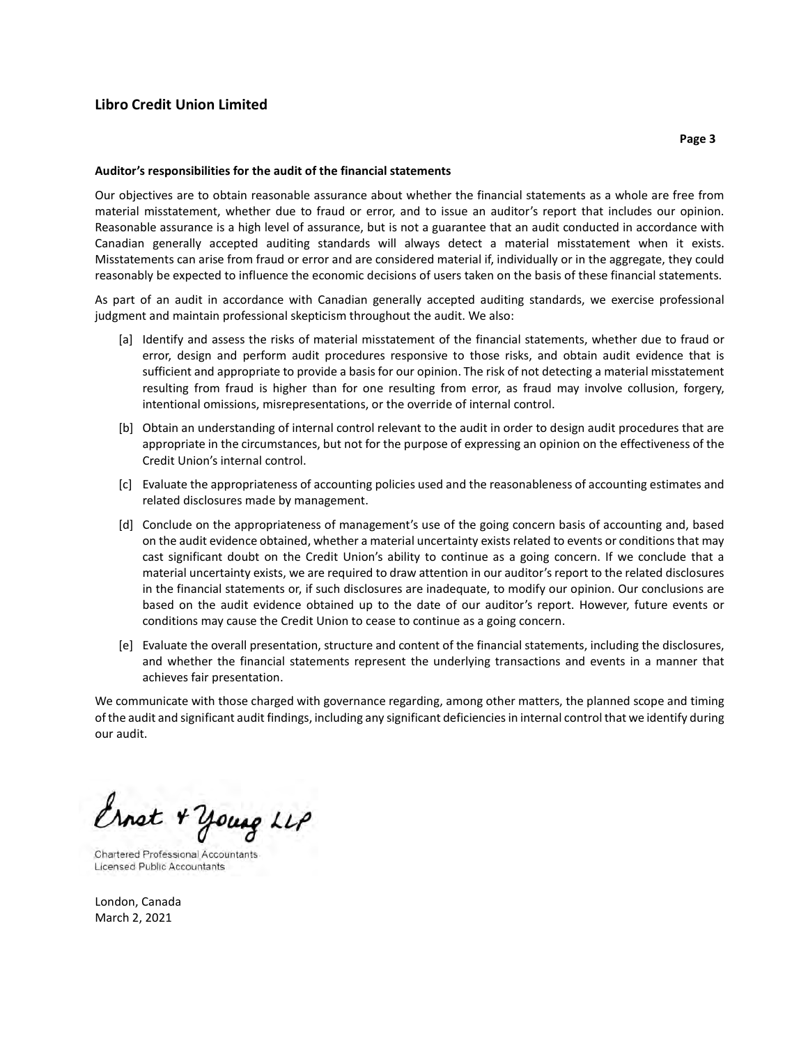**Libro Credit Union Limited**

**Auditor's responsibilities for the audit of the financial statements**

Our objectives are to obtain reasonable assurance about whether the financial statements as a whole are free from material misstatement, whether due to fraud or error, and to issue an auditor's report that includes our opinion. Reasonable assurance is a high level of assurance, but is not a guarantee that an audit conducted in accordance with Canadian generally accepted auditing standards will always detect a material misstatement when it exists. Misstatements can arise from fraud or error and are considered material if, individually or in the aggregate, they could reasonably be expected to influence the economic decisions of users taken on the basis of these financial statements.

As part of an audit in accordance with Canadian generally accepted auditing standards, we exercise professional judgment and maintain professional skepticism throughout the audit. We also:

[a] Identify and assess the risks of material misstatement of the financial statements, whether due to fraud or error, design and perform audit procedures responsive to those risks, and obtain audit evidence that is sufficient and appropriate to provide a basis for our opinion. The risk of not detecting a material misstatement resulting from fraud is higher than for one resulting from error, as fraud may involve collusion, forgery, intentional omissions, misrepresentations, or the override of internal control.

[b] Obtain an understanding of internal control relevant to the audit in order to design audit procedures that are appropriate in the circumstances, but not for the purpose of expressing an opinion on the effectiveness of the Credit Union's internal control.

[c] Evaluate the appropriateness of accounting policies used and the reasonableness of accounting estimates and related disclosures made by management.

[d] Conclude on the appropriateness of management's use of the going concern basis of accounting and, based on the audit evidence obtained, whether a material uncertainty exists related to events or conditions that may cast significant doubt on the Credit Union's ability to continue as a going concern. If we conclude that a material uncertainty exists, we are required to draw attention in our auditor's report to the related disclosures in the financial statements or, if such disclosures are inadequate, to modify our opinion. Our conclusions are based on the audit evidence obtained up to the date of our auditor's report. However, future events or conditions may cause the Credit Union to cease to continue as a going concern.

[e] Evaluate the overall presentation, structure and content of the financial statements, including the disclosures, and whether the financial statements represent the underlying transactions and events in a manner that achieves fair presentation.

We communicate with those charged with governance regarding, among other matters, the planned scope and timing of the audit and significant audit findings, including any significant deficiencies in internal control that we identify during our audit.

Ernst & Young LLP

Chartered Professional Accountants
Licensed Public Accountants

London, Canada
March 2, 2021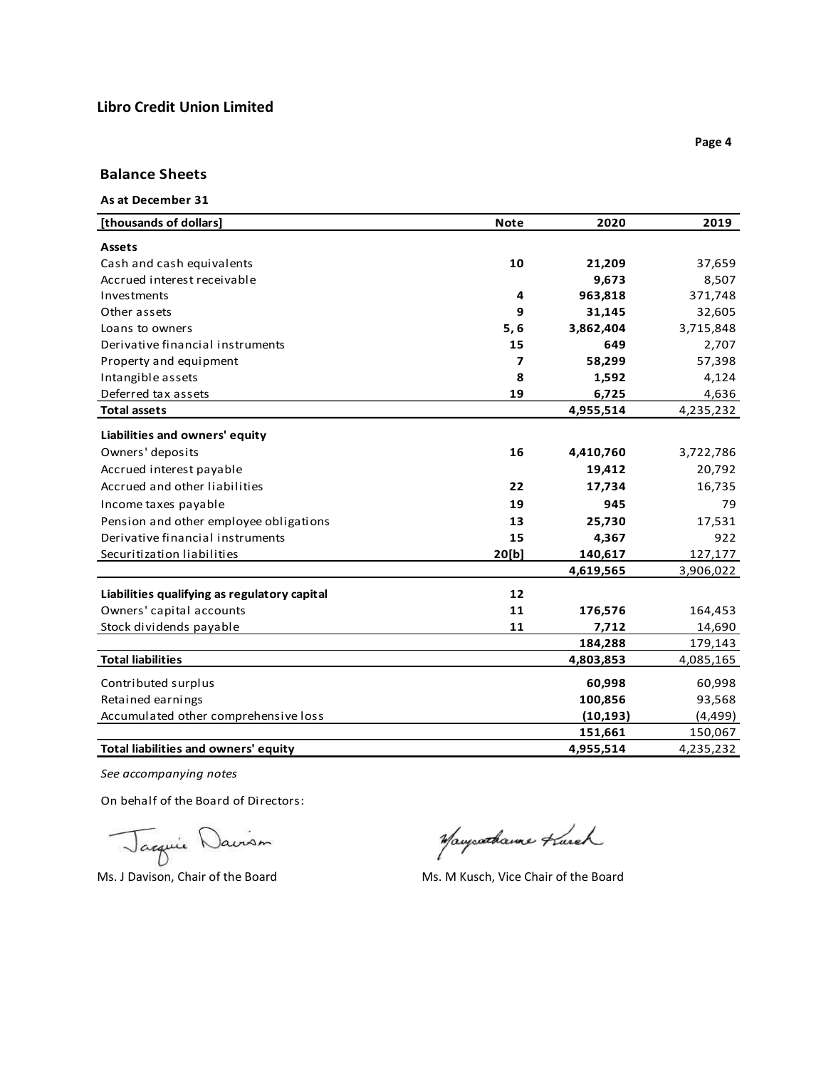# Libro Credit Union Limited

## Balance Sheets

**As at December 31**

| [thousands of dollars] | Note | 2020 | 2019 |
|---|---|---|---|
| **Assets** | | | |
| Cash and cash equivalents | 10 | **21,209** | 37,659 |
| Accrued interest receivable | | **9,673** | 8,507 |
| Investments | 4 | **963,818** | 371,748 |
| Other assets | 9 | **31,145** | 32,605 |
| Loans to owners | 5, 6 | **3,862,404** | 3,715,848 |
| Derivative financial instruments | 15 | **649** | 2,707 |
| Property and equipment | 7 | **58,299** | 57,398 |
| Intangible assets | 8 | **1,592** | 4,124 |
| Deferred tax assets | 19 | **6,725** | 4,636 |
| **Total assets** | | **4,955,514** | 4,235,232 |
| **Liabilities and owners' equity** | | | |
| Owners' deposits | 16 | **4,410,760** | 3,722,786 |
| Accrued interest payable | | **19,412** | 20,792 |
| Accrued and other liabilities | 22 | **17,734** | 16,735 |
| Income taxes payable | 19 | **945** | 79 |
| Pension and other employee obligations | 13 | **25,730** | 17,531 |
| Derivative financial instruments | 15 | **4,367** | 922 |
| Securitization liabilities | 20[b] | **140,617** | 127,177 |
| | | **4,619,565** | 3,906,022 |
| **Liabilities qualifying as regulatory capital** | 12 | | |
| Owners' capital accounts | 11 | **176,576** | 164,453 |
| Stock dividends payable | 11 | **7,712** | 14,690 |
| | | **184,288** | 179,143 |
| **Total liabilities** | | **4,803,853** | 4,085,165 |
| Contributed surplus | | **60,998** | 60,998 |
| Retained earnings | | **100,856** | 93,568 |
| Accumulated other comprehensive loss | | **(10,193)** | (4,499) |
| | | **151,661** | 150,067 |
| **Total liabilities and owners' equity** | | **4,955,514** | 4,235,232 |

*See accompanying notes*

On behalf of the Board of Directors:

Ms. J Davison, Chair of the Board

Ms. M Kusch, Vice Chair of the Board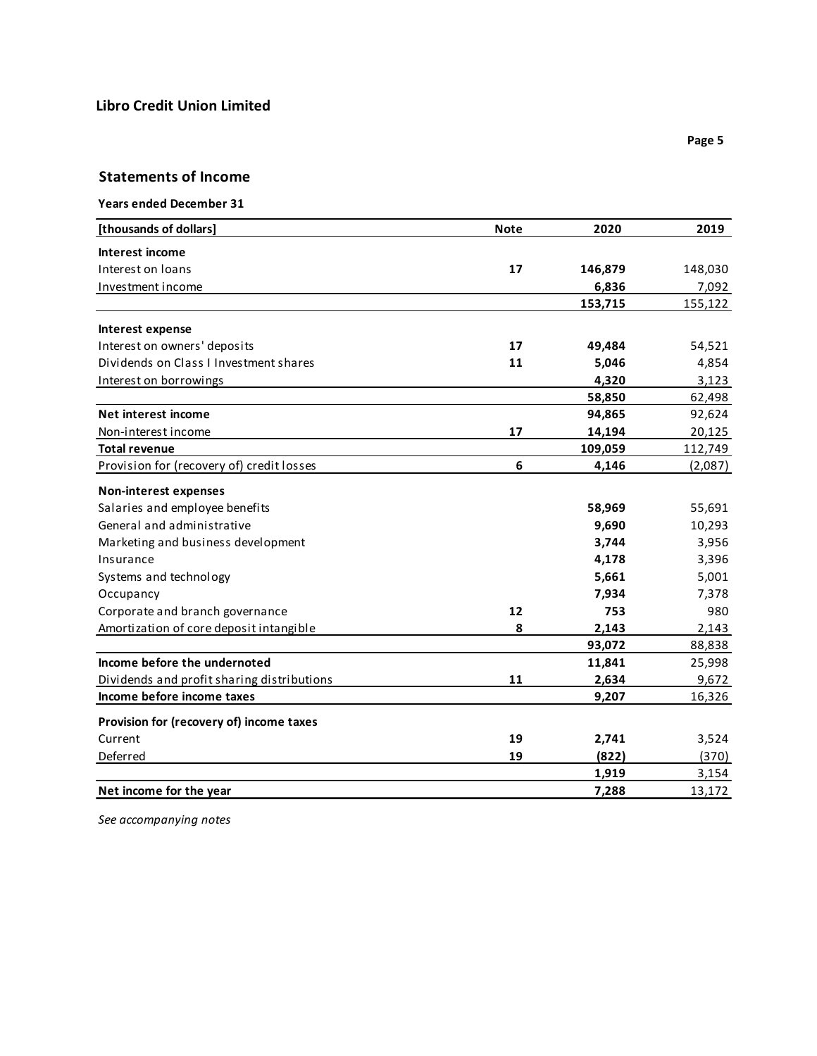**Libro Credit Union Limited**

## Statements of Income

**Years ended December 31**

| [thousands of dollars] | Note | 2020 | 2019 |
|---|---|---|---|
| **Interest income** | | | |
| Interest on loans | 17 | **146,879** | 148,030 |
| Investment income | | **6,836** | 7,092 |
| | | **153,715** | 155,122 |
| **Interest expense** | | | |
| Interest on owners' deposits | 17 | **49,484** | 54,521 |
| Dividends on Class I Investment shares | 11 | **5,046** | 4,854 |
| Interest on borrowings | | **4,320** | 3,123 |
| | | **58,850** | 62,498 |
| **Net interest income** | | **94,865** | 92,624 |
| Non-interest income | 17 | **14,194** | 20,125 |
| **Total revenue** | | **109,059** | 112,749 |
| Provision for (recovery of) credit losses | 6 | **4,146** | (2,087) |
| **Non-interest expenses** | | | |
| Salaries and employee benefits | | **58,969** | 55,691 |
| General and administrative | | **9,690** | 10,293 |
| Marketing and business development | | **3,744** | 3,956 |
| Insurance | | **4,178** | 3,396 |
| Systems and technology | | **5,661** | 5,001 |
| Occupancy | | **7,934** | 7,378 |
| Corporate and branch governance | 12 | **753** | 980 |
| Amortization of core deposit intangible | 8 | **2,143** | 2,143 |
| | | **93,072** | 88,838 |
| **Income before the undernoted** | | **11,841** | 25,998 |
| Dividends and profit sharing distributions | 11 | **2,634** | 9,672 |
| **Income before income taxes** | | **9,207** | 16,326 |
| **Provision for (recovery of) income taxes** | | | |
| Current | 19 | **2,741** | 3,524 |
| Deferred | 19 | **(822)** | (370) |
| | | **1,919** | 3,154 |
| **Net income for the year** | | **7,288** | 13,172 |

*See accompanying notes*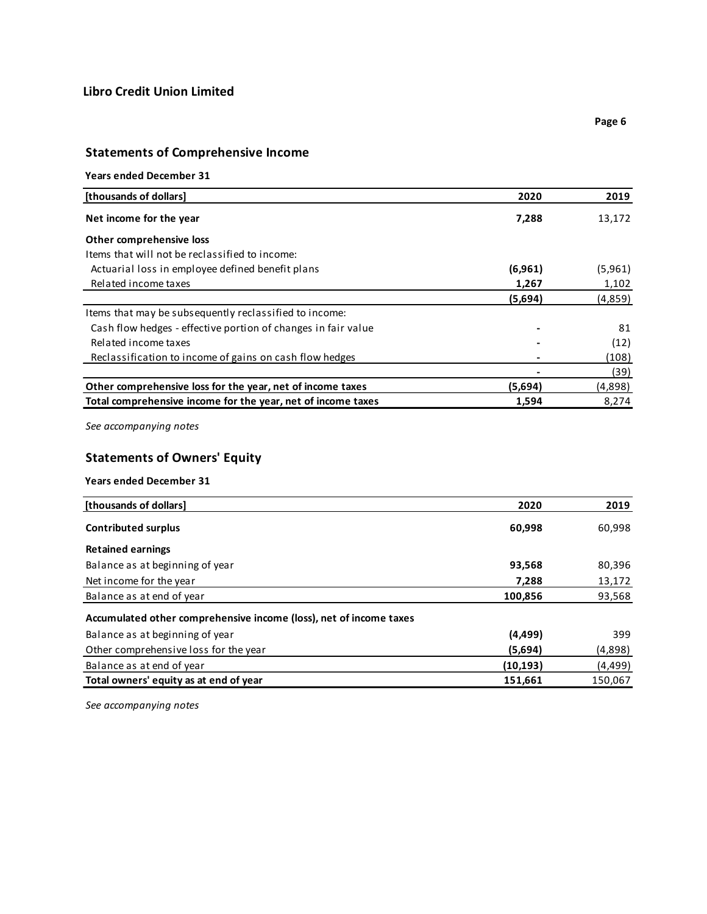**Libro Credit Union Limited**

## Statements of Comprehensive Income

**Years ended December 31**

| [thousands of dollars] | 2020 | 2019 |
|---|---|---|
| **Net income for the year** | **7,288** | 13,172 |
| **Other comprehensive loss** | | |
| Items that will not be reclassified to income: | | |
| Actuarial loss in employee defined benefit plans | **(6,961)** | (5,961) |
| Related income taxes | **1,267** | 1,102 |
| | **(5,694)** | (4,859) |
| Items that may be subsequently reclassified to income: | | |
| Cash flow hedges - effective portion of changes in fair value | **-** | 81 |
| Related income taxes | **-** | (12) |
| Reclassification to income of gains on cash flow hedges | **-** | (108) |
| | **-** | (39) |
| **Other comprehensive loss for the year, net of income taxes** | **(5,694)** | (4,898) |
| **Total comprehensive income for the year, net of income taxes** | **1,594** | 8,274 |

*See accompanying notes*

## Statements of Owners' Equity

**Years ended December 31**

| [thousands of dollars] | 2020 | 2019 |
|---|---|---|
| **Contributed surplus** | **60,998** | 60,998 |
| **Retained earnings** | | |
| Balance as at beginning of year | **93,568** | 80,396 |
| Net income for the year | **7,288** | 13,172 |
| Balance as at end of year | **100,856** | 93,568 |
| **Accumulated other comprehensive income (loss), net of income taxes** | | |
| Balance as at beginning of year | **(4,499)** | 399 |
| Other comprehensive loss for the year | **(5,694)** | (4,898) |
| Balance as at end of year | **(10,193)** | (4,499) |
| **Total owners' equity as at end of year** | **151,661** | 150,067 |

*See accompanying notes*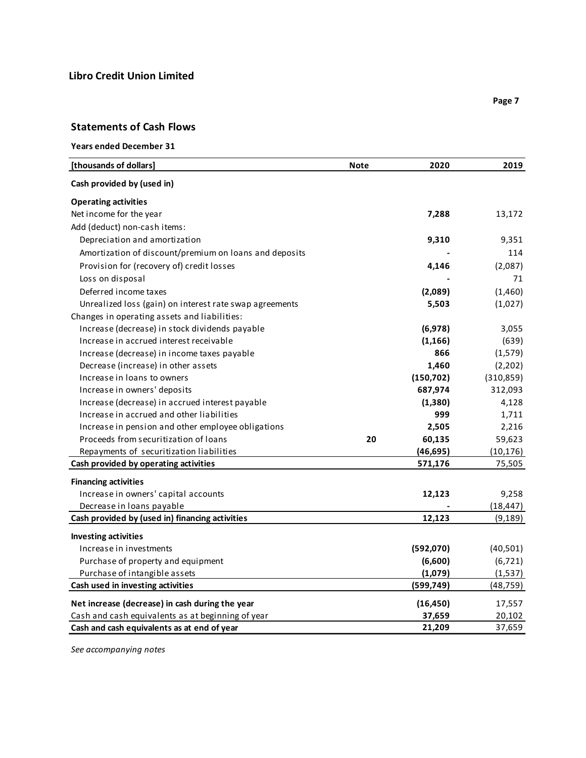**Libro Credit Union Limited**

## Statements of Cash Flows

**Years ended December 31**

| [thousands of dollars] | Note | 2020 | 2019 |
|---|---|---|---|
| **Cash provided by (used in)** | | | |
| **Operating activities** | | | |
| Net income for the year | | **7,288** | 13,172 |
| Add (deduct) non-cash items: | | | |
| Depreciation and amortization | | **9,310** | 9,351 |
| Amortization of discount/premium on loans and deposits | | **-** | 114 |
| Provision for (recovery of) credit losses | | **4,146** | (2,087) |
| Loss on disposal | | **-** | 71 |
| Deferred income taxes | | **(2,089)** | (1,460) |
| Unrealized loss (gain) on interest rate swap agreements | | **5,503** | (1,027) |
| Changes in operating assets and liabilities: | | | |
| Increase (decrease) in stock dividends payable | | **(6,978)** | 3,055 |
| Increase in accrued interest receivable | | **(1,166)** | (639) |
| Increase (decrease) in income taxes payable | | **866** | (1,579) |
| Decrease (increase) in other assets | | **1,460** | (2,202) |
| Increase in loans to owners | | **(150,702)** | (310,859) |
| Increase in owners' deposits | | **687,974** | 312,093 |
| Increase (decrease) in accrued interest payable | | **(1,380)** | 4,128 |
| Increase in accrued and other liabilities | | **999** | 1,711 |
| Increase in pension and other employee obligations | | **2,505** | 2,216 |
| Proceeds from securitization of loans | 20 | **60,135** | 59,623 |
| Repayments of securitization liabilities | | **(46,695)** | (10,176) |
| **Cash provided by operating activities** | | **571,176** | 75,505 |
| **Financing activities** | | | |
| Increase in owners' capital accounts | | **12,123** | 9,258 |
| Decrease in loans payable | | **-** | (18,447) |
| **Cash provided by (used in) financing activities** | | **12,123** | (9,189) |
| **Investing activities** | | | |
| Increase in investments | | **(592,070)** | (40,501) |
| Purchase of property and equipment | | **(6,600)** | (6,721) |
| Purchase of intangible assets | | **(1,079)** | (1,537) |
| **Cash used in investing activities** | | **(599,749)** | (48,759) |
| **Net increase (decrease) in cash during the year** | | **(16,450)** | 17,557 |
| Cash and cash equivalents as at beginning of year | | **37,659** | 20,102 |
| **Cash and cash equivalents as at end of year** | | **21,209** | 37,659 |

*See accompanying notes*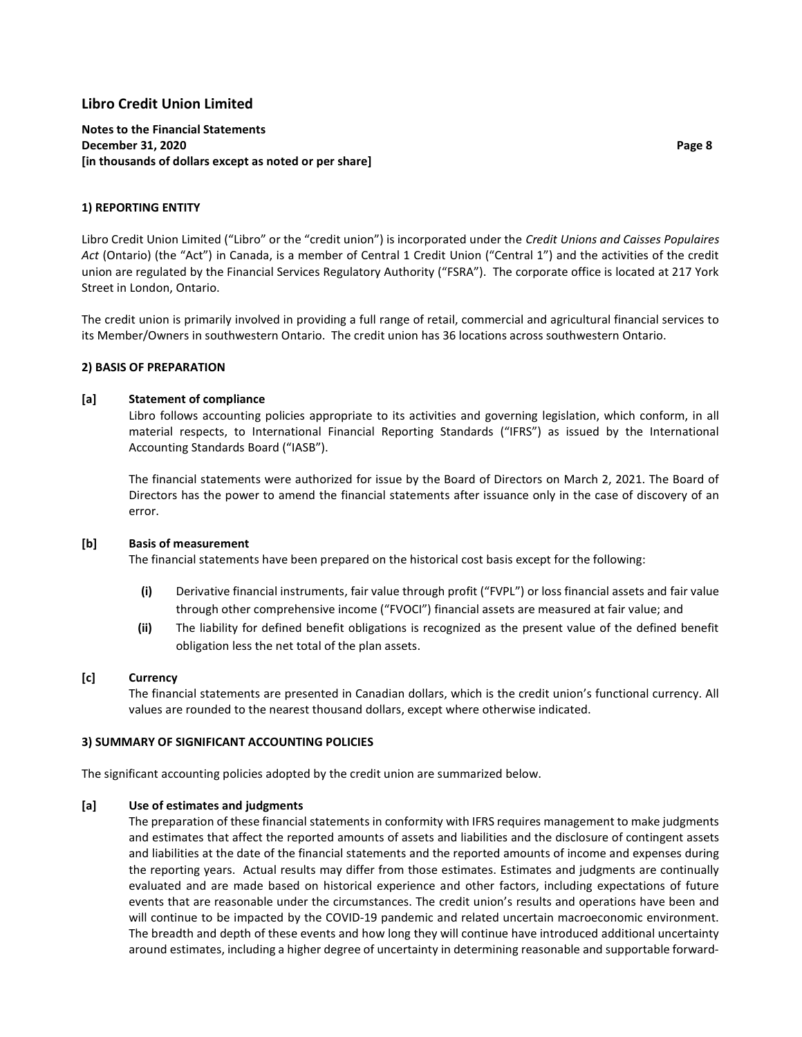# Libro Credit Union Limited

**Notes to the Financial Statements**
**December 31, 2020**
**[in thousands of dollars except as noted or per share]**

## 1) REPORTING ENTITY

Libro Credit Union Limited ("Libro" or the "credit union") is incorporated under the *Credit Unions and Caisses Populaires Act* (Ontario) (the "Act") in Canada, is a member of Central 1 Credit Union ("Central 1") and the activities of the credit union are regulated by the Financial Services Regulatory Authority ("FSRA"). The corporate office is located at 217 York Street in London, Ontario.

The credit union is primarily involved in providing a full range of retail, commercial and agricultural financial services to its Member/Owners in southwestern Ontario. The credit union has 36 locations across southwestern Ontario.

## 2) BASIS OF PREPARATION

### [a] Statement of compliance

Libro follows accounting policies appropriate to its activities and governing legislation, which conform, in all material respects, to International Financial Reporting Standards ("IFRS") as issued by the International Accounting Standards Board ("IASB").

The financial statements were authorized for issue by the Board of Directors on March 2, 2021. The Board of Directors has the power to amend the financial statements after issuance only in the case of discovery of an error.

### [b] Basis of measurement

The financial statements have been prepared on the historical cost basis except for the following:

- **(i)** Derivative financial instruments, fair value through profit ("FVPL") or loss financial assets and fair value through other comprehensive income ("FVOCI") financial assets are measured at fair value; and
- **(ii)** The liability for defined benefit obligations is recognized as the present value of the defined benefit obligation less the net total of the plan assets.

### [c] Currency

The financial statements are presented in Canadian dollars, which is the credit union's functional currency. All values are rounded to the nearest thousand dollars, except where otherwise indicated.

## 3) SUMMARY OF SIGNIFICANT ACCOUNTING POLICIES

The significant accounting policies adopted by the credit union are summarized below.

### [a] Use of estimates and judgments

The preparation of these financial statements in conformity with IFRS requires management to make judgments and estimates that affect the reported amounts of assets and liabilities and the disclosure of contingent assets and liabilities at the date of the financial statements and the reported amounts of income and expenses during the reporting years. Actual results may differ from those estimates. Estimates and judgments are continually evaluated and are made based on historical experience and other factors, including expectations of future events that are reasonable under the circumstances. The credit union's results and operations have been and will continue to be impacted by the COVID-19 pandemic and related uncertain macroeconomic environment. The breadth and depth of these events and how long they will continue have introduced additional uncertainty around estimates, including a higher degree of uncertainty in determining reasonable and supportable forward-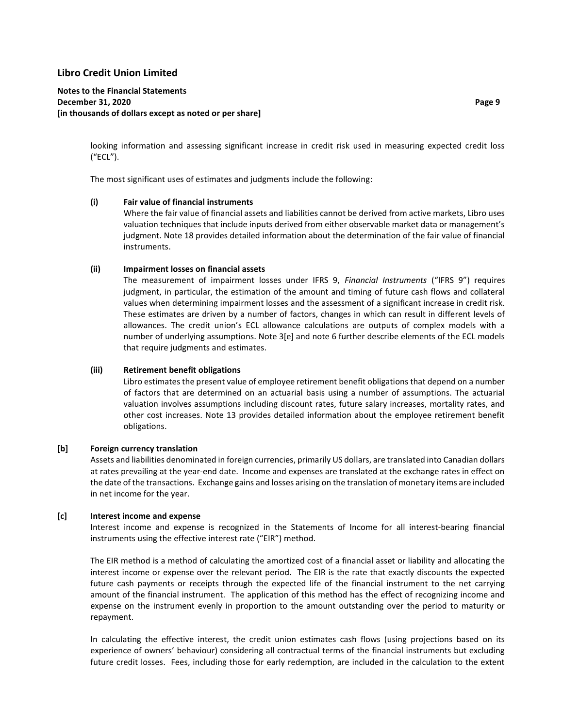looking information and assessing significant increase in credit risk used in measuring expected credit loss ("ECL").

The most significant uses of estimates and judgments include the following:

**(i) Fair value of financial instruments**

Where the fair value of financial assets and liabilities cannot be derived from active markets, Libro uses valuation techniques that include inputs derived from either observable market data or management's judgment. Note 18 provides detailed information about the determination of the fair value of financial instruments.

**(ii) Impairment losses on financial assets**

The measurement of impairment losses under IFRS 9, *Financial Instruments* ("IFRS 9") requires judgment, in particular, the estimation of the amount and timing of future cash flows and collateral values when determining impairment losses and the assessment of a significant increase in credit risk. These estimates are driven by a number of factors, changes in which can result in different levels of allowances. The credit union's ECL allowance calculations are outputs of complex models with a number of underlying assumptions. Note 3[e] and note 6 further describe elements of the ECL models that require judgments and estimates.

**(iii) Retirement benefit obligations**

Libro estimates the present value of employee retirement benefit obligations that depend on a number of factors that are determined on an actuarial basis using a number of assumptions. The actuarial valuation involves assumptions including discount rates, future salary increases, mortality rates, and other cost increases. Note 13 provides detailed information about the employee retirement benefit obligations.

**[b] Foreign currency translation**

Assets and liabilities denominated in foreign currencies, primarily US dollars, are translated into Canadian dollars at rates prevailing at the year-end date. Income and expenses are translated at the exchange rates in effect on the date of the transactions. Exchange gains and losses arising on the translation of monetary items are included in net income for the year.

**[c] Interest income and expense**

Interest income and expense is recognized in the Statements of Income for all interest-bearing financial instruments using the effective interest rate ("EIR") method.

The EIR method is a method of calculating the amortized cost of a financial asset or liability and allocating the interest income or expense over the relevant period. The EIR is the rate that exactly discounts the expected future cash payments or receipts through the expected life of the financial instrument to the net carrying amount of the financial instrument. The application of this method has the effect of recognizing income and expense on the instrument evenly in proportion to the amount outstanding over the period to maturity or repayment.

In calculating the effective interest, the credit union estimates cash flows (using projections based on its experience of owners' behaviour) considering all contractual terms of the financial instruments but excluding future credit losses. Fees, including those for early redemption, are included in the calculation to the extent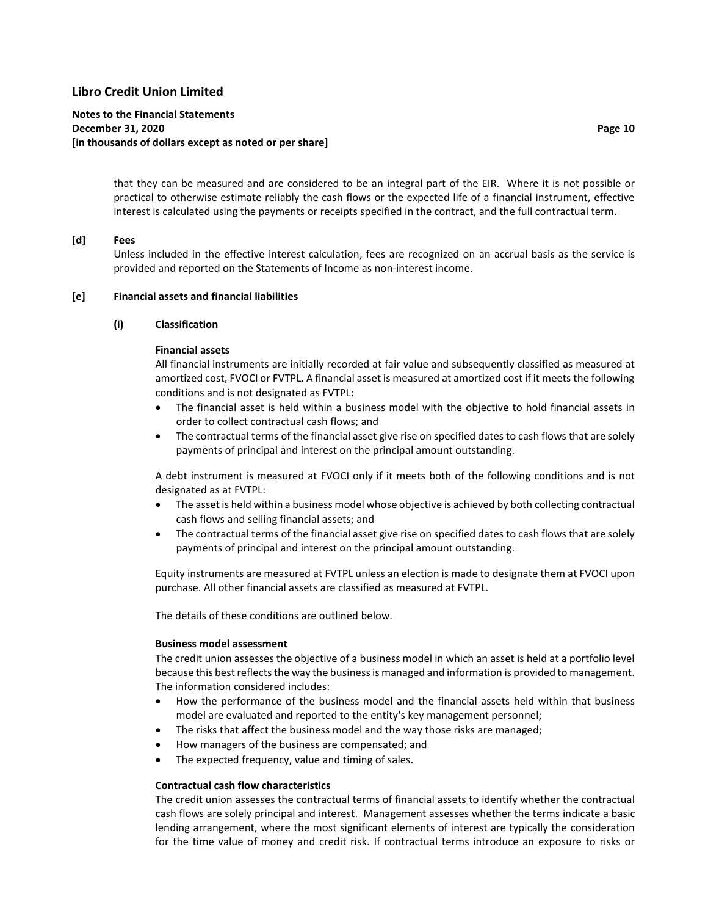that they can be measured and are considered to be an integral part of the EIR. Where it is not possible or practical to otherwise estimate reliably the cash flows or the expected life of a financial instrument, effective interest is calculated using the payments or receipts specified in the contract, and the full contractual term.

### [d] Fees

Unless included in the effective interest calculation, fees are recognized on an accrual basis as the service is provided and reported on the Statements of Income as non-interest income.

### [e] Financial assets and financial liabilities

#### (i) Classification

**Financial assets**

All financial instruments are initially recorded at fair value and subsequently classified as measured at amortized cost, FVOCI or FVTPL. A financial asset is measured at amortized cost if it meets the following conditions and is not designated as FVTPL:

- The financial asset is held within a business model with the objective to hold financial assets in order to collect contractual cash flows; and
- The contractual terms of the financial asset give rise on specified dates to cash flows that are solely payments of principal and interest on the principal amount outstanding.

A debt instrument is measured at FVOCI only if it meets both of the following conditions and is not designated as at FVTPL:

- The asset is held within a business model whose objective is achieved by both collecting contractual cash flows and selling financial assets; and
- The contractual terms of the financial asset give rise on specified dates to cash flows that are solely payments of principal and interest on the principal amount outstanding.

Equity instruments are measured at FVTPL unless an election is made to designate them at FVOCI upon purchase. All other financial assets are classified as measured at FVTPL.

The details of these conditions are outlined below.

**Business model assessment**

The credit union assesses the objective of a business model in which an asset is held at a portfolio level because this best reflects the way the business is managed and information is provided to management. The information considered includes:

- How the performance of the business model and the financial assets held within that business model are evaluated and reported to the entity's key management personnel;
- The risks that affect the business model and the way those risks are managed;
- How managers of the business are compensated; and
- The expected frequency, value and timing of sales.

**Contractual cash flow characteristics**

The credit union assesses the contractual terms of financial assets to identify whether the contractual cash flows are solely principal and interest. Management assesses whether the terms indicate a basic lending arrangement, where the most significant elements of interest are typically the consideration for the time value of money and credit risk. If contractual terms introduce an exposure to risks or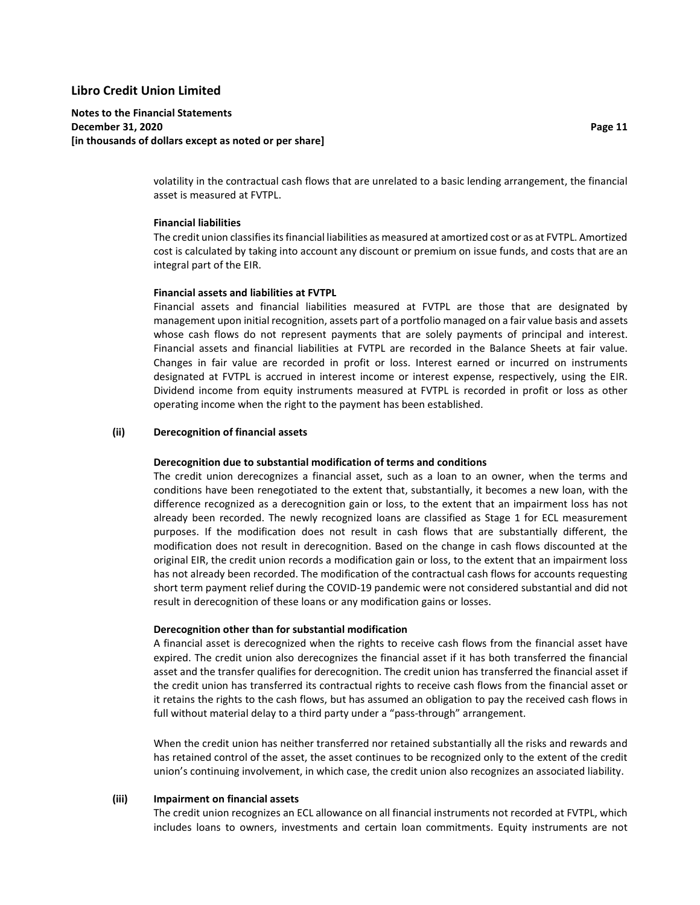volatility in the contractual cash flows that are unrelated to a basic lending arrangement, the financial asset is measured at FVTPL.

**Financial liabilities**

The credit union classifies its financial liabilities as measured at amortized cost or as at FVTPL. Amortized cost is calculated by taking into account any discount or premium on issue funds, and costs that are an integral part of the EIR.

**Financial assets and liabilities at FVTPL**

Financial assets and financial liabilities measured at FVTPL are those that are designated by management upon initial recognition, assets part of a portfolio managed on a fair value basis and assets whose cash flows do not represent payments that are solely payments of principal and interest. Financial assets and financial liabilities at FVTPL are recorded in the Balance Sheets at fair value. Changes in fair value are recorded in profit or loss. Interest earned or incurred on instruments designated at FVTPL is accrued in interest income or interest expense, respectively, using the EIR. Dividend income from equity instruments measured at FVTPL is recorded in profit or loss as other operating income when the right to the payment has been established.

**(ii) Derecognition of financial assets**

**Derecognition due to substantial modification of terms and conditions**

The credit union derecognizes a financial asset, such as a loan to an owner, when the terms and conditions have been renegotiated to the extent that, substantially, it becomes a new loan, with the difference recognized as a derecognition gain or loss, to the extent that an impairment loss has not already been recorded. The newly recognized loans are classified as Stage 1 for ECL measurement purposes. If the modification does not result in cash flows that are substantially different, the modification does not result in derecognition. Based on the change in cash flows discounted at the original EIR, the credit union records a modification gain or loss, to the extent that an impairment loss has not already been recorded. The modification of the contractual cash flows for accounts requesting short term payment relief during the COVID-19 pandemic were not considered substantial and did not result in derecognition of these loans or any modification gains or losses.

**Derecognition other than for substantial modification**

A financial asset is derecognized when the rights to receive cash flows from the financial asset have expired. The credit union also derecognizes the financial asset if it has both transferred the financial asset and the transfer qualifies for derecognition. The credit union has transferred the financial asset if the credit union has transferred its contractual rights to receive cash flows from the financial asset or it retains the rights to the cash flows, but has assumed an obligation to pay the received cash flows in full without material delay to a third party under a "pass-through" arrangement.

When the credit union has neither transferred nor retained substantially all the risks and rewards and has retained control of the asset, the asset continues to be recognized only to the extent of the credit union's continuing involvement, in which case, the credit union also recognizes an associated liability.

**(iii) Impairment on financial assets**

The credit union recognizes an ECL allowance on all financial instruments not recorded at FVTPL, which includes loans to owners, investments and certain loan commitments. Equity instruments are not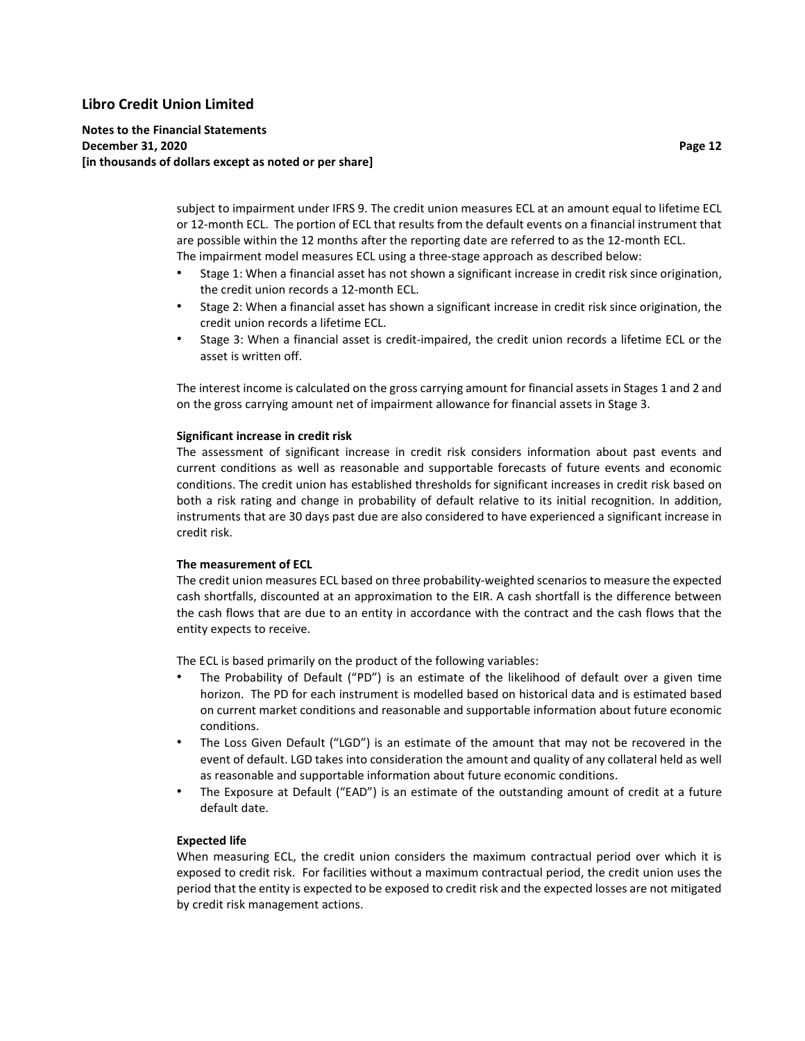subject to impairment under IFRS 9. The credit union measures ECL at an amount equal to lifetime ECL or 12-month ECL. The portion of ECL that results from the default events on a financial instrument that are possible within the 12 months after the reporting date are referred to as the 12-month ECL. The impairment model measures ECL using a three-stage approach as described below:

- Stage 1: When a financial asset has not shown a significant increase in credit risk since origination, the credit union records a 12-month ECL.
- Stage 2: When a financial asset has shown a significant increase in credit risk since origination, the credit union records a lifetime ECL.
- Stage 3: When a financial asset is credit-impaired, the credit union records a lifetime ECL or the asset is written off.

The interest income is calculated on the gross carrying amount for financial assets in Stages 1 and 2 and on the gross carrying amount net of impairment allowance for financial assets in Stage 3.

**Significant increase in credit risk**

The assessment of significant increase in credit risk considers information about past events and current conditions as well as reasonable and supportable forecasts of future events and economic conditions. The credit union has established thresholds for significant increases in credit risk based on both a risk rating and change in probability of default relative to its initial recognition. In addition, instruments that are 30 days past due are also considered to have experienced a significant increase in credit risk.

**The measurement of ECL**

The credit union measures ECL based on three probability-weighted scenarios to measure the expected cash shortfalls, discounted at an approximation to the EIR. A cash shortfall is the difference between the cash flows that are due to an entity in accordance with the contract and the cash flows that the entity expects to receive.

The ECL is based primarily on the product of the following variables:

- The Probability of Default ("PD") is an estimate of the likelihood of default over a given time horizon. The PD for each instrument is modelled based on historical data and is estimated based on current market conditions and reasonable and supportable information about future economic conditions.
- The Loss Given Default ("LGD") is an estimate of the amount that may not be recovered in the event of default. LGD takes into consideration the amount and quality of any collateral held as well as reasonable and supportable information about future economic conditions.
- The Exposure at Default ("EAD") is an estimate of the outstanding amount of credit at a future default date.

**Expected life**

When measuring ECL, the credit union considers the maximum contractual period over which it is exposed to credit risk. For facilities without a maximum contractual period, the credit union uses the period that the entity is expected to be exposed to credit risk and the expected losses are not mitigated by credit risk management actions.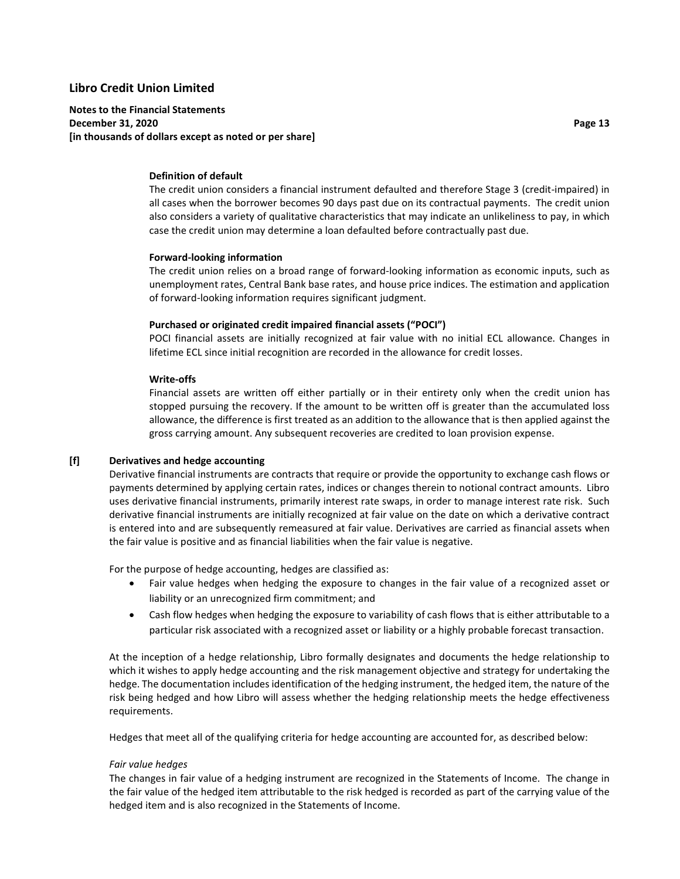#### Definition of default

The credit union considers a financial instrument defaulted and therefore Stage 3 (credit-impaired) in all cases when the borrower becomes 90 days past due on its contractual payments. The credit union also considers a variety of qualitative characteristics that may indicate an unlikeliness to pay, in which case the credit union may determine a loan defaulted before contractually past due.

#### Forward-looking information

The credit union relies on a broad range of forward-looking information as economic inputs, such as unemployment rates, Central Bank base rates, and house price indices. The estimation and application of forward-looking information requires significant judgment.

#### Purchased or originated credit impaired financial assets ("POCI")

POCI financial assets are initially recognized at fair value with no initial ECL allowance. Changes in lifetime ECL since initial recognition are recorded in the allowance for credit losses.

#### Write-offs

Financial assets are written off either partially or in their entirety only when the credit union has stopped pursuing the recovery. If the amount to be written off is greater than the accumulated loss allowance, the difference is first treated as an addition to the allowance that is then applied against the gross carrying amount. Any subsequent recoveries are credited to loan provision expense.

### [f] Derivatives and hedge accounting

Derivative financial instruments are contracts that require or provide the opportunity to exchange cash flows or payments determined by applying certain rates, indices or changes therein to notional contract amounts. Libro uses derivative financial instruments, primarily interest rate swaps, in order to manage interest rate risk. Such derivative financial instruments are initially recognized at fair value on the date on which a derivative contract is entered into and are subsequently remeasured at fair value. Derivatives are carried as financial assets when the fair value is positive and as financial liabilities when the fair value is negative.

For the purpose of hedge accounting, hedges are classified as:

- Fair value hedges when hedging the exposure to changes in the fair value of a recognized asset or liability or an unrecognized firm commitment; and
- Cash flow hedges when hedging the exposure to variability of cash flows that is either attributable to a particular risk associated with a recognized asset or liability or a highly probable forecast transaction.

At the inception of a hedge relationship, Libro formally designates and documents the hedge relationship to which it wishes to apply hedge accounting and the risk management objective and strategy for undertaking the hedge. The documentation includes identification of the hedging instrument, the hedged item, the nature of the risk being hedged and how Libro will assess whether the hedging relationship meets the hedge effectiveness requirements.

Hedges that meet all of the qualifying criteria for hedge accounting are accounted for, as described below:

*Fair value hedges*

The changes in fair value of a hedging instrument are recognized in the Statements of Income. The change in the fair value of the hedged item attributable to the risk hedged is recorded as part of the carrying value of the hedged item and is also recognized in the Statements of Income.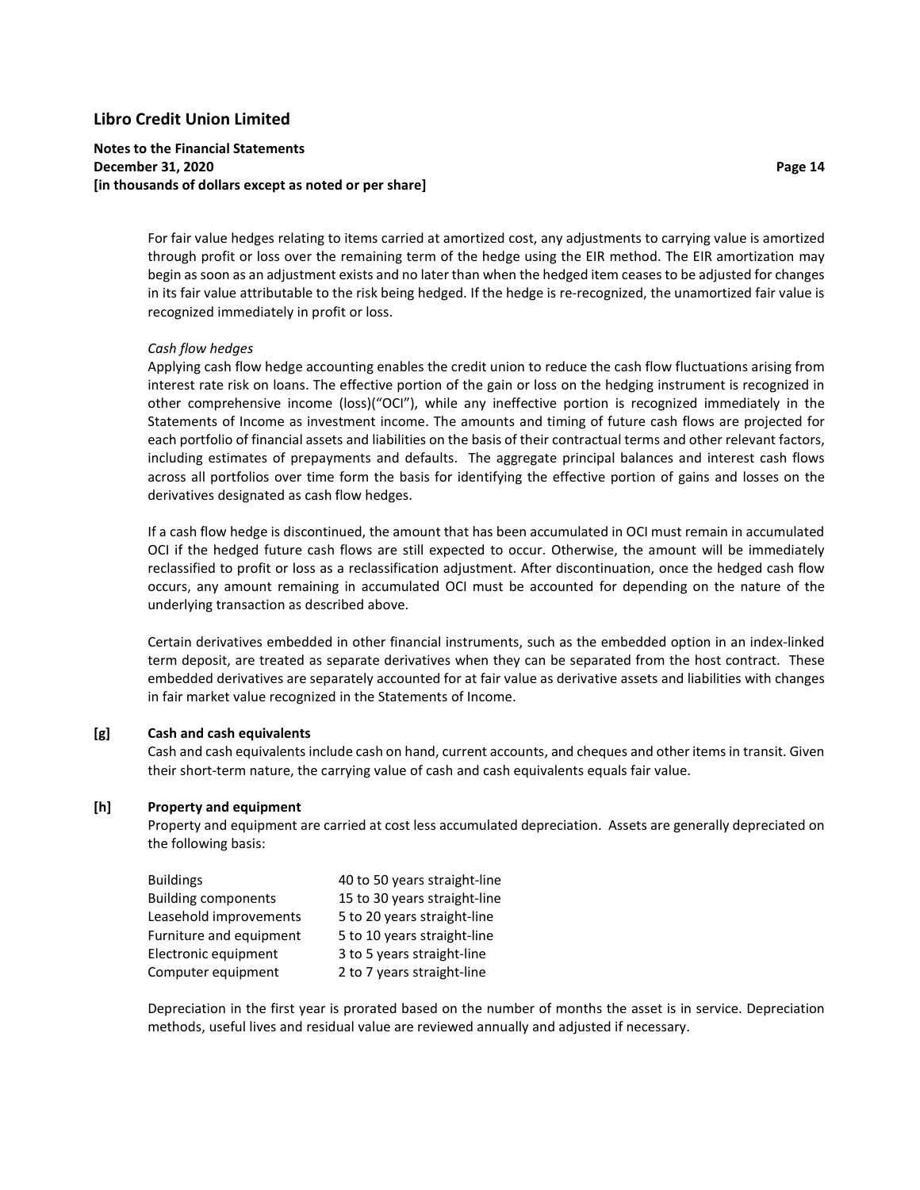For fair value hedges relating to items carried at amortized cost, any adjustments to carrying value is amortized through profit or loss over the remaining term of the hedge using the EIR method. The EIR amortization may begin as soon as an adjustment exists and no later than when the hedged item ceases to be adjusted for changes in its fair value attributable to the risk being hedged. If the hedge is re-recognized, the unamortized fair value is recognized immediately in profit or loss.

*Cash flow hedges*

Applying cash flow hedge accounting enables the credit union to reduce the cash flow fluctuations arising from interest rate risk on loans. The effective portion of the gain or loss on the hedging instrument is recognized in other comprehensive income (loss)("OCI"), while any ineffective portion is recognized immediately in the Statements of Income as investment income. The amounts and timing of future cash flows are projected for each portfolio of financial assets and liabilities on the basis of their contractual terms and other relevant factors, including estimates of prepayments and defaults. The aggregate principal balances and interest cash flows across all portfolios over time form the basis for identifying the effective portion of gains and losses on the derivatives designated as cash flow hedges.

If a cash flow hedge is discontinued, the amount that has been accumulated in OCI must remain in accumulated OCI if the hedged future cash flows are still expected to occur. Otherwise, the amount will be immediately reclassified to profit or loss as a reclassification adjustment. After discontinuation, once the hedged cash flow occurs, any amount remaining in accumulated OCI must be accounted for depending on the nature of the underlying transaction as described above.

Certain derivatives embedded in other financial instruments, such as the embedded option in an index-linked term deposit, are treated as separate derivatives when they can be separated from the host contract. These embedded derivatives are separately accounted for at fair value as derivative assets and liabilities with changes in fair market value recognized in the Statements of Income.

**[g] Cash and cash equivalents**

Cash and cash equivalents include cash on hand, current accounts, and cheques and other items in transit. Given their short-term nature, the carrying value of cash and cash equivalents equals fair value.

**[h] Property and equipment**

Property and equipment are carried at cost less accumulated depreciation. Assets are generally depreciated on the following basis:

| | |
|---|---|
| Buildings | 40 to 50 years straight-line |
| Building components | 15 to 30 years straight-line |
| Leasehold improvements | 5 to 20 years straight-line |
| Furniture and equipment | 5 to 10 years straight-line |
| Electronic equipment | 3 to 5 years straight-line |
| Computer equipment | 2 to 7 years straight-line |

Depreciation in the first year is prorated based on the number of months the asset is in service. Depreciation methods, useful lives and residual value are reviewed annually and adjusted if necessary.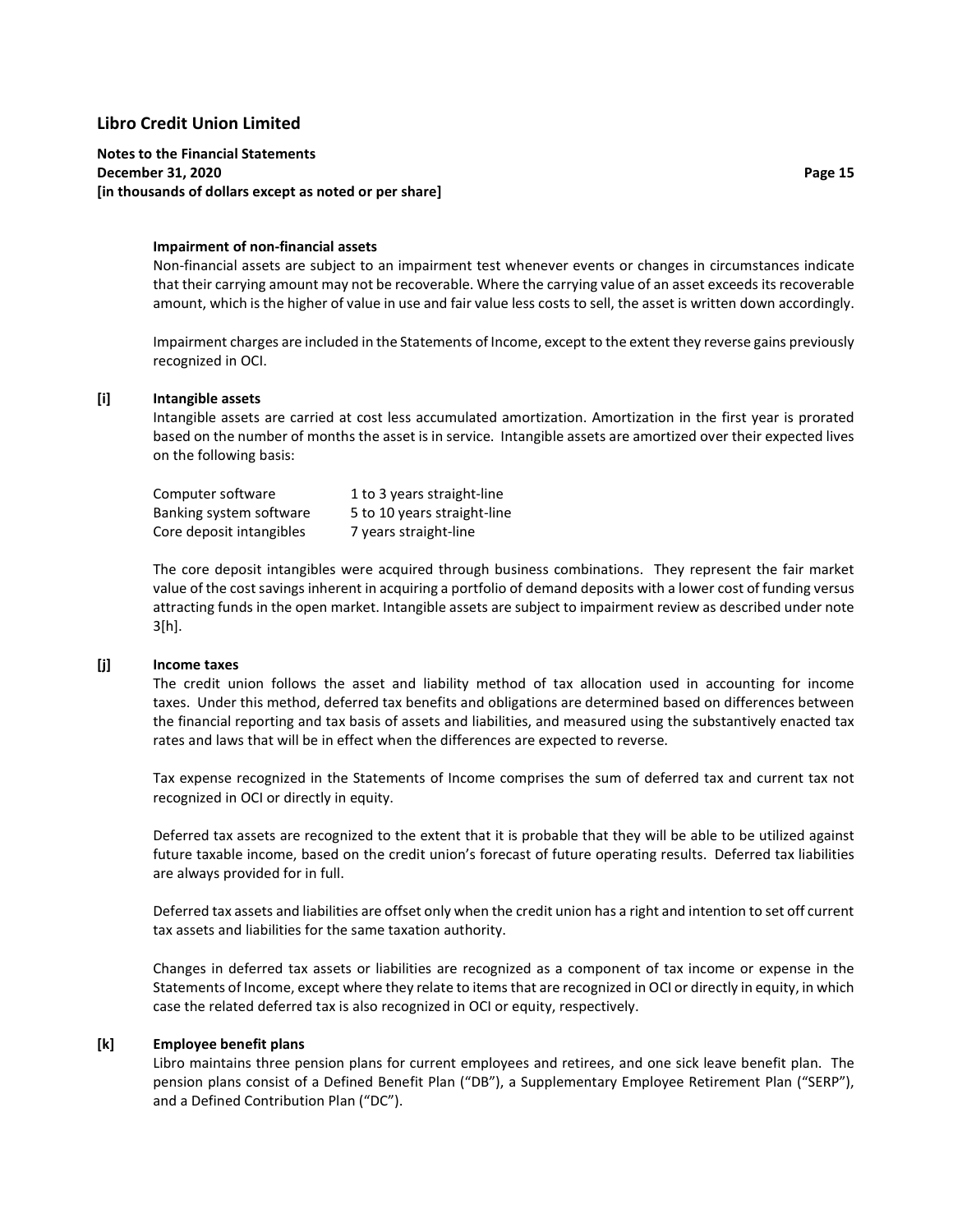#### Impairment of non-financial assets

Non-financial assets are subject to an impairment test whenever events or changes in circumstances indicate that their carrying amount may not be recoverable. Where the carrying value of an asset exceeds its recoverable amount, which is the higher of value in use and fair value less costs to sell, the asset is written down accordingly.

Impairment charges are included in the Statements of Income, except to the extent they reverse gains previously recognized in OCI.

#### [i] Intangible assets

Intangible assets are carried at cost less accumulated amortization. Amortization in the first year is prorated based on the number of months the asset is in service. Intangible assets are amortized over their expected lives on the following basis:

| | |
|---|---|
| Computer software | 1 to 3 years straight-line |
| Banking system software | 5 to 10 years straight-line |
| Core deposit intangibles | 7 years straight-line |

The core deposit intangibles were acquired through business combinations. They represent the fair market value of the cost savings inherent in acquiring a portfolio of demand deposits with a lower cost of funding versus attracting funds in the open market. Intangible assets are subject to impairment review as described under note 3[h].

#### [j] Income taxes

The credit union follows the asset and liability method of tax allocation used in accounting for income taxes. Under this method, deferred tax benefits and obligations are determined based on differences between the financial reporting and tax basis of assets and liabilities, and measured using the substantively enacted tax rates and laws that will be in effect when the differences are expected to reverse.

Tax expense recognized in the Statements of Income comprises the sum of deferred tax and current tax not recognized in OCI or directly in equity.

Deferred tax assets are recognized to the extent that it is probable that they will be able to be utilized against future taxable income, based on the credit union's forecast of future operating results. Deferred tax liabilities are always provided for in full.

Deferred tax assets and liabilities are offset only when the credit union has a right and intention to set off current tax assets and liabilities for the same taxation authority.

Changes in deferred tax assets or liabilities are recognized as a component of tax income or expense in the Statements of Income, except where they relate to items that are recognized in OCI or directly in equity, in which case the related deferred tax is also recognized in OCI or equity, respectively.

#### [k] Employee benefit plans

Libro maintains three pension plans for current employees and retirees, and one sick leave benefit plan. The pension plans consist of a Defined Benefit Plan ("DB"), a Supplementary Employee Retirement Plan ("SERP"), and a Defined Contribution Plan ("DC").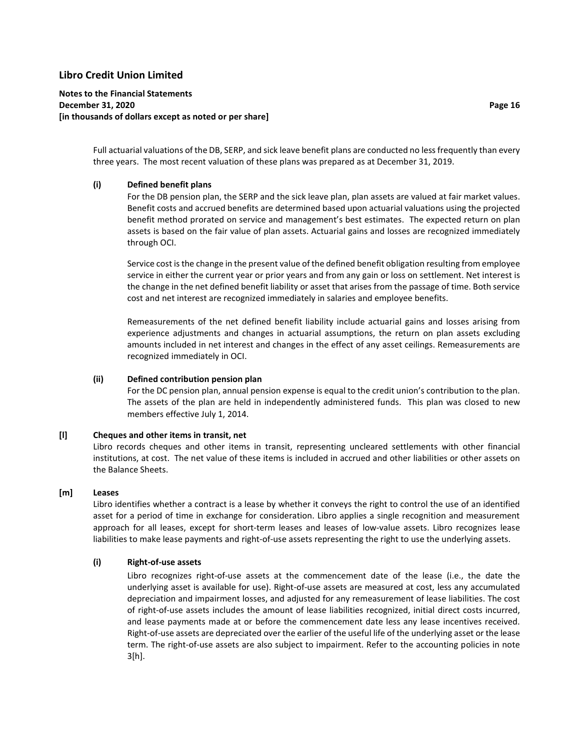Full actuarial valuations of the DB, SERP, and sick leave benefit plans are conducted no less frequently than every three years. The most recent valuation of these plans was prepared as at December 31, 2019.

**(i) Defined benefit plans**

For the DB pension plan, the SERP and the sick leave plan, plan assets are valued at fair market values. Benefit costs and accrued benefits are determined based upon actuarial valuations using the projected benefit method prorated on service and management's best estimates. The expected return on plan assets is based on the fair value of plan assets. Actuarial gains and losses are recognized immediately through OCI.

Service cost is the change in the present value of the defined benefit obligation resulting from employee service in either the current year or prior years and from any gain or loss on settlement. Net interest is the change in the net defined benefit liability or asset that arises from the passage of time. Both service cost and net interest are recognized immediately in salaries and employee benefits.

Remeasurements of the net defined benefit liability include actuarial gains and losses arising from experience adjustments and changes in actuarial assumptions, the return on plan assets excluding amounts included in net interest and changes in the effect of any asset ceilings. Remeasurements are recognized immediately in OCI.

**(ii) Defined contribution pension plan**

For the DC pension plan, annual pension expense is equal to the credit union's contribution to the plan. The assets of the plan are held in independently administered funds. This plan was closed to new members effective July 1, 2014.

**[l] Cheques and other items in transit, net**

Libro records cheques and other items in transit, representing uncleared settlements with other financial institutions, at cost. The net value of these items is included in accrued and other liabilities or other assets on the Balance Sheets.

**[m] Leases**

Libro identifies whether a contract is a lease by whether it conveys the right to control the use of an identified asset for a period of time in exchange for consideration. Libro applies a single recognition and measurement approach for all leases, except for short-term leases and leases of low-value assets. Libro recognizes lease liabilities to make lease payments and right-of-use assets representing the right to use the underlying assets.

**(i) Right-of-use assets**

Libro recognizes right-of-use assets at the commencement date of the lease (i.e., the date the underlying asset is available for use). Right-of-use assets are measured at cost, less any accumulated depreciation and impairment losses, and adjusted for any remeasurement of lease liabilities. The cost of right-of-use assets includes the amount of lease liabilities recognized, initial direct costs incurred, and lease payments made at or before the commencement date less any lease incentives received. Right-of-use assets are depreciated over the earlier of the useful life of the underlying asset or the lease term. The right-of-use assets are also subject to impairment. Refer to the accounting policies in note 3[h].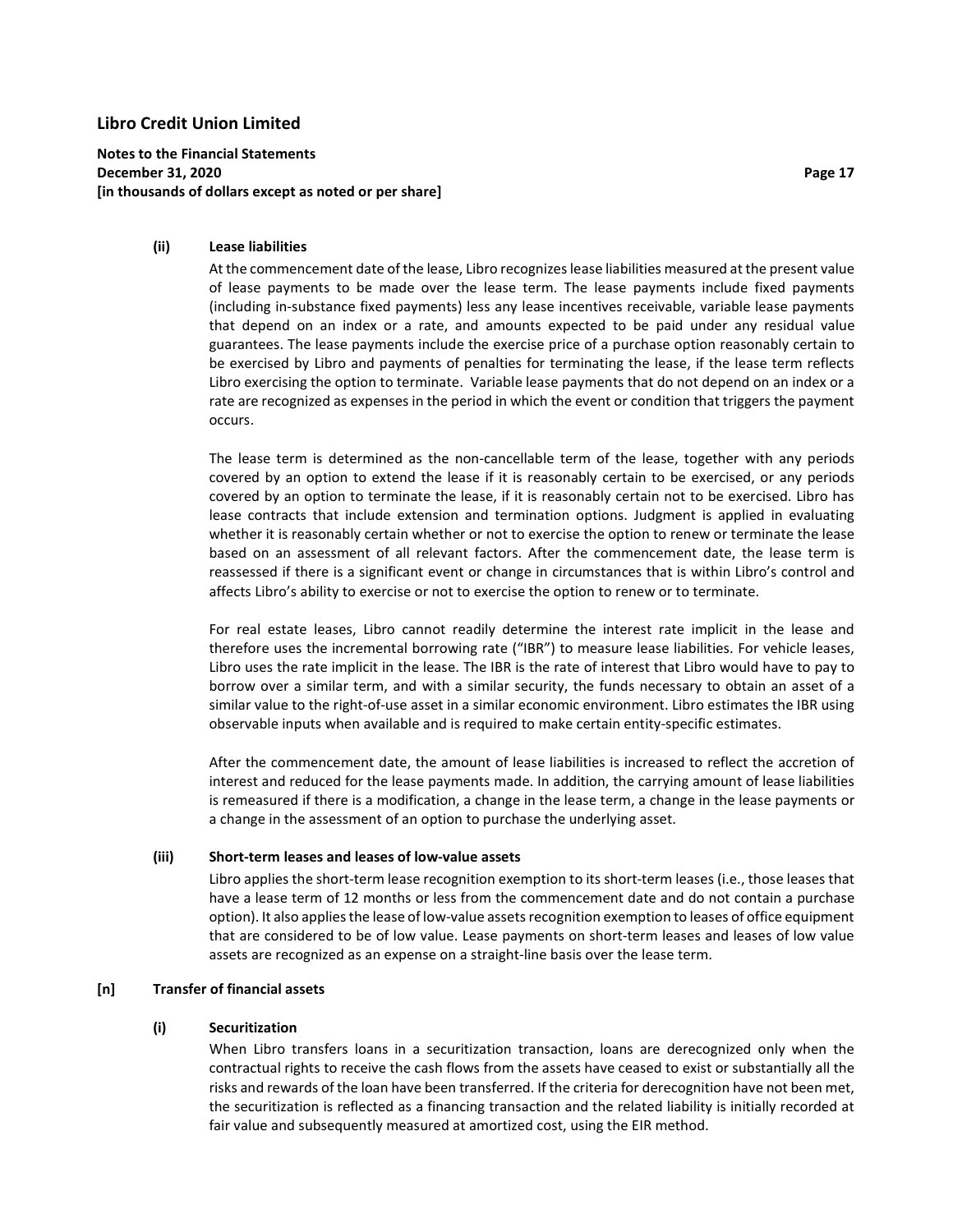#### (ii) Lease liabilities

At the commencement date of the lease, Libro recognizes lease liabilities measured at the present value of lease payments to be made over the lease term. The lease payments include fixed payments (including in-substance fixed payments) less any lease incentives receivable, variable lease payments that depend on an index or a rate, and amounts expected to be paid under any residual value guarantees. The lease payments include the exercise price of a purchase option reasonably certain to be exercised by Libro and payments of penalties for terminating the lease, if the lease term reflects Libro exercising the option to terminate. Variable lease payments that do not depend on an index or a rate are recognized as expenses in the period in which the event or condition that triggers the payment occurs.

The lease term is determined as the non-cancellable term of the lease, together with any periods covered by an option to extend the lease if it is reasonably certain to be exercised, or any periods covered by an option to terminate the lease, if it is reasonably certain not to be exercised. Libro has lease contracts that include extension and termination options. Judgment is applied in evaluating whether it is reasonably certain whether or not to exercise the option to renew or terminate the lease based on an assessment of all relevant factors. After the commencement date, the lease term is reassessed if there is a significant event or change in circumstances that is within Libro's control and affects Libro's ability to exercise or not to exercise the option to renew or to terminate.

For real estate leases, Libro cannot readily determine the interest rate implicit in the lease and therefore uses the incremental borrowing rate ("IBR") to measure lease liabilities. For vehicle leases, Libro uses the rate implicit in the lease. The IBR is the rate of interest that Libro would have to pay to borrow over a similar term, and with a similar security, the funds necessary to obtain an asset of a similar value to the right-of-use asset in a similar economic environment. Libro estimates the IBR using observable inputs when available and is required to make certain entity-specific estimates.

After the commencement date, the amount of lease liabilities is increased to reflect the accretion of interest and reduced for the lease payments made. In addition, the carrying amount of lease liabilities is remeasured if there is a modification, a change in the lease term, a change in the lease payments or a change in the assessment of an option to purchase the underlying asset.

#### (iii) Short-term leases and leases of low-value assets

Libro applies the short-term lease recognition exemption to its short-term leases (i.e., those leases that have a lease term of 12 months or less from the commencement date and do not contain a purchase option). It also applies the lease of low-value assets recognition exemption to leases of office equipment that are considered to be of low value. Lease payments on short-term leases and leases of low value assets are recognized as an expense on a straight-line basis over the lease term.

### [n] Transfer of financial assets

#### (i) Securitization

When Libro transfers loans in a securitization transaction, loans are derecognized only when the contractual rights to receive the cash flows from the assets have ceased to exist or substantially all the risks and rewards of the loan have been transferred. If the criteria for derecognition have not been met, the securitization is reflected as a financing transaction and the related liability is initially recorded at fair value and subsequently measured at amortized cost, using the EIR method.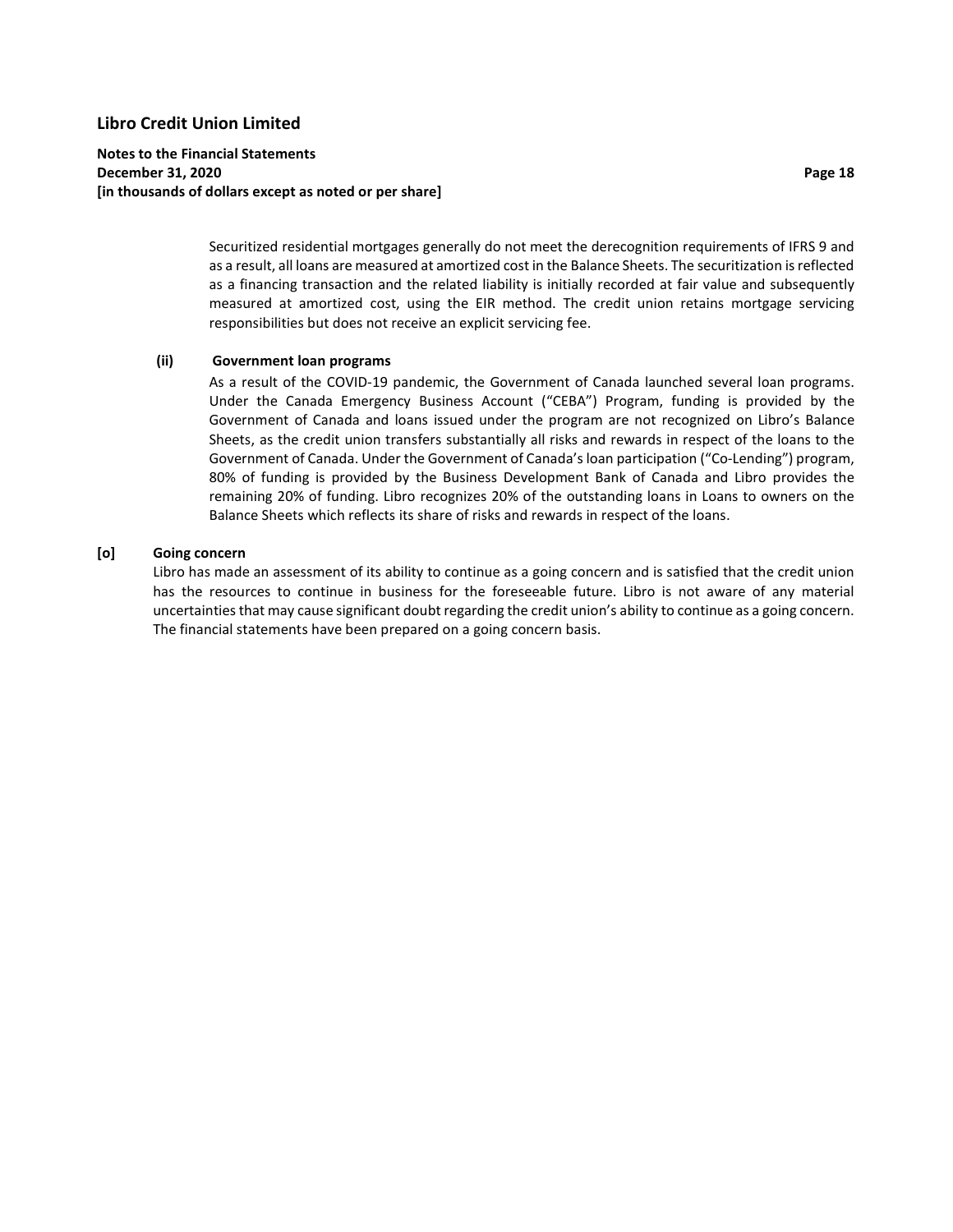Securitized residential mortgages generally do not meet the derecognition requirements of IFRS 9 and as a result, all loans are measured at amortized cost in the Balance Sheets. The securitization is reflected as a financing transaction and the related liability is initially recorded at fair value and subsequently measured at amortized cost, using the EIR method. The credit union retains mortgage servicing responsibilities but does not receive an explicit servicing fee.

**(ii) Government loan programs**

As a result of the COVID-19 pandemic, the Government of Canada launched several loan programs. Under the Canada Emergency Business Account ("CEBA") Program, funding is provided by the Government of Canada and loans issued under the program are not recognized on Libro's Balance Sheets, as the credit union transfers substantially all risks and rewards in respect of the loans to the Government of Canada. Under the Government of Canada's loan participation ("Co-Lending") program, 80% of funding is provided by the Business Development Bank of Canada and Libro provides the remaining 20% of funding. Libro recognizes 20% of the outstanding loans in Loans to owners on the Balance Sheets which reflects its share of risks and rewards in respect of the loans.

**[o] Going concern**

Libro has made an assessment of its ability to continue as a going concern and is satisfied that the credit union has the resources to continue in business for the foreseeable future. Libro is not aware of any material uncertainties that may cause significant doubt regarding the credit union's ability to continue as a going concern. The financial statements have been prepared on a going concern basis.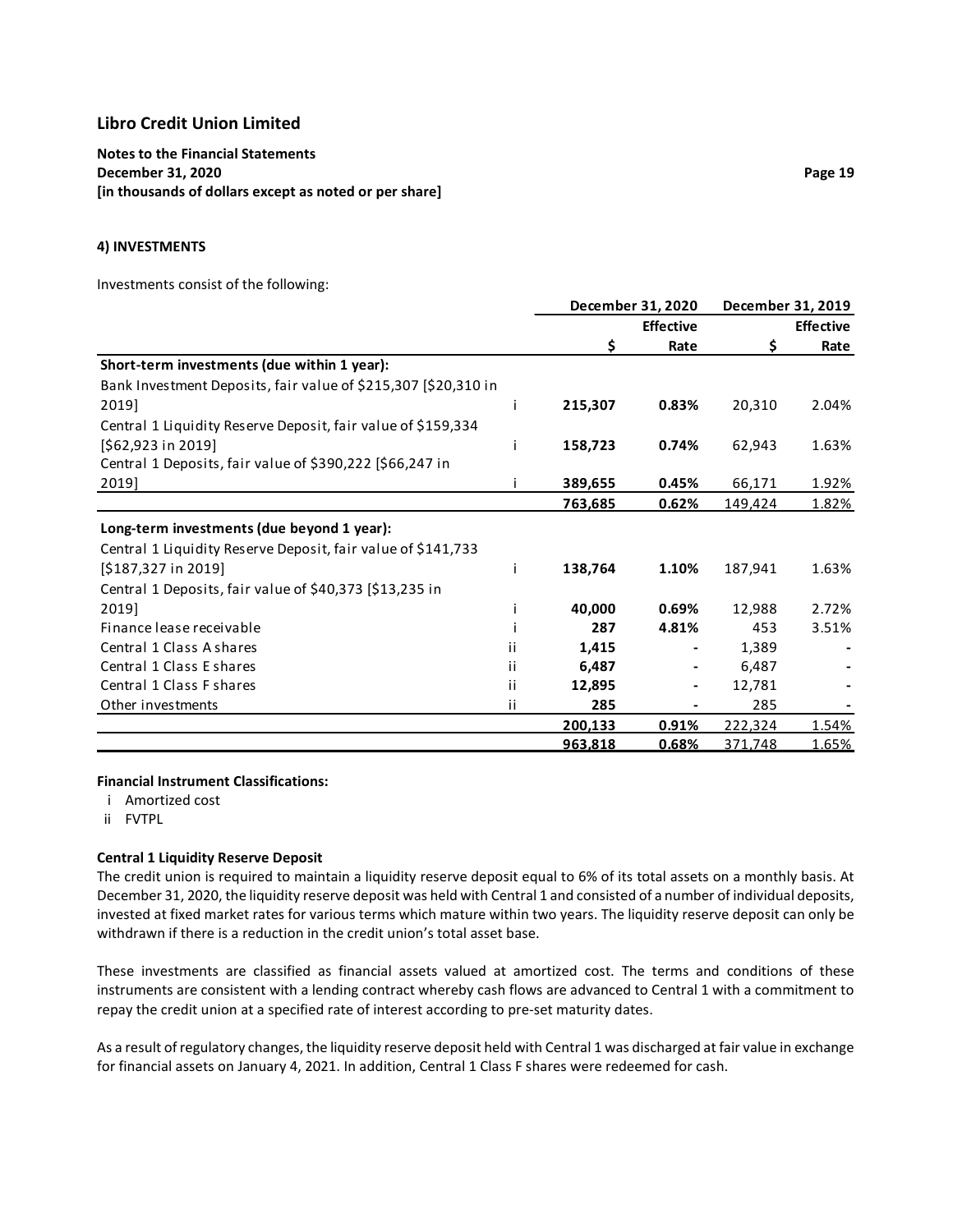**Libro Credit Union Limited**

**Notes to the Financial Statements**
**December 31, 2020**
**[in thousands of dollars except as noted or per share]**

#### 4) INVESTMENTS

Investments consist of the following:

| | | December 31, 2020 | | December 31, 2019 | |
|---|---|---|---|---|---|
| | | $ | Effective Rate | $ | Effective Rate |
| **Short-term investments (due within 1 year):** | | | | | |
| Bank Investment Deposits, fair value of $215,307 [$20,310 in 2019] | i | **215,307** | **0.83%** | 20,310 | 2.04% |
| Central 1 Liquidity Reserve Deposit, fair value of $159,334 [$62,923 in 2019] | i | **158,723** | **0.74%** | 62,943 | 1.63% |
| Central 1 Deposits, fair value of $390,222 [$66,247 in 2019] | i | **389,655** | **0.45%** | 66,171 | 1.92% |
| | | **763,685** | **0.62%** | 149,424 | 1.82% |
| **Long-term investments (due beyond 1 year):** | | | | | |
| Central 1 Liquidity Reserve Deposit, fair value of $141,733 [$187,327 in 2019] | i | **138,764** | **1.10%** | 187,941 | 1.63% |
| Central 1 Deposits, fair value of $40,373 [$13,235 in 2019] | i | **40,000** | **0.69%** | 12,988 | 2.72% |
| Finance lease receivable | i | **287** | **4.81%** | 453 | 3.51% |
| Central 1 Class A shares | ii | **1,415** | **-** | 1,389 | - |
| Central 1 Class E shares | ii | **6,487** | **-** | 6,487 | - |
| Central 1 Class F shares | ii | **12,895** | **-** | 12,781 | - |
| Other investments | ii | **285** | **-** | 285 | - |
| | | **200,133** | **0.91%** | 222,324 | 1.54% |
| | | **963,818** | **0.68%** | 371,748 | 1.65% |

**Financial Instrument Classifications:**

i Amortized cost

ii FVTPL

**Central 1 Liquidity Reserve Deposit**

The credit union is required to maintain a liquidity reserve deposit equal to 6% of its total assets on a monthly basis. At December 31, 2020, the liquidity reserve deposit was held with Central 1 and consisted of a number of individual deposits, invested at fixed market rates for various terms which mature within two years. The liquidity reserve deposit can only be withdrawn if there is a reduction in the credit union's total asset base.

These investments are classified as financial assets valued at amortized cost. The terms and conditions of these instruments are consistent with a lending contract whereby cash flows are advanced to Central 1 with a commitment to repay the credit union at a specified rate of interest according to pre-set maturity dates.

As a result of regulatory changes, the liquidity reserve deposit held with Central 1 was discharged at fair value in exchange for financial assets on January 4, 2021. In addition, Central 1 Class F shares were redeemed for cash.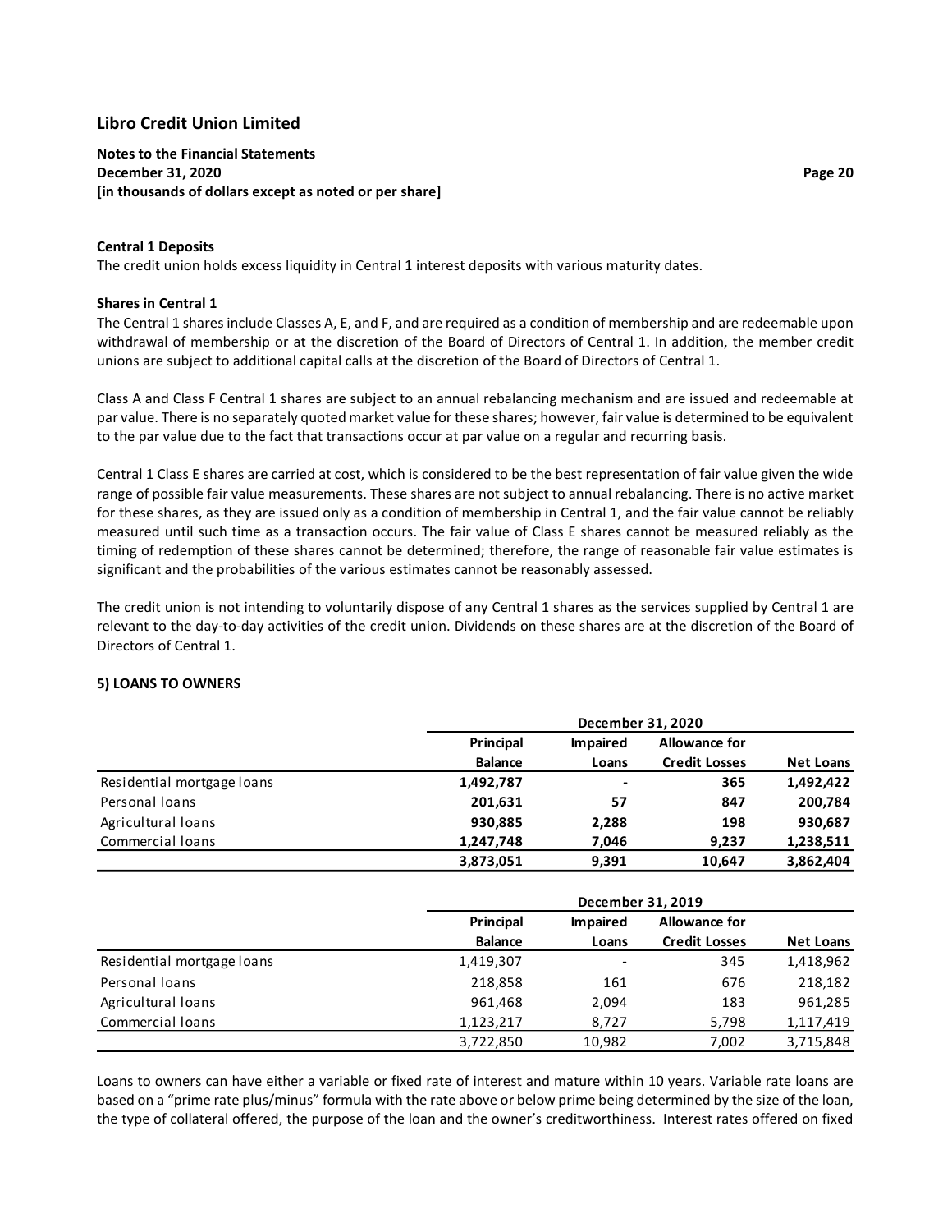**Central 1 Deposits**
The credit union holds excess liquidity in Central 1 interest deposits with various maturity dates.

**Shares in Central 1**
The Central 1 shares include Classes A, E, and F, and are required as a condition of membership and are redeemable upon withdrawal of membership or at the discretion of the Board of Directors of Central 1. In addition, the member credit unions are subject to additional capital calls at the discretion of the Board of Directors of Central 1.

Class A and Class F Central 1 shares are subject to an annual rebalancing mechanism and are issued and redeemable at par value. There is no separately quoted market value for these shares; however, fair value is determined to be equivalent to the par value due to the fact that transactions occur at par value on a regular and recurring basis.

Central 1 Class E shares are carried at cost, which is considered to be the best representation of fair value given the wide range of possible fair value measurements. These shares are not subject to annual rebalancing. There is no active market for these shares, as they are issued only as a condition of membership in Central 1, and the fair value cannot be reliably measured until such time as a transaction occurs. The fair value of Class E shares cannot be measured reliably as the timing of redemption of these shares cannot be determined; therefore, the range of reasonable fair value estimates is significant and the probabilities of the various estimates cannot be reasonably assessed.

The credit union is not intending to voluntarily dispose of any Central 1 shares as the services supplied by Central 1 are relevant to the day-to-day activities of the credit union. Dividends on these shares are at the discretion of the Board of Directors of Central 1.

## 5) LOANS TO OWNERS

| | December 31, 2020 | | | |
|---|---|---|---|---|
| | Principal Balance | Impaired Loans | Allowance for Credit Losses | Net Loans |
| Residential mortgage loans | **1,492,787** | **-** | **365** | **1,492,422** |
| Personal loans | **201,631** | **57** | **847** | **200,784** |
| Agricultural loans | **930,885** | **2,288** | **198** | **930,687** |
| Commercial loans | **1,247,748** | **7,046** | **9,237** | **1,238,511** |
| | **3,873,051** | **9,391** | **10,647** | **3,862,404** |

| | December 31, 2019 | | | |
|---|---|---|---|---|
| | Principal Balance | Impaired Loans | Allowance for Credit Losses | Net Loans |
| Residential mortgage loans | 1,419,307 | - | 345 | 1,418,962 |
| Personal loans | 218,858 | 161 | 676 | 218,182 |
| Agricultural loans | 961,468 | 2,094 | 183 | 961,285 |
| Commercial loans | 1,123,217 | 8,727 | 5,798 | 1,117,419 |
| | 3,722,850 | 10,982 | 7,002 | 3,715,848 |

Loans to owners can have either a variable or fixed rate of interest and mature within 10 years. Variable rate loans are based on a "prime rate plus/minus" formula with the rate above or below prime being determined by the size of the loan, the type of collateral offered, the purpose of the loan and the owner's creditworthiness. Interest rates offered on fixed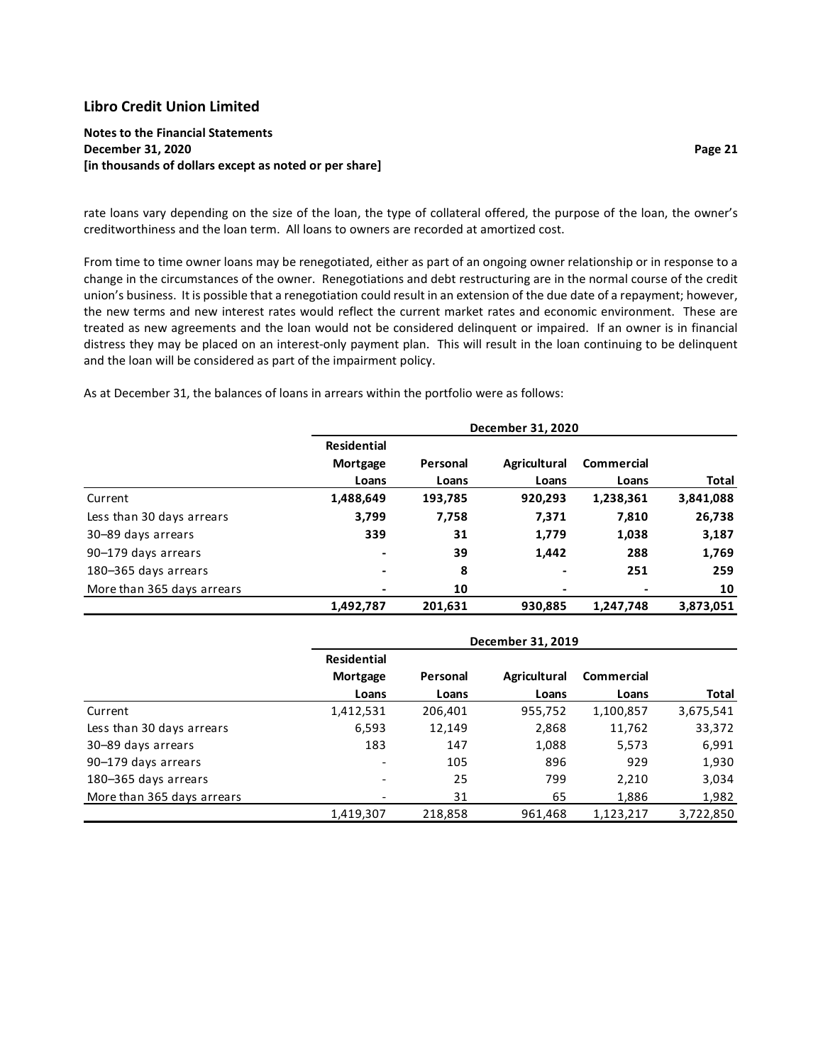rate loans vary depending on the size of the loan, the type of collateral offered, the purpose of the loan, the owner's creditworthiness and the loan term. All loans to owners are recorded at amortized cost.

From time to time owner loans may be renegotiated, either as part of an ongoing owner relationship or in response to a change in the circumstances of the owner. Renegotiations and debt restructuring are in the normal course of the credit union's business. It is possible that a renegotiation could result in an extension of the due date of a repayment; however, the new terms and new interest rates would reflect the current market rates and economic environment. These are treated as new agreements and the loan would not be considered delinquent or impaired. If an owner is in financial distress they may be placed on an interest-only payment plan. This will result in the loan continuing to be delinquent and the loan will be considered as part of the impairment policy.

As at December 31, the balances of loans in arrears within the portfolio were as follows:

| | December 31, 2020 | | | | |
|---|---|---|---|---|---|
| | Residential Mortgage Loans | Personal Loans | Agricultural Loans | Commercial Loans | Total |
| Current | **1,488,649** | **193,785** | **920,293** | **1,238,361** | **3,841,088** |
| Less than 30 days arrears | **3,799** | **7,758** | **7,371** | **7,810** | **26,738** |
| 30–89 days arrears | **339** | **31** | **1,779** | **1,038** | **3,187** |
| 90–179 days arrears | **-** | **39** | **1,442** | **288** | **1,769** |
| 180–365 days arrears | **-** | **8** | **-** | **251** | **259** |
| More than 365 days arrears | **-** | **10** | **-** | **-** | **10** |
| | **1,492,787** | **201,631** | **930,885** | **1,247,748** | **3,873,051** |

| | December 31, 2019 | | | | |
|---|---|---|---|---|---|
| | Residential Mortgage Loans | Personal Loans | Agricultural Loans | Commercial Loans | Total |
| Current | 1,412,531 | 206,401 | 955,752 | 1,100,857 | 3,675,541 |
| Less than 30 days arrears | 6,593 | 12,149 | 2,868 | 11,762 | 33,372 |
| 30–89 days arrears | 183 | 147 | 1,088 | 5,573 | 6,991 |
| 90–179 days arrears | - | 105 | 896 | 929 | 1,930 |
| 180–365 days arrears | - | 25 | 799 | 2,210 | 3,034 |
| More than 365 days arrears | - | 31 | 65 | 1,886 | 1,982 |
| | 1,419,307 | 218,858 | 961,468 | 1,123,217 | 3,722,850 |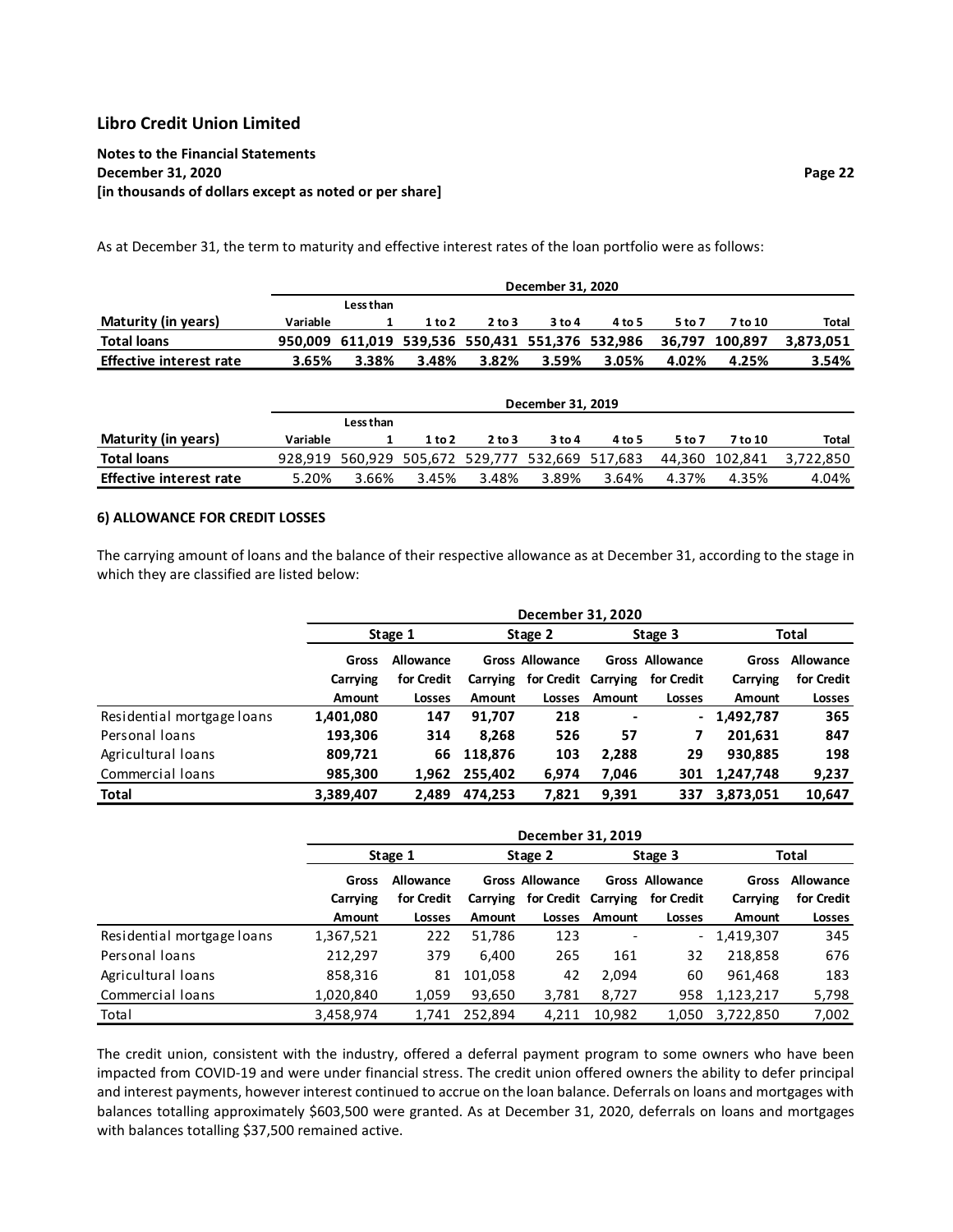As at December 31, the term to maturity and effective interest rates of the loan portfolio were as follows:

| | December 31, 2020 | | | | | | | | |
|---|---|---|---|---|---|---|---|---|---|
| **Maturity (in years)** | Variable | Less than 1 | 1 to 2 | 2 to 3 | 3 to 4 | 4 to 5 | 5 to 7 | 7 to 10 | Total |
| **Total loans** | **950,009** | **611,019** | **539,536** | **550,431** | **551,376** | **532,986** | **36,797** | **100,897** | **3,873,051** |
| **Effective interest rate** | **3.65%** | **3.38%** | **3.48%** | **3.82%** | **3.59%** | **3.05%** | **4.02%** | **4.25%** | **3.54%** |

| | December 31, 2019 | | | | | | | | |
|---|---|---|---|---|---|---|---|---|---|
| **Maturity (in years)** | Variable | Less than 1 | 1 to 2 | 2 to 3 | 3 to 4 | 4 to 5 | 5 to 7 | 7 to 10 | Total |
| **Total loans** | 928,919 | 560,929 | 505,672 | 529,777 | 532,669 | 517,683 | 44,360 | 102,841 | 3,722,850 |
| **Effective interest rate** | 5.20% | 3.66% | 3.45% | 3.48% | 3.89% | 3.64% | 4.37% | 4.35% | 4.04% |

**6) ALLOWANCE FOR CREDIT LOSSES**

The carrying amount of loans and the balance of their respective allowance as at December 31, according to the stage in which they are classified are listed below:

| | December 31, 2020 | | | | | | | |
|---|---|---|---|---|---|---|---|---|
| | Stage 1 | | Stage 2 | | Stage 3 | | Total | |
| | Gross Carrying Amount | Allowance for Credit Losses | Gross Carrying Amount | Allowance for Credit Losses | Gross Carrying Amount | Allowance for Credit Losses | Gross Carrying Amount | Allowance for Credit Losses |
| Residential mortgage loans | **1,401,080** | **147** | **91,707** | **218** | **-** | **-** | **1,492,787** | **365** |
| Personal loans | **193,306** | **314** | **8,268** | **526** | **57** | **7** | **201,631** | **847** |
| Agricultural loans | **809,721** | **66** | **118,876** | **103** | **2,288** | **29** | **930,885** | **198** |
| Commercial loans | **985,300** | **1,962** | **255,402** | **6,974** | **7,046** | **301** | **1,247,748** | **9,237** |
| **Total** | **3,389,407** | **2,489** | **474,253** | **7,821** | **9,391** | **337** | **3,873,051** | **10,647** |

| | December 31, 2019 | | | | | | | |
|---|---|---|---|---|---|---|---|---|
| | Stage 1 | | Stage 2 | | Stage 3 | | Total | |
| | Gross Carrying Amount | Allowance for Credit Losses | Gross Carrying Amount | Allowance for Credit Losses | Gross Carrying Amount | Allowance for Credit Losses | Gross Carrying Amount | Allowance for Credit Losses |
| Residential mortgage loans | 1,367,521 | 222 | 51,786 | 123 | - | - | 1,419,307 | 345 |
| Personal loans | 212,297 | 379 | 6,400 | 265 | 161 | 32 | 218,858 | 676 |
| Agricultural loans | 858,316 | 81 | 101,058 | 42 | 2,094 | 60 | 961,468 | 183 |
| Commercial loans | 1,020,840 | 1,059 | 93,650 | 3,781 | 8,727 | 958 | 1,123,217 | 5,798 |
| Total | 3,458,974 | 1,741 | 252,894 | 4,211 | 10,982 | 1,050 | 3,722,850 | 7,002 |

The credit union, consistent with the industry, offered a deferral payment program to some owners who have been impacted from COVID-19 and were under financial stress. The credit union offered owners the ability to defer principal and interest payments, however interest continued to accrue on the loan balance. Deferrals on loans and mortgages with balances totalling approximately $603,500 were granted. As at December 31, 2020, deferrals on loans and mortgages with balances totalling $37,500 remained active.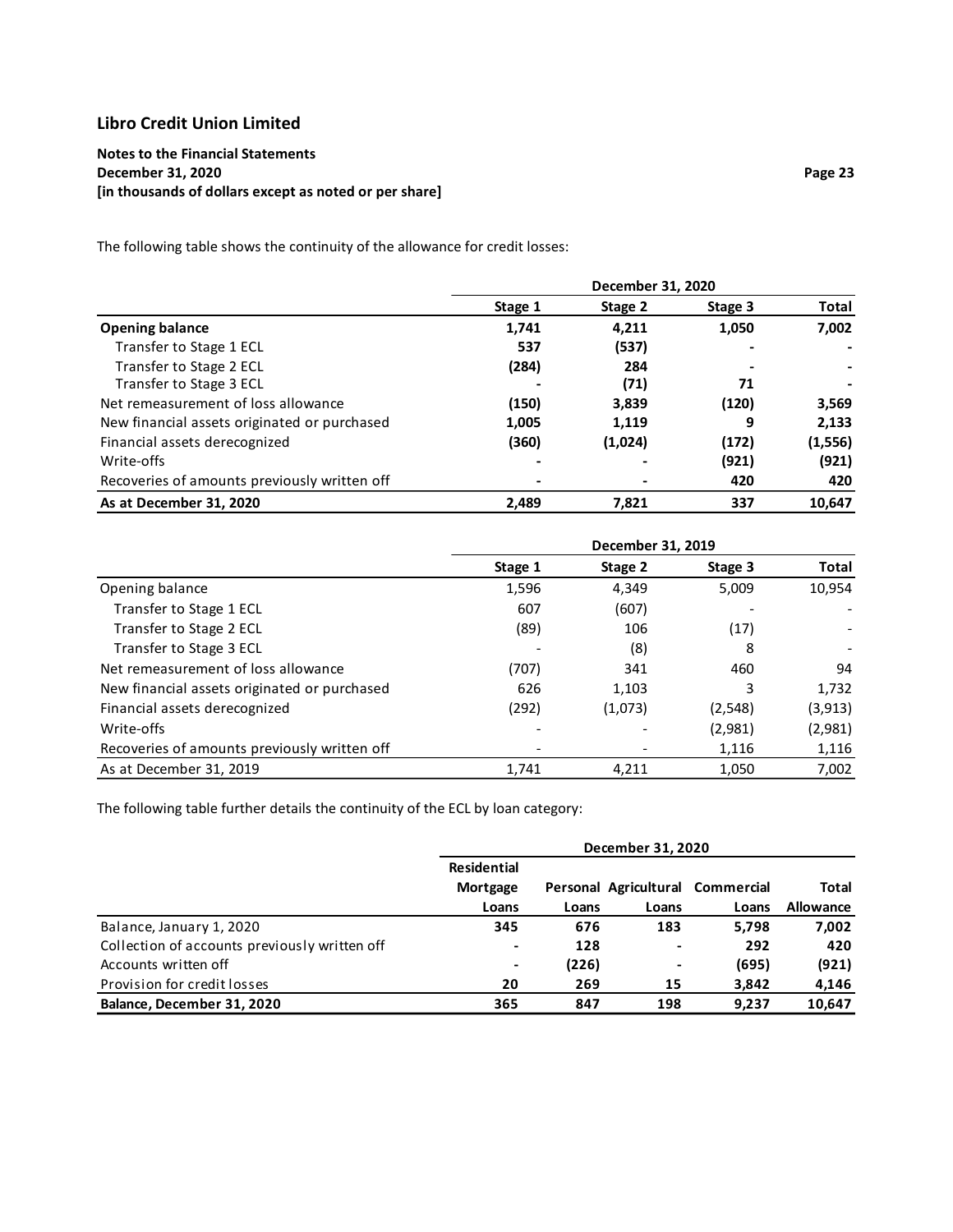The following table shows the continuity of the allowance for credit losses:

| | December 31, 2020 | | | |
|---|---|---|---|---|
| | **Stage 1** | **Stage 2** | **Stage 3** | **Total** |
| **Opening balance** | **1,741** | **4,211** | **1,050** | **7,002** |
| Transfer to Stage 1 ECL | **537** | **(537)** | **-** | **-** |
| Transfer to Stage 2 ECL | **(284)** | **284** | **-** | **-** |
| Transfer to Stage 3 ECL | **-** | **(71)** | **71** | **-** |
| Net remeasurement of loss allowance | **(150)** | **3,839** | **(120)** | **3,569** |
| New financial assets originated or purchased | **1,005** | **1,119** | **9** | **2,133** |
| Financial assets derecognized | **(360)** | **(1,024)** | **(172)** | **(1,556)** |
| Write-offs | **-** | **-** | **(921)** | **(921)** |
| Recoveries of amounts previously written off | **-** | **-** | **420** | **420** |
| **As at December 31, 2020** | **2,489** | **7,821** | **337** | **10,647** |

| | December 31, 2019 | | | |
|---|---|---|---|---|
| | **Stage 1** | **Stage 2** | **Stage 3** | **Total** |
| Opening balance | 1,596 | 4,349 | 5,009 | 10,954 |
| Transfer to Stage 1 ECL | 607 | (607) | - | - |
| Transfer to Stage 2 ECL | (89) | 106 | (17) | - |
| Transfer to Stage 3 ECL | - | (8) | 8 | - |
| Net remeasurement of loss allowance | (707) | 341 | 460 | 94 |
| New financial assets originated or purchased | 626 | 1,103 | 3 | 1,732 |
| Financial assets derecognized | (292) | (1,073) | (2,548) | (3,913) |
| Write-offs | - | - | (2,981) | (2,981) |
| Recoveries of amounts previously written off | - | - | 1,116 | 1,116 |
| As at December 31, 2019 | 1,741 | 4,211 | 1,050 | 7,002 |

The following table further details the continuity of the ECL by loan category:

| | December 31, 2020 | | | | |
|---|---|---|---|---|---|
| | **Residential Mortgage Loans** | **Personal Loans** | **Agricultural Loans** | **Commercial Loans** | **Total Allowance** |
| Balance, January 1, 2020 | **345** | **676** | **183** | **5,798** | **7,002** |
| Collection of accounts previously written off | **-** | **128** | **-** | **292** | **420** |
| Accounts written off | **-** | **(226)** | **-** | **(695)** | **(921)** |
| Provision for credit losses | **20** | **269** | **15** | **3,842** | **4,146** |
| **Balance, December 31, 2020** | **365** | **847** | **198** | **9,237** | **10,647** |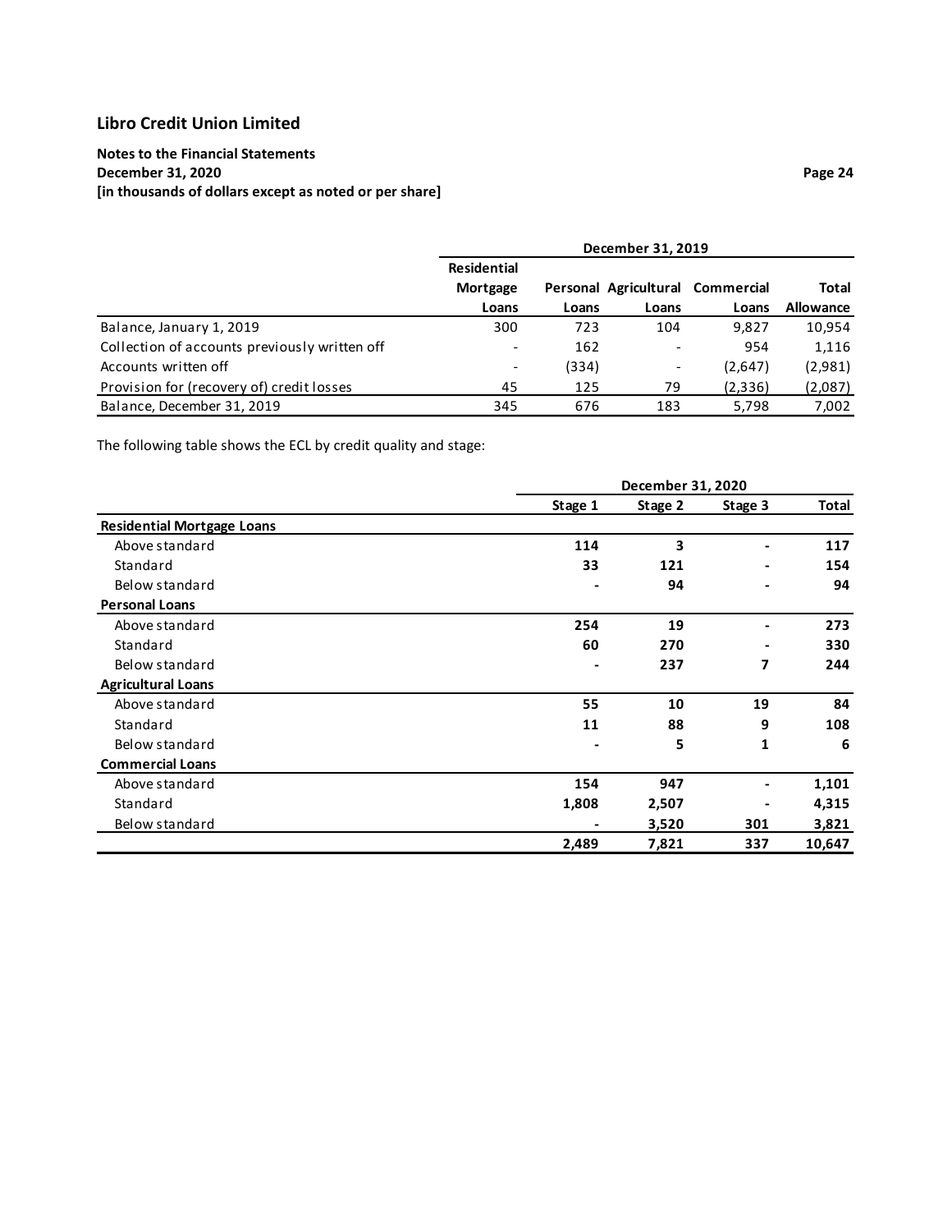## Libro Credit Union Limited

**Notes to the Financial Statements**
**December 31, 2020**
**[in thousands of dollars except as noted or per share]**

| | December 31, 2019 | | | | |
|---|---|---|---|---|---|
| | Residential Mortgage Loans | Personal Loans | Agricultural Loans | Commercial Loans | Total Allowance |
| Balance, January 1, 2019 | 300 | 723 | 104 | 9,827 | 10,954 |
| Collection of accounts previously written off | - | 162 | - | 954 | 1,116 |
| Accounts written off | - | (334) | - | (2,647) | (2,981) |
| Provision for (recovery of) credit losses | 45 | 125 | 79 | (2,336) | (2,087) |
| Balance, December 31, 2019 | 345 | 676 | 183 | 5,798 | 7,002 |

The following table shows the ECL by credit quality and stage:

| | December 31, 2020 | | | |
|---|---|---|---|---|
| | Stage 1 | Stage 2 | Stage 3 | Total |
| **Residential Mortgage Loans** | | | | |
| Above standard | **114** | **3** | **-** | **117** |
| Standard | **33** | **121** | **-** | **154** |
| Below standard | **-** | **94** | **-** | **94** |
| **Personal Loans** | | | | |
| Above standard | **254** | **19** | **-** | **273** |
| Standard | **60** | **270** | **-** | **330** |
| Below standard | **-** | **237** | **7** | **244** |
| **Agricultural Loans** | | | | |
| Above standard | **55** | **10** | **19** | **84** |
| Standard | **11** | **88** | **9** | **108** |
| Below standard | **-** | **5** | **1** | **6** |
| **Commercial Loans** | | | | |
| Above standard | **154** | **947** | **-** | **1,101** |
| Standard | **1,808** | **2,507** | **-** | **4,315** |
| Below standard | **-** | **3,520** | **301** | **3,821** |
| | **2,489** | **7,821** | **337** | **10,647** |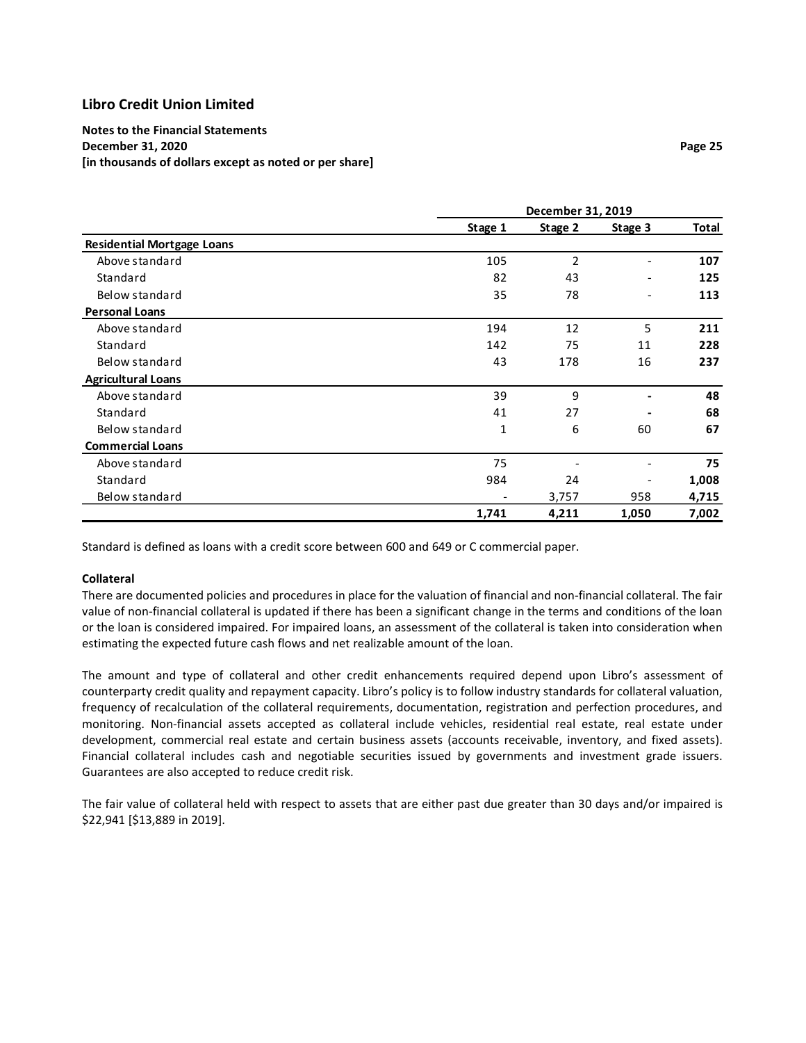| | December 31, 2019 | | | |
|---|---|---|---|---|
| | Stage 1 | Stage 2 | Stage 3 | Total |
| **Residential Mortgage Loans** | | | | |
| Above standard | 105 | 2 | - | **107** |
| Standard | 82 | 43 | - | **125** |
| Below standard | 35 | 78 | - | **113** |
| **Personal Loans** | | | | |
| Above standard | 194 | 12 | 5 | **211** |
| Standard | 142 | 75 | 11 | **228** |
| Below standard | 43 | 178 | 16 | **237** |
| **Agricultural Loans** | | | | |
| Above standard | 39 | 9 | - | **48** |
| Standard | 41 | 27 | - | **68** |
| Below standard | 1 | 6 | 60 | **67** |
| **Commercial Loans** | | | | |
| Above standard | 75 | - | - | **75** |
| Standard | 984 | 24 | - | **1,008** |
| Below standard | - | 3,757 | 958 | **4,715** |
| | **1,741** | **4,211** | **1,050** | **7,002** |

Standard is defined as loans with a credit score between 600 and 649 or C commercial paper.

**Collateral**

There are documented policies and procedures in place for the valuation of financial and non-financial collateral. The fair value of non-financial collateral is updated if there has been a significant change in the terms and conditions of the loan or the loan is considered impaired. For impaired loans, an assessment of the collateral is taken into consideration when estimating the expected future cash flows and net realizable amount of the loan.

The amount and type of collateral and other credit enhancements required depend upon Libro's assessment of counterparty credit quality and repayment capacity. Libro's policy is to follow industry standards for collateral valuation, frequency of recalculation of the collateral requirements, documentation, registration and perfection procedures, and monitoring. Non-financial assets accepted as collateral include vehicles, residential real estate, real estate under development, commercial real estate and certain business assets (accounts receivable, inventory, and fixed assets). Financial collateral includes cash and negotiable securities issued by governments and investment grade issuers. Guarantees are also accepted to reduce credit risk.

The fair value of collateral held with respect to assets that are either past due greater than 30 days and/or impaired is $22,941 [$13,889 in 2019].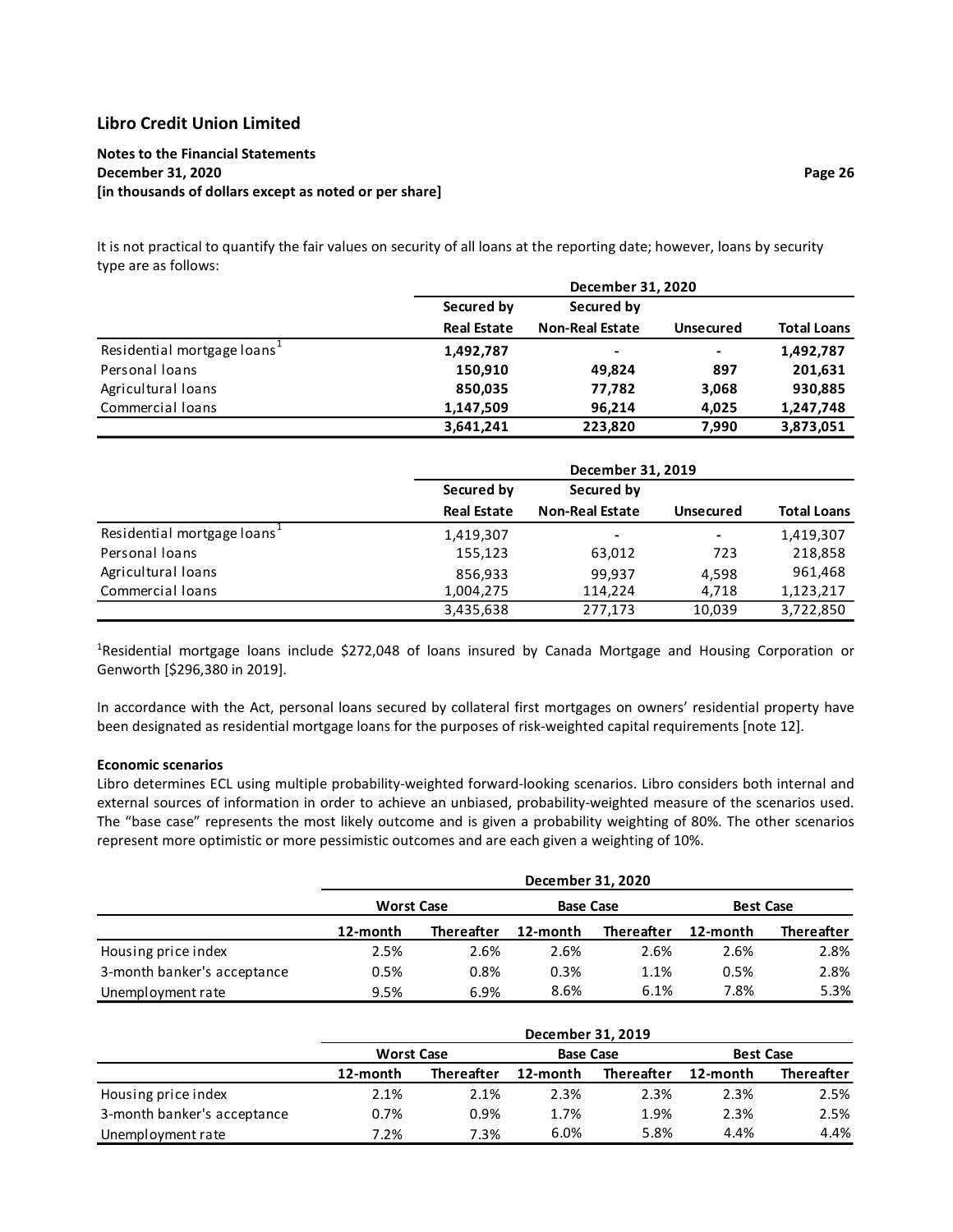It is not practical to quantify the fair values on security of all loans at the reporting date; however, loans by security type are as follows:

| | December 31, 2020 | | | |
|---|---|---|---|---|
| | Secured by Real Estate | Secured by Non-Real Estate | Unsecured | Total Loans |
| Residential mortgage loans[1] | **1,492,787** | **-** | **-** | **1,492,787** |
| Personal loans | **150,910** | **49,824** | **897** | **201,631** |
| Agricultural loans | **850,035** | **77,782** | **3,068** | **930,885** |
| Commercial loans | **1,147,509** | **96,214** | **4,025** | **1,247,748** |
| | **3,641,241** | **223,820** | **7,990** | **3,873,051** |

| | December 31, 2019 | | | |
|---|---|---|---|---|
| | Secured by Real Estate | Secured by Non-Real Estate | Unsecured | Total Loans |
| Residential mortgage loans[1] | 1,419,307 | - | - | 1,419,307 |
| Personal loans | 155,123 | 63,012 | 723 | 218,858 |
| Agricultural loans | 856,933 | 99,937 | 4,598 | 961,468 |
| Commercial loans | 1,004,275 | 114,224 | 4,718 | 1,123,217 |
| | 3,435,638 | 277,173 | 10,039 | 3,722,850 |

[1]Residential mortgage loans include $272,048 of loans insured by Canada Mortgage and Housing Corporation or Genworth [$296,380 in 2019].

In accordance with the Act, personal loans secured by collateral first mortgages on owners' residential property have been designated as residential mortgage loans for the purposes of risk-weighted capital requirements [note 12].

**Economic scenarios**

Libro determines ECL using multiple probability-weighted forward-looking scenarios. Libro considers both internal and external sources of information in order to achieve an unbiased, probability-weighted measure of the scenarios used. The "base case" represents the most likely outcome and is given a probability weighting of 80%. The other scenarios represent more optimistic or more pessimistic outcomes and are each given a weighting of 10%.

| | December 31, 2020 | | | | | |
|---|---|---|---|---|---|---|
| | Worst Case | | Base Case | | Best Case | |
| | 12-month | Thereafter | 12-month | Thereafter | 12-month | Thereafter |
| Housing price index | 2.5% | 2.6% | 2.6% | 2.6% | 2.6% | 2.8% |
| 3-month banker's acceptance | 0.5% | 0.8% | 0.3% | 1.1% | 0.5% | 2.8% |
| Unemployment rate | 9.5% | 6.9% | 8.6% | 6.1% | 7.8% | 5.3% |

| | December 31, 2019 | | | | | |
|---|---|---|---|---|---|---|
| | Worst Case | | Base Case | | Best Case | |
| | 12-month | Thereafter | 12-month | Thereafter | 12-month | Thereafter |
| Housing price index | 2.1% | 2.1% | 2.3% | 2.3% | 2.3% | 2.5% |
| 3-month banker's acceptance | 0.7% | 0.9% | 1.7% | 1.9% | 2.3% | 2.5% |
| Unemployment rate | 7.2% | 7.3% | 6.0% | 5.8% | 4.4% | 4.4% |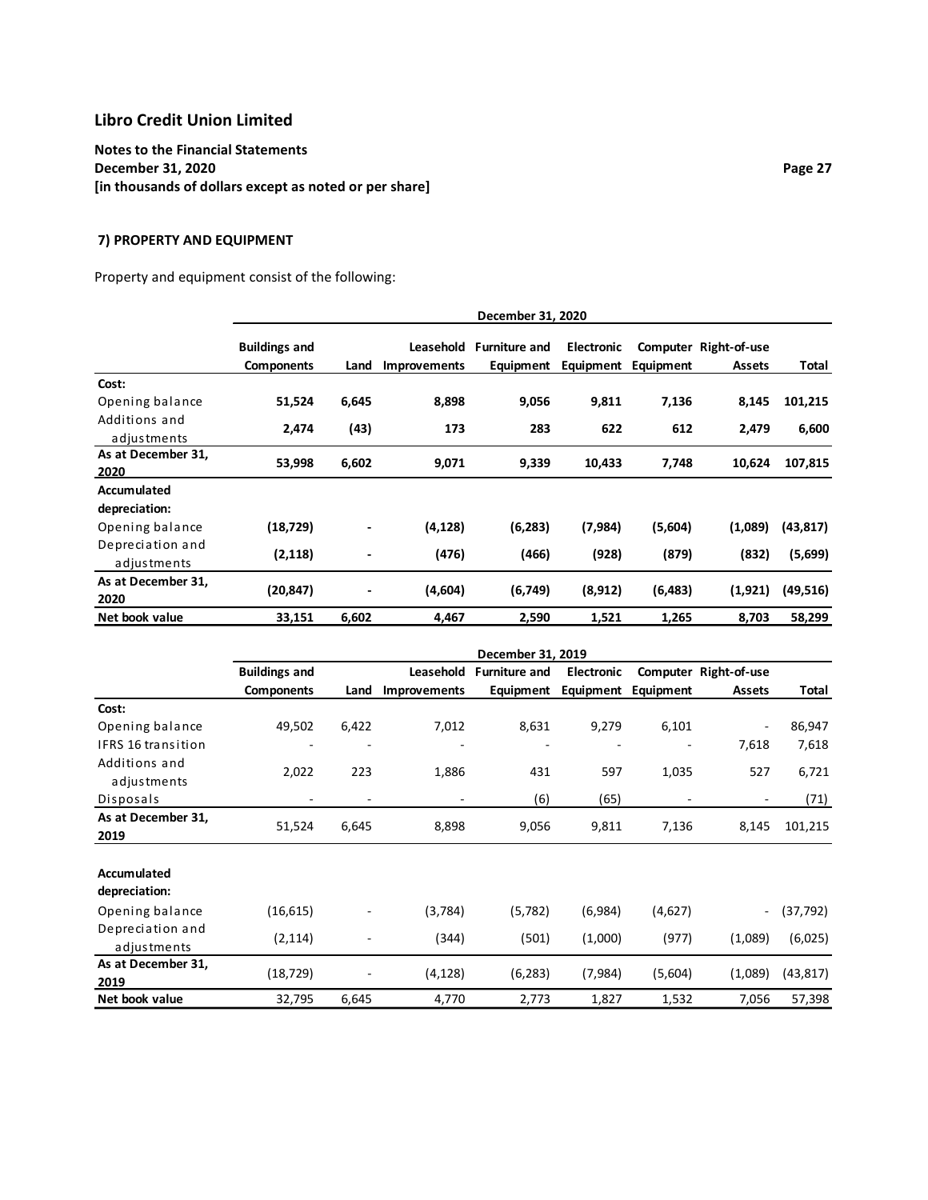# Libro Credit Union Limited

**Notes to the Financial Statements**
**December 31, 2020**
**[in thousands of dollars except as noted or per share]**

## 7) PROPERTY AND EQUIPMENT

Property and equipment consist of the following:

| | December 31, 2020 | | | | | | | |
|---|---|---|---|---|---|---|---|---|
| | **Buildings and Components** | **Land** | **Leasehold Improvements** | **Furniture and Equipment** | **Electronic Equipment** | **Computer Equipment** | **Right-of-use Assets** | **Total** |
| **Cost:** | | | | | | | | |
| Opening balance | **51,524** | **6,645** | **8,898** | **9,056** | **9,811** | **7,136** | **8,145** | **101,215** |
| Additions and adjustments | **2,474** | **(43)** | **173** | **283** | **622** | **612** | **2,479** | **6,600** |
| **As at December 31, 2020** | **53,998** | **6,602** | **9,071** | **9,339** | **10,433** | **7,748** | **10,624** | **107,815** |
| **Accumulated depreciation:** | | | | | | | | |
| Opening balance | **(18,729)** | **-** | **(4,128)** | **(6,283)** | **(7,984)** | **(5,604)** | **(1,089)** | **(43,817)** |
| Depreciation and adjustments | **(2,118)** | **-** | **(476)** | **(466)** | **(928)** | **(879)** | **(832)** | **(5,699)** |
| **As at December 31, 2020** | **(20,847)** | **-** | **(4,604)** | **(6,749)** | **(8,912)** | **(6,483)** | **(1,921)** | **(49,516)** |
| **Net book value** | **33,151** | **6,602** | **4,467** | **2,590** | **1,521** | **1,265** | **8,703** | **58,299** |

| | December 31, 2019 | | | | | | | |
|---|---|---|---|---|---|---|---|---|
| | **Buildings and Components** | **Land** | **Leasehold Improvements** | **Furniture and Equipment** | **Electronic Equipment** | **Computer Equipment** | **Right-of-use Assets** | **Total** |
| **Cost:** | | | | | | | | |
| Opening balance | 49,502 | 6,422 | 7,012 | 8,631 | 9,279 | 6,101 | - | 86,947 |
| IFRS 16 transition | - | - | - | - | - | - | 7,618 | 7,618 |
| Additions and adjustments | 2,022 | 223 | 1,886 | 431 | 597 | 1,035 | 527 | 6,721 |
| Disposals | - | - | - | (6) | (65) | - | - | (71) |
| **As at December 31, 2019** | 51,524 | 6,645 | 8,898 | 9,056 | 9,811 | 7,136 | 8,145 | 101,215 |
| **Accumulated depreciation:** | | | | | | | | |
| Opening balance | (16,615) | - | (3,784) | (5,782) | (6,984) | (4,627) | - | (37,792) |
| Depreciation and adjustments | (2,114) | - | (344) | (501) | (1,000) | (977) | (1,089) | (6,025) |
| **As at December 31, 2019** | (18,729) | - | (4,128) | (6,283) | (7,984) | (5,604) | (1,089) | (43,817) |
| **Net book value** | 32,795 | 6,645 | 4,770 | 2,773 | 1,827 | 1,532 | 7,056 | 57,398 |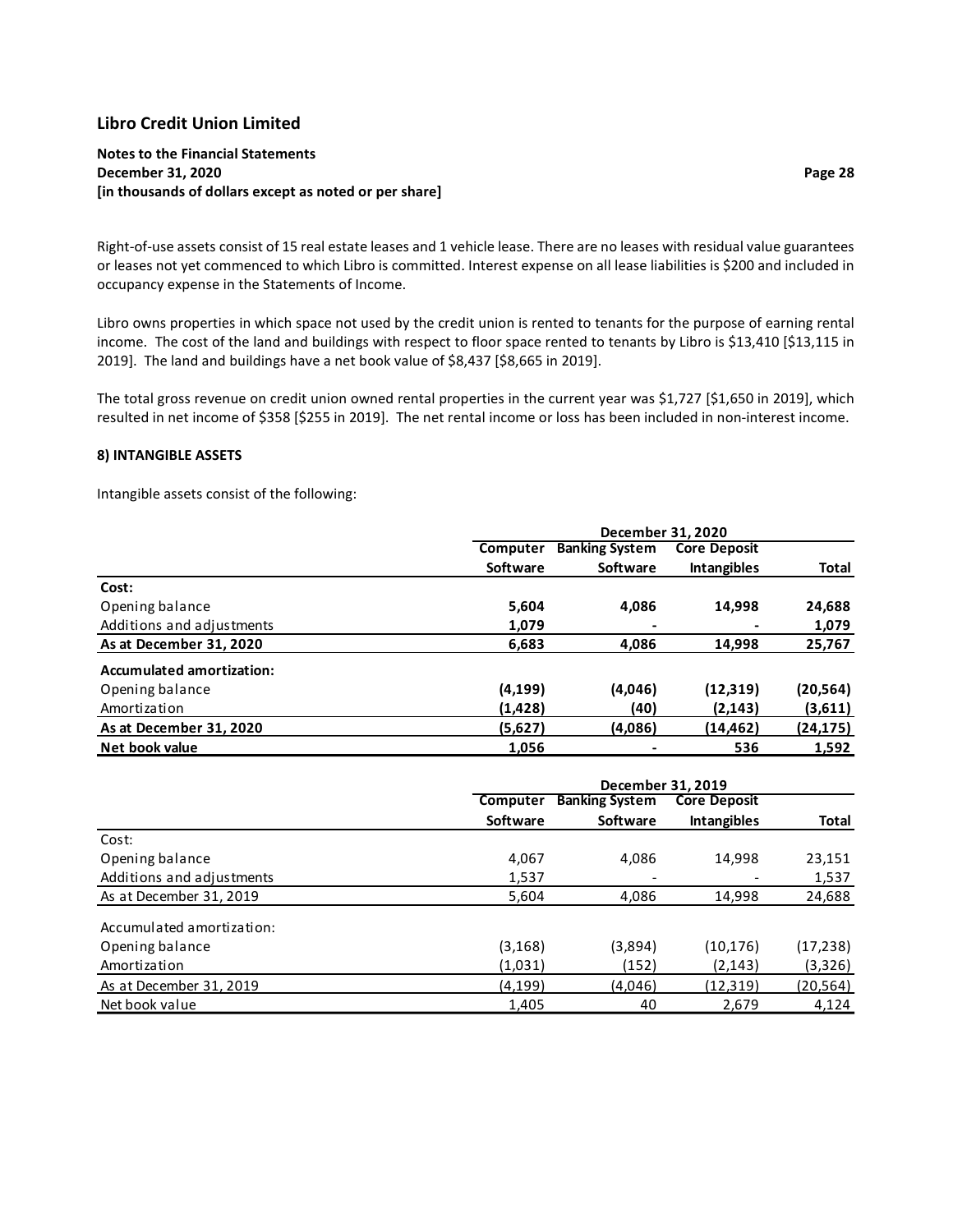Right-of-use assets consist of 15 real estate leases and 1 vehicle lease. There are no leases with residual value guarantees or leases not yet commenced to which Libro is committed. Interest expense on all lease liabilities is $200 and included in occupancy expense in the Statements of Income.

Libro owns properties in which space not used by the credit union is rented to tenants for the purpose of earning rental income. The cost of the land and buildings with respect to floor space rented to tenants by Libro is $13,410 [$13,115 in 2019]. The land and buildings have a net book value of $8,437 [$8,665 in 2019].

The total gross revenue on credit union owned rental properties in the current year was $1,727 [$1,650 in 2019], which resulted in net income of $358 [$255 in 2019]. The net rental income or loss has been included in non-interest income.

### 8) INTANGIBLE ASSETS

Intangible assets consist of the following:

| | December 31, 2020 | | | |
|---|---|---|---|---|
| | **Computer Software** | **Banking System Software** | **Core Deposit Intangibles** | **Total** |
| **Cost:** | | | | |
| Opening balance | **5,604** | **4,086** | **14,998** | **24,688** |
| Additions and adjustments | **1,079** | **-** | **-** | **1,079** |
| **As at December 31, 2020** | **6,683** | **4,086** | **14,998** | **25,767** |
| **Accumulated amortization:** | | | | |
| Opening balance | **(4,199)** | **(4,046)** | **(12,319)** | **(20,564)** |
| Amortization | **(1,428)** | **(40)** | **(2,143)** | **(3,611)** |
| **As at December 31, 2020** | **(5,627)** | **(4,086)** | **(14,462)** | **(24,175)** |
| **Net book value** | **1,056** | **-** | **536** | **1,592** |

| | December 31, 2019 | | | |
|---|---|---|---|---|
| | **Computer Software** | **Banking System Software** | **Core Deposit Intangibles** | **Total** |
| Cost: | | | | |
| Opening balance | 4,067 | 4,086 | 14,998 | 23,151 |
| Additions and adjustments | 1,537 | - | - | 1,537 |
| As at December 31, 2019 | 5,604 | 4,086 | 14,998 | 24,688 |
| Accumulated amortization: | | | | |
| Opening balance | (3,168) | (3,894) | (10,176) | (17,238) |
| Amortization | (1,031) | (152) | (2,143) | (3,326) |
| As at December 31, 2019 | (4,199) | (4,046) | (12,319) | (20,564) |
| Net book value | 1,405 | 40 | 2,679 | 4,124 |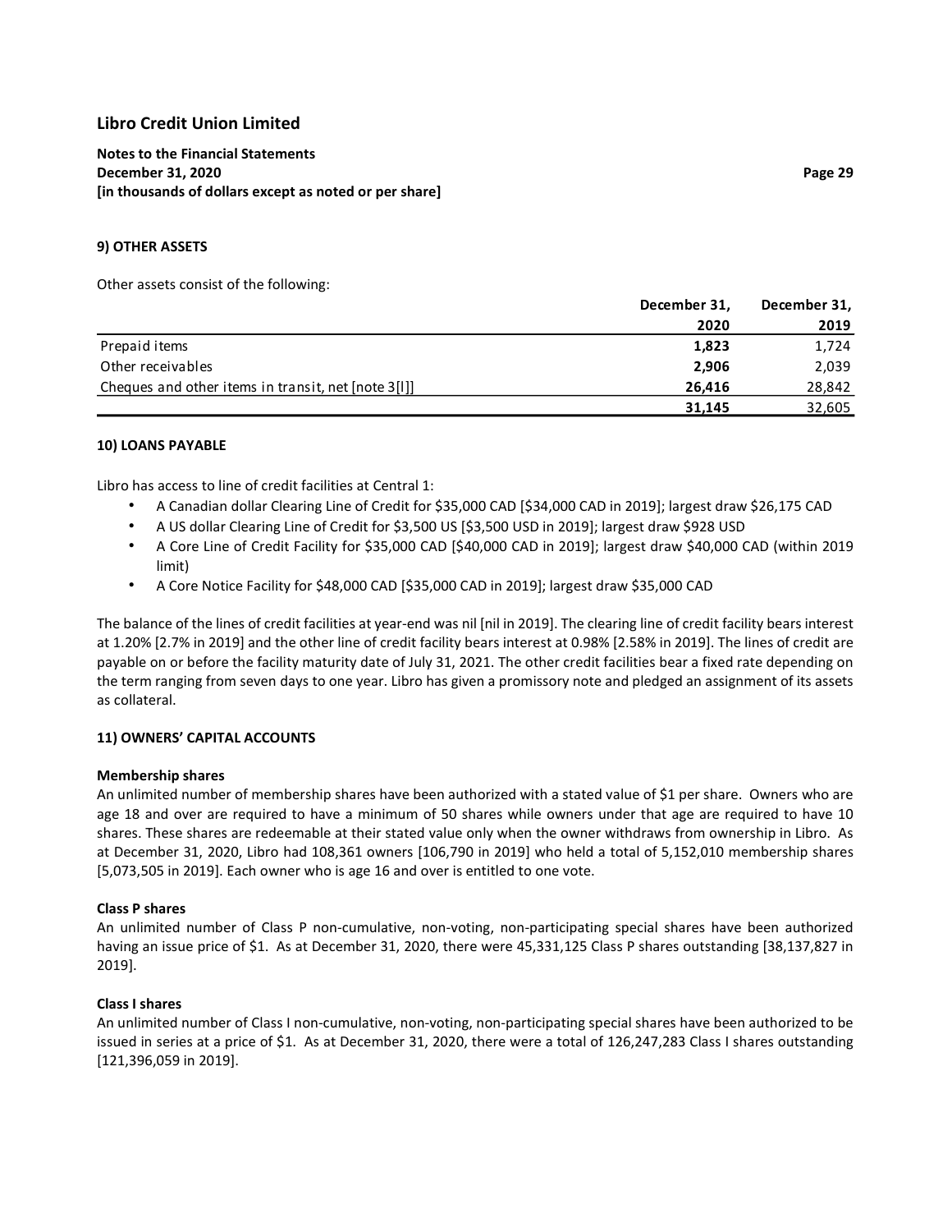# Libro Credit Union Limited

**Notes to the Financial Statements**
**December 31, 2020**
**[in thousands of dollars except as noted or per share]**

## 9) OTHER ASSETS

Other assets consist of the following:

| | December 31, 2020 | December 31, 2019 |
|---|---|---|
| Prepaid items | **1,823** | 1,724 |
| Other receivables | **2,906** | 2,039 |
| Cheques and other items in transit, net [note 3[l]] | **26,416** | 28,842 |
| | **31,145** | 32,605 |

## 10) LOANS PAYABLE

Libro has access to line of credit facilities at Central 1:

- A Canadian dollar Clearing Line of Credit for $35,000 CAD [$34,000 CAD in 2019]; largest draw $26,175 CAD
- A US dollar Clearing Line of Credit for $3,500 US [$3,500 USD in 2019]; largest draw $928 USD
- A Core Line of Credit Facility for $35,000 CAD [$40,000 CAD in 2019]; largest draw $40,000 CAD (within 2019 limit)
- A Core Notice Facility for $48,000 CAD [$35,000 CAD in 2019]; largest draw $35,000 CAD

The balance of the lines of credit facilities at year-end was nil [nil in 2019]. The clearing line of credit facility bears interest at 1.20% [2.7% in 2019] and the other line of credit facility bears interest at 0.98% [2.58% in 2019]. The lines of credit are payable on or before the facility maturity date of July 31, 2021. The other credit facilities bear a fixed rate depending on the term ranging from seven days to one year. Libro has given a promissory note and pledged an assignment of its assets as collateral.

## 11) OWNERS' CAPITAL ACCOUNTS

### Membership shares

An unlimited number of membership shares have been authorized with a stated value of $1 per share. Owners who are age 18 and over are required to have a minimum of 50 shares while owners under that age are required to have 10 shares. These shares are redeemable at their stated value only when the owner withdraws from ownership in Libro. As at December 31, 2020, Libro had 108,361 owners [106,790 in 2019] who held a total of 5,152,010 membership shares [5,073,505 in 2019]. Each owner who is age 16 and over is entitled to one vote.

### Class P shares

An unlimited number of Class P non-cumulative, non-voting, non-participating special shares have been authorized having an issue price of $1. As at December 31, 2020, there were 45,331,125 Class P shares outstanding [38,137,827 in 2019].

### Class I shares

An unlimited number of Class I non-cumulative, non-voting, non-participating special shares have been authorized to be issued in series at a price of $1. As at December 31, 2020, there were a total of 126,247,283 Class I shares outstanding [121,396,059 in 2019].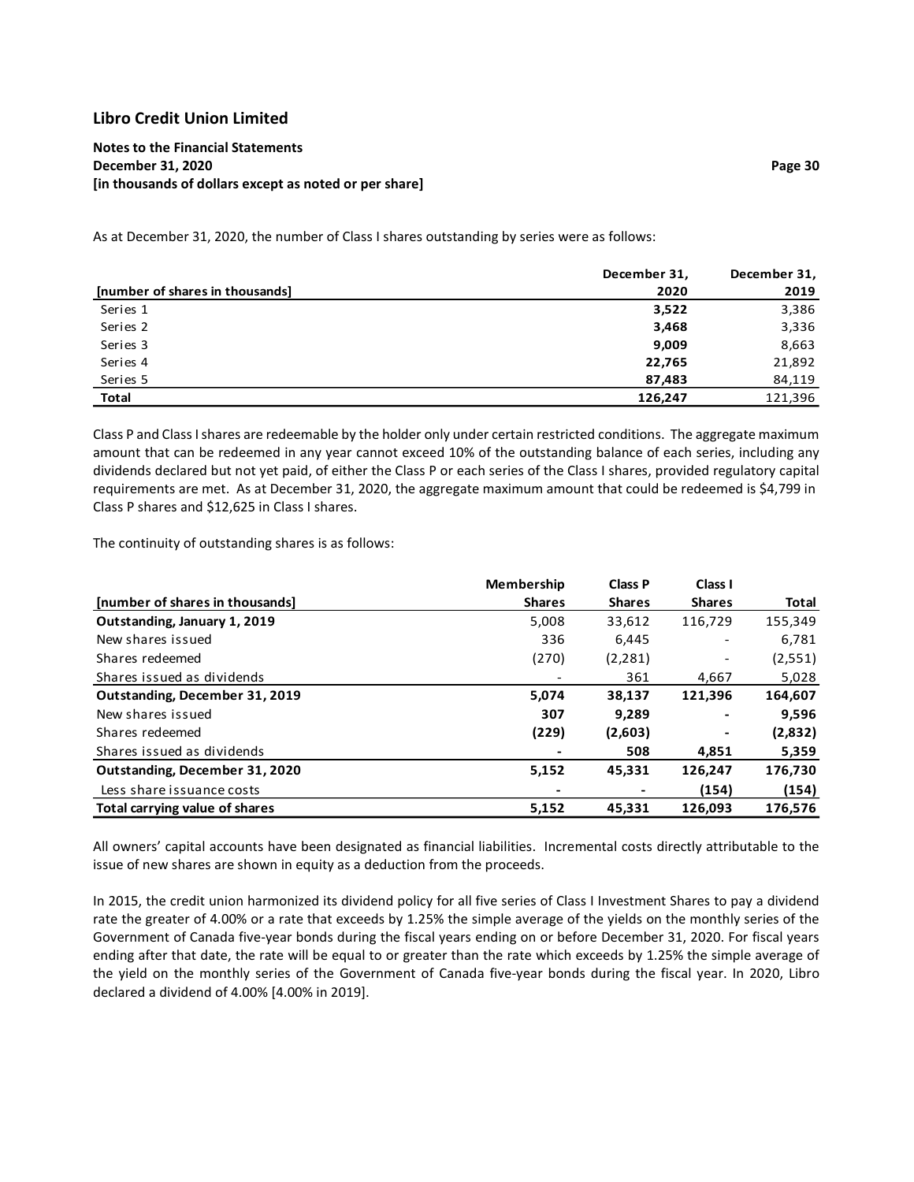As at December 31, 2020, the number of Class I shares outstanding by series were as follows:

| [number of shares in thousands] | December 31, 2020 | December 31, 2019 |
|---|---|---|
| Series 1 | **3,522** | 3,386 |
| Series 2 | **3,468** | 3,336 |
| Series 3 | **9,009** | 8,663 |
| Series 4 | **22,765** | 21,892 |
| Series 5 | **87,483** | 84,119 |
| **Total** | **126,247** | 121,396 |

Class P and Class I shares are redeemable by the holder only under certain restricted conditions. The aggregate maximum amount that can be redeemed in any year cannot exceed 10% of the outstanding balance of each series, including any dividends declared but not yet paid, of either the Class P or each series of the Class I shares, provided regulatory capital requirements are met. As at December 31, 2020, the aggregate maximum amount that could be redeemed is $4,799 in Class P shares and $12,625 in Class I shares.

The continuity of outstanding shares is as follows:

| [number of shares in thousands] | Membership Shares | Class P Shares | Class I Shares | Total |
|---|---|---|---|---|
| **Outstanding, January 1, 2019** | 5,008 | 33,612 | 116,729 | 155,349 |
| New shares issued | 336 | 6,445 | - | 6,781 |
| Shares redeemed | (270) | (2,281) | - | (2,551) |
| Shares issued as dividends | - | 361 | 4,667 | 5,028 |
| **Outstanding, December 31, 2019** | **5,074** | **38,137** | **121,396** | **164,607** |
| New shares issued | **307** | **9,289** | **-** | **9,596** |
| Shares redeemed | **(229)** | **(2,603)** | **-** | **(2,832)** |
| Shares issued as dividends | **-** | **508** | **4,851** | **5,359** |
| **Outstanding, December 31, 2020** | **5,152** | **45,331** | **126,247** | **176,730** |
| Less share issuance costs | **-** | **-** | **(154)** | **(154)** |
| **Total carrying value of shares** | **5,152** | **45,331** | **126,093** | **176,576** |

All owners' capital accounts have been designated as financial liabilities. Incremental costs directly attributable to the issue of new shares are shown in equity as a deduction from the proceeds.

In 2015, the credit union harmonized its dividend policy for all five series of Class I Investment Shares to pay a dividend rate the greater of 4.00% or a rate that exceeds by 1.25% the simple average of the yields on the monthly series of the Government of Canada five-year bonds during the fiscal years ending on or before December 31, 2020. For fiscal years ending after that date, the rate will be equal to or greater than the rate which exceeds by 1.25% the simple average of the yield on the monthly series of the Government of Canada five-year bonds during the fiscal year. In 2020, Libro declared a dividend of 4.00% [4.00% in 2019].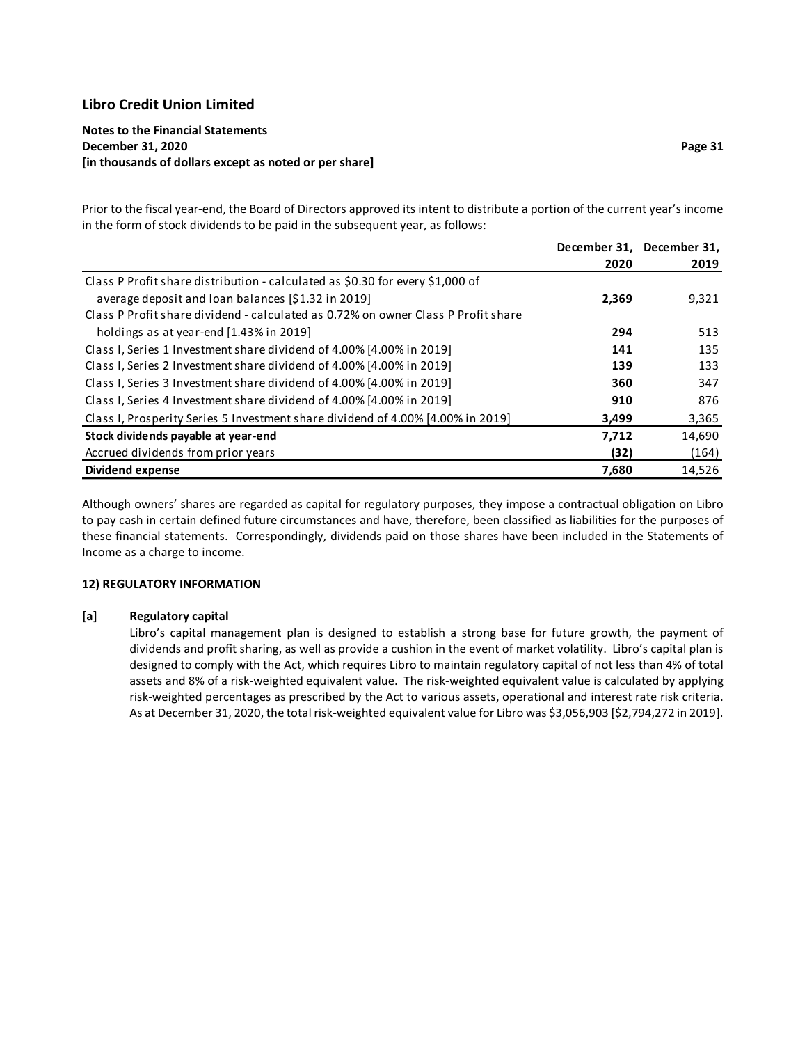Prior to the fiscal year-end, the Board of Directors approved its intent to distribute a portion of the current year's income in the form of stock dividends to be paid in the subsequent year, as follows:

| | December 31, 2020 | December 31, 2019 |
|---|---|---|
| Class P Profit share distribution - calculated as $0.30 for every $1,000 of average deposit and loan balances [$1.32 in 2019] | **2,369** | 9,321 |
| Class P Profit share dividend - calculated as 0.72% on owner Class P Profit share holdings as at year-end [1.43% in 2019] | **294** | 513 |
| Class I, Series 1 Investment share dividend of 4.00% [4.00% in 2019] | **141** | 135 |
| Class I, Series 2 Investment share dividend of 4.00% [4.00% in 2019] | **139** | 133 |
| Class I, Series 3 Investment share dividend of 4.00% [4.00% in 2019] | **360** | 347 |
| Class I, Series 4 Investment share dividend of 4.00% [4.00% in 2019] | **910** | 876 |
| Class I, Prosperity Series 5 Investment share dividend of 4.00% [4.00% in 2019] | **3,499** | 3,365 |
| **Stock dividends payable at year-end** | **7,712** | 14,690 |
| Accrued dividends from prior years | **(32)** | (164) |
| **Dividend expense** | **7,680** | 14,526 |

Although owners' shares are regarded as capital for regulatory purposes, they impose a contractual obligation on Libro to pay cash in certain defined future circumstances and have, therefore, been classified as liabilities for the purposes of these financial statements. Correspondingly, dividends paid on those shares have been included in the Statements of Income as a charge to income.

## 12) REGULATORY INFORMATION

### [a] Regulatory capital

Libro's capital management plan is designed to establish a strong base for future growth, the payment of dividends and profit sharing, as well as provide a cushion in the event of market volatility. Libro's capital plan is designed to comply with the Act, which requires Libro to maintain regulatory capital of not less than 4% of total assets and 8% of a risk-weighted equivalent value. The risk-weighted equivalent value is calculated by applying risk-weighted percentages as prescribed by the Act to various assets, operational and interest rate risk criteria. As at December 31, 2020, the total risk-weighted equivalent value for Libro was $3,056,903 [$2,794,272 in 2019].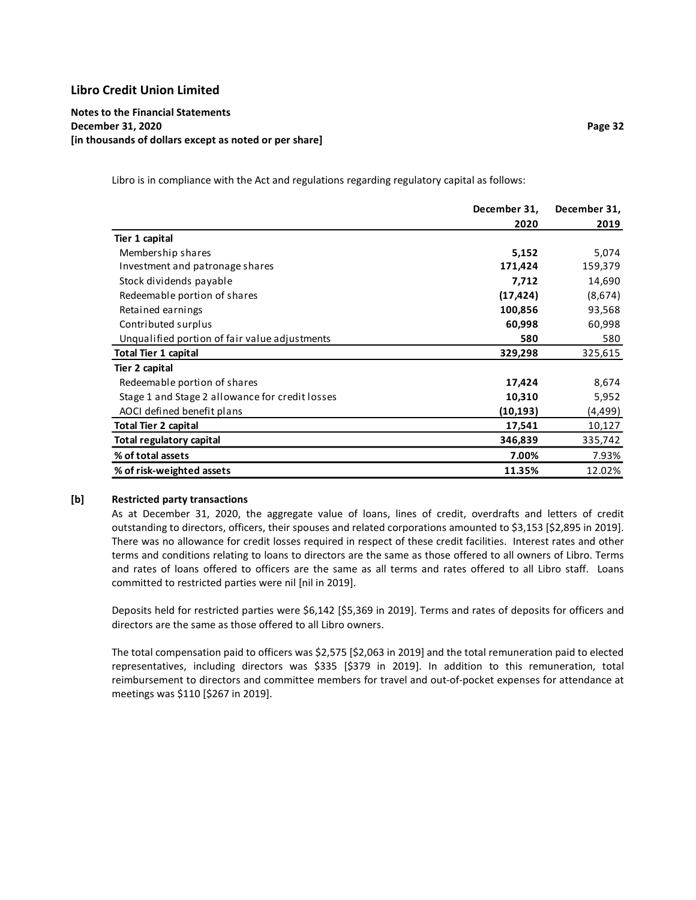Libro is in compliance with the Act and regulations regarding regulatory capital as follows:

| | December 31, 2020 | December 31, 2019 |
|---|---|---|
| **Tier 1 capital** | | |
| Membership shares | **5,152** | 5,074 |
| Investment and patronage shares | **171,424** | 159,379 |
| Stock dividends payable | **7,712** | 14,690 |
| Redeemable portion of shares | **(17,424)** | (8,674) |
| Retained earnings | **100,856** | 93,568 |
| Contributed surplus | **60,998** | 60,998 |
| Unqualified portion of fair value adjustments | **580** | 580 |
| **Total Tier 1 capital** | **329,298** | 325,615 |
| **Tier 2 capital** | | |
| Redeemable portion of shares | **17,424** | 8,674 |
| Stage 1 and Stage 2 allowance for credit losses | **10,310** | 5,952 |
| AOCI defined benefit plans | **(10,193)** | (4,499) |
| **Total Tier 2 capital** | **17,541** | 10,127 |
| **Total regulatory capital** | **346,839** | 335,742 |
| **% of total assets** | **7.00%** | 7.93% |
| **% of risk-weighted assets** | **11.35%** | 12.02% |

**[b] Restricted party transactions**

As at December 31, 2020, the aggregate value of loans, lines of credit, overdrafts and letters of credit outstanding to directors, officers, their spouses and related corporations amounted to $3,153 [$2,895 in 2019]. There was no allowance for credit losses required in respect of these credit facilities. Interest rates and other terms and conditions relating to loans to directors are the same as those offered to all owners of Libro. Terms and rates of loans offered to officers are the same as all terms and rates offered to all Libro staff. Loans committed to restricted parties were nil [nil in 2019].

Deposits held for restricted parties were $6,142 [$5,369 in 2019]. Terms and rates of deposits for officers and directors are the same as those offered to all Libro owners.

The total compensation paid to officers was $2,575 [$2,063 in 2019] and the total remuneration paid to elected representatives, including directors was $335 [$379 in 2019]. In addition to this remuneration, total reimbursement to directors and committee members for travel and out-of-pocket expenses for attendance at meetings was $110 [$267 in 2019].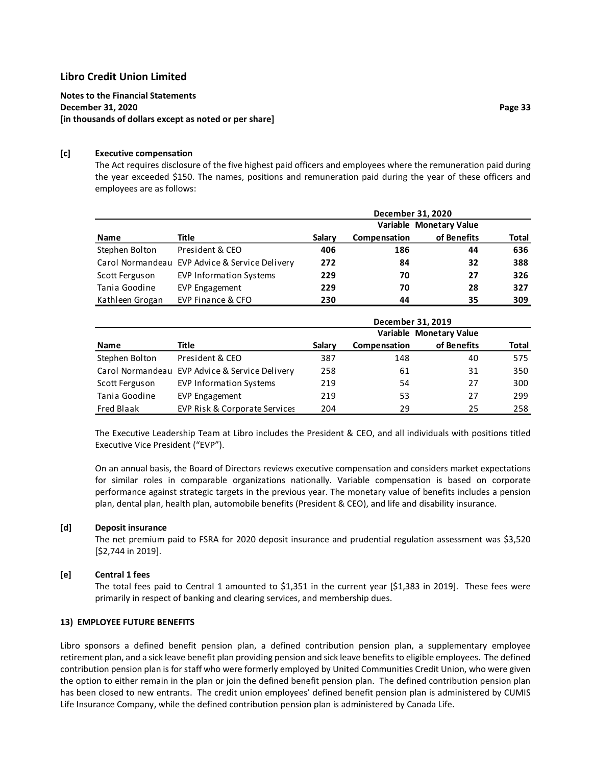# Libro Credit Union Limited

**Notes to the Financial Statements**
**December 31, 2020**
**[in thousands of dollars except as noted or per share]**

**[c] Executive compensation**

The Act requires disclosure of the five highest paid officers and employees where the remuneration paid during the year exceeded $150. The names, positions and remuneration paid during the year of these officers and employees are as follows:

| | | December 31, 2020 | | | |
|---|---|---|---|---|---|
| **Name** | **Title** | **Salary** | **Variable Compensation** | **Monetary Value of Benefits** | **Total** |
| Stephen Bolton | President & CEO | **406** | **186** | **44** | **636** |
| Carol Normandeau | EVP Advice & Service Delivery | **272** | **84** | **32** | **388** |
| Scott Ferguson | EVP Information Systems | **229** | **70** | **27** | **326** |
| Tania Goodine | EVP Engagement | **229** | **70** | **28** | **327** |
| Kathleen Grogan | EVP Finance & CFO | **230** | **44** | **35** | **309** |

| | | December 31, 2019 | | | |
|---|---|---|---|---|---|
| **Name** | **Title** | **Salary** | **Variable Compensation** | **Monetary Value of Benefits** | **Total** |
| Stephen Bolton | President & CEO | 387 | 148 | 40 | 575 |
| Carol Normandeau | EVP Advice & Service Delivery | 258 | 61 | 31 | 350 |
| Scott Ferguson | EVP Information Systems | 219 | 54 | 27 | 300 |
| Tania Goodine | EVP Engagement | 219 | 53 | 27 | 299 |
| Fred Blaak | EVP Risk & Corporate Services | 204 | 29 | 25 | 258 |

The Executive Leadership Team at Libro includes the President & CEO, and all individuals with positions titled Executive Vice President ("EVP").

On an annual basis, the Board of Directors reviews executive compensation and considers market expectations for similar roles in comparable organizations nationally. Variable compensation is based on corporate performance against strategic targets in the previous year. The monetary value of benefits includes a pension plan, dental plan, health plan, automobile benefits (President & CEO), and life and disability insurance.

**[d] Deposit insurance**

The net premium paid to FSRA for 2020 deposit insurance and prudential regulation assessment was $3,520 [$2,744 in 2019].

**[e] Central 1 fees**

The total fees paid to Central 1 amounted to $1,351 in the current year [$1,383 in 2019]. These fees were primarily in respect of banking and clearing services, and membership dues.

## 13) EMPLOYEE FUTURE BENEFITS

Libro sponsors a defined benefit pension plan, a defined contribution pension plan, a supplementary employee retirement plan, and a sick leave benefit plan providing pension and sick leave benefits to eligible employees. The defined contribution pension plan is for staff who were formerly employed by United Communities Credit Union, who were given the option to either remain in the plan or join the defined benefit pension plan. The defined contribution pension plan has been closed to new entrants. The credit union employees' defined benefit pension plan is administered by CUMIS Life Insurance Company, while the defined contribution pension plan is administered by Canada Life.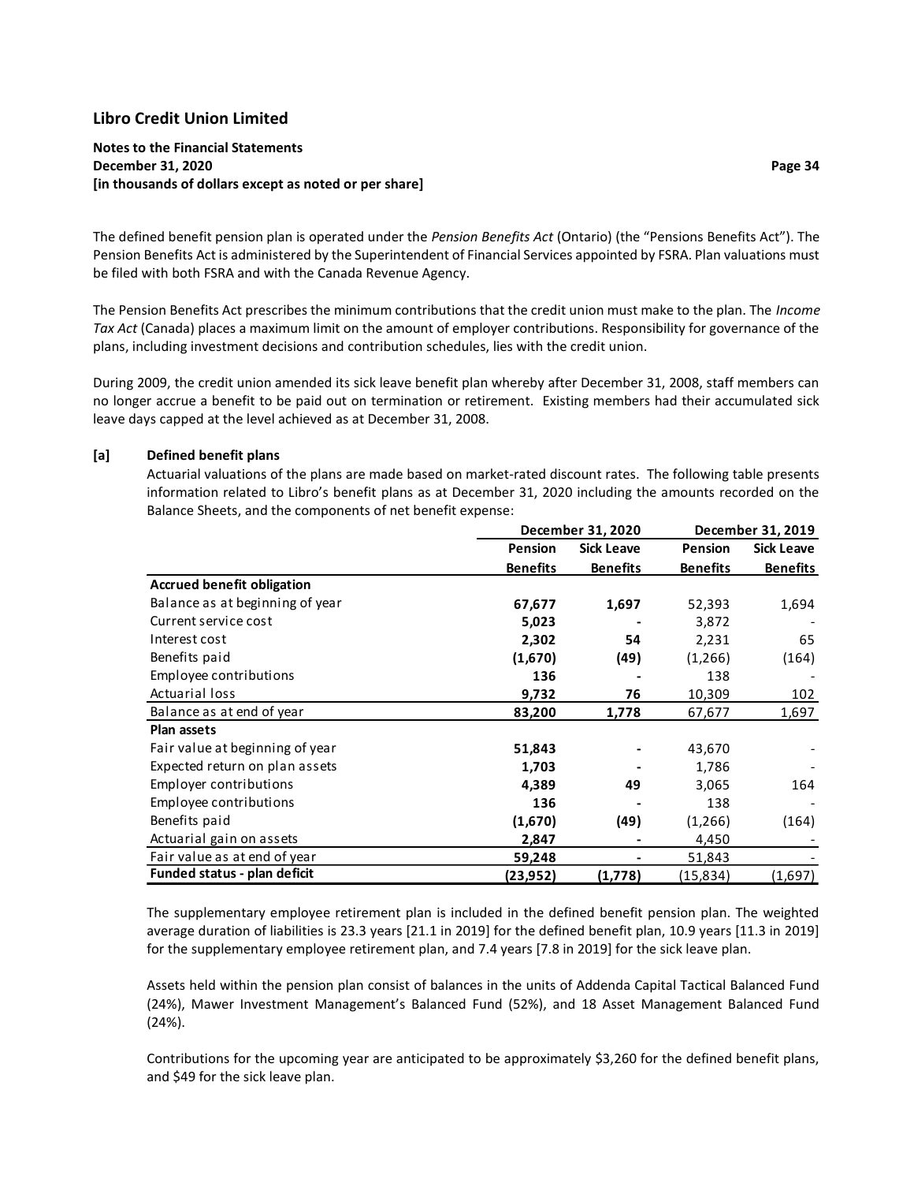The defined benefit pension plan is operated under the *Pension Benefits Act* (Ontario) (the "Pensions Benefits Act"). The Pension Benefits Act is administered by the Superintendent of Financial Services appointed by FSRA. Plan valuations must be filed with both FSRA and with the Canada Revenue Agency.

The Pension Benefits Act prescribes the minimum contributions that the credit union must make to the plan. The *Income Tax Act* (Canada) places a maximum limit on the amount of employer contributions. Responsibility for governance of the plans, including investment decisions and contribution schedules, lies with the credit union.

During 2009, the credit union amended its sick leave benefit plan whereby after December 31, 2008, staff members can no longer accrue a benefit to be paid out on termination or retirement. Existing members had their accumulated sick leave days capped at the level achieved as at December 31, 2008.

**[a] Defined benefit plans**

Actuarial valuations of the plans are made based on market-rated discount rates. The following table presents information related to Libro's benefit plans as at December 31, 2020 including the amounts recorded on the Balance Sheets, and the components of net benefit expense:

| | December 31, 2020 | | December 31, 2019 | |
|---|---|---|---|---|
| | Pension Benefits | Sick Leave Benefits | Pension Benefits | Sick Leave Benefits |
| **Accrued benefit obligation** | | | | |
| Balance as at beginning of year | **67,677** | **1,697** | 52,393 | 1,694 |
| Current service cost | **5,023** | **-** | 3,872 | - |
| Interest cost | **2,302** | **54** | 2,231 | 65 |
| Benefits paid | **(1,670)** | **(49)** | (1,266) | (164) |
| Employee contributions | **136** | **-** | 138 | - |
| Actuarial loss | **9,732** | **76** | 10,309 | 102 |
| Balance as at end of year | **83,200** | **1,778** | 67,677 | 1,697 |
| **Plan assets** | | | | |
| Fair value at beginning of year | **51,843** | **-** | 43,670 | - |
| Expected return on plan assets | **1,703** | **-** | 1,786 | - |
| Employer contributions | **4,389** | **49** | 3,065 | 164 |
| Employee contributions | **136** | **-** | 138 | - |
| Benefits paid | **(1,670)** | **(49)** | (1,266) | (164) |
| Actuarial gain on assets | **2,847** | **-** | 4,450 | - |
| Fair value as at end of year | **59,248** | **-** | 51,843 | - |
| **Funded status - plan deficit** | **(23,952)** | **(1,778)** | (15,834) | (1,697) |

The supplementary employee retirement plan is included in the defined benefit pension plan. The weighted average duration of liabilities is 23.3 years [21.1 in 2019] for the defined benefit plan, 10.9 years [11.3 in 2019] for the supplementary employee retirement plan, and 7.4 years [7.8 in 2019] for the sick leave plan.

Assets held within the pension plan consist of balances in the units of Addenda Capital Tactical Balanced Fund (24%), Mawer Investment Management's Balanced Fund (52%), and 18 Asset Management Balanced Fund (24%).

Contributions for the upcoming year are anticipated to be approximately $3,260 for the defined benefit plans, and $49 for the sick leave plan.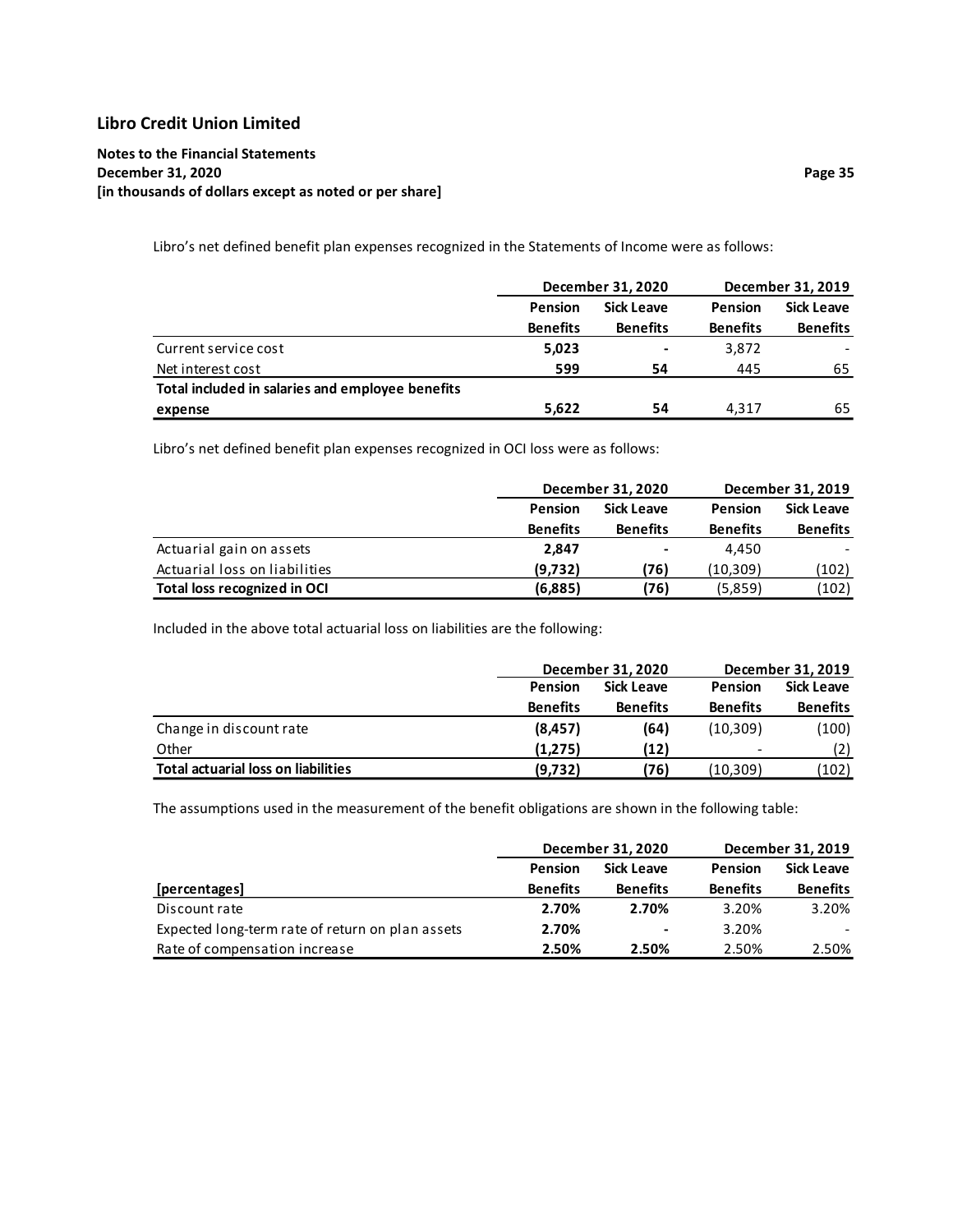Libro's net defined benefit plan expenses recognized in the Statements of Income were as follows:

| | December 31, 2020 | | December 31, 2019 | |
|---|---|---|---|---|
| | Pension Benefits | Sick Leave Benefits | Pension Benefits | Sick Leave Benefits |
| Current service cost | **5,023** | **-** | 3,872 | - |
| Net interest cost | **599** | **54** | 445 | 65 |
| **Total included in salaries and employee benefits expense** | **5,622** | **54** | 4,317 | 65 |

Libro's net defined benefit plan expenses recognized in OCI loss were as follows:

| | December 31, 2020 | | December 31, 2019 | |
|---|---|---|---|---|
| | Pension Benefits | Sick Leave Benefits | Pension Benefits | Sick Leave Benefits |
| Actuarial gain on assets | **2,847** | **-** | 4,450 | - |
| Actuarial loss on liabilities | **(9,732)** | **(76)** | (10,309) | (102) |
| **Total loss recognized in OCI** | **(6,885)** | **(76)** | (5,859) | (102) |

Included in the above total actuarial loss on liabilities are the following:

| | December 31, 2020 | | December 31, 2019 | |
|---|---|---|---|---|
| | Pension Benefits | Sick Leave Benefits | Pension Benefits | Sick Leave Benefits |
| Change in discount rate | **(8,457)** | **(64)** | (10,309) | (100) |
| Other | **(1,275)** | **(12)** | - | (2) |
| **Total actuarial loss on liabilities** | **(9,732)** | **(76)** | (10,309) | (102) |

The assumptions used in the measurement of the benefit obligations are shown in the following table:

| | December 31, 2020 | | December 31, 2019 | |
|---|---|---|---|---|
| [percentages] | Pension Benefits | Sick Leave Benefits | Pension Benefits | Sick Leave Benefits |
| Discount rate | **2.70%** | **2.70%** | 3.20% | 3.20% |
| Expected long-term rate of return on plan assets | **2.70%** | **-** | 3.20% | - |
| Rate of compensation increase | **2.50%** | **2.50%** | 2.50% | 2.50% |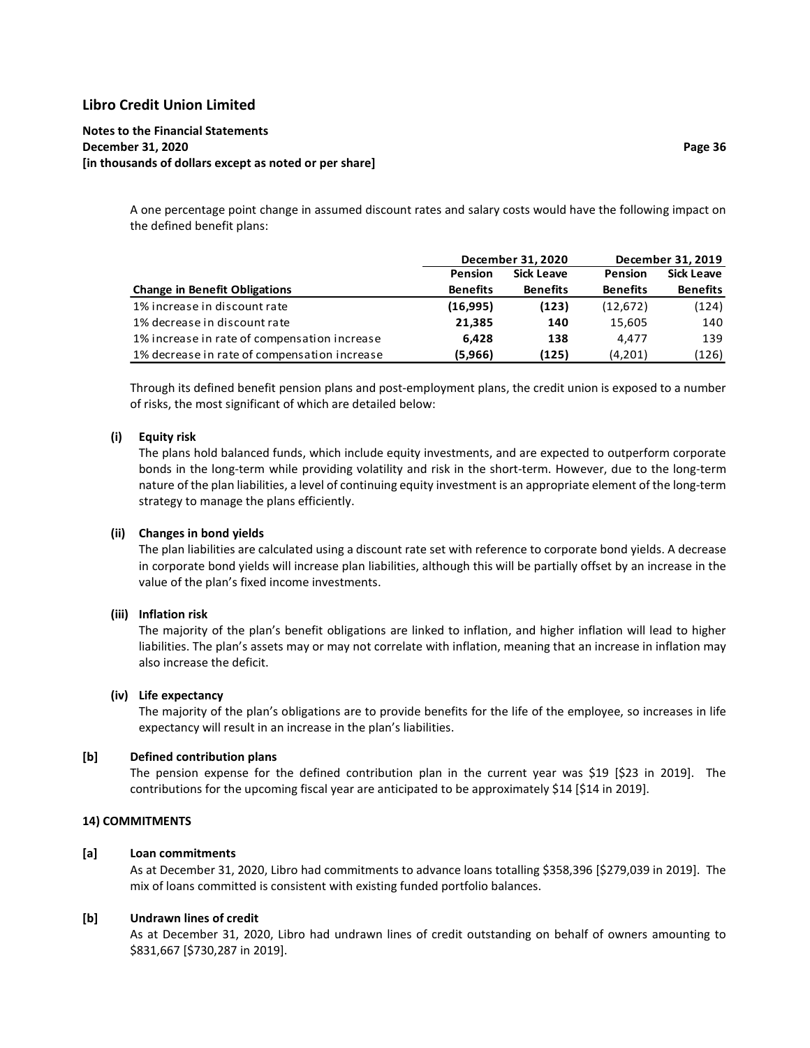A one percentage point change in assumed discount rates and salary costs would have the following impact on the defined benefit plans:

| | December 31, 2020 | | December 31, 2019 | |
|---|---|---|---|---|
| | Pension | Sick Leave | Pension | Sick Leave |
| **Change in Benefit Obligations** | **Benefits** | **Benefits** | **Benefits** | **Benefits** |
| 1% increase in discount rate | **(16,995)** | **(123)** | (12,672) | (124) |
| 1% decrease in discount rate | **21,385** | **140** | 15,605 | 140 |
| 1% increase in rate of compensation increase | **6,428** | **138** | 4,477 | 139 |
| 1% decrease in rate of compensation increase | **(5,966)** | **(125)** | (4,201) | (126) |

Through its defined benefit pension plans and post-employment plans, the credit union is exposed to a number of risks, the most significant of which are detailed below:

**(i) Equity risk**

The plans hold balanced funds, which include equity investments, and are expected to outperform corporate bonds in the long-term while providing volatility and risk in the short-term. However, due to the long-term nature of the plan liabilities, a level of continuing equity investment is an appropriate element of the long-term strategy to manage the plans efficiently.

**(ii) Changes in bond yields**

The plan liabilities are calculated using a discount rate set with reference to corporate bond yields. A decrease in corporate bond yields will increase plan liabilities, although this will be partially offset by an increase in the value of the plan's fixed income investments.

**(iii) Inflation risk**

The majority of the plan's benefit obligations are linked to inflation, and higher inflation will lead to higher liabilities. The plan's assets may or may not correlate with inflation, meaning that an increase in inflation may also increase the deficit.

**(iv) Life expectancy**

The majority of the plan's obligations are to provide benefits for the life of the employee, so increases in life expectancy will result in an increase in the plan's liabilities.

**[b] Defined contribution plans**

The pension expense for the defined contribution plan in the current year was $19 [$23 in 2019]. The contributions for the upcoming fiscal year are anticipated to be approximately $14 [$14 in 2019].

## 14) COMMITMENTS

**[a] Loan commitments**

As at December 31, 2020, Libro had commitments to advance loans totalling $358,396 [$279,039 in 2019]. The mix of loans committed is consistent with existing funded portfolio balances.

**[b] Undrawn lines of credit**

As at December 31, 2020, Libro had undrawn lines of credit outstanding on behalf of owners amounting to $831,667 [$730,287 in 2019].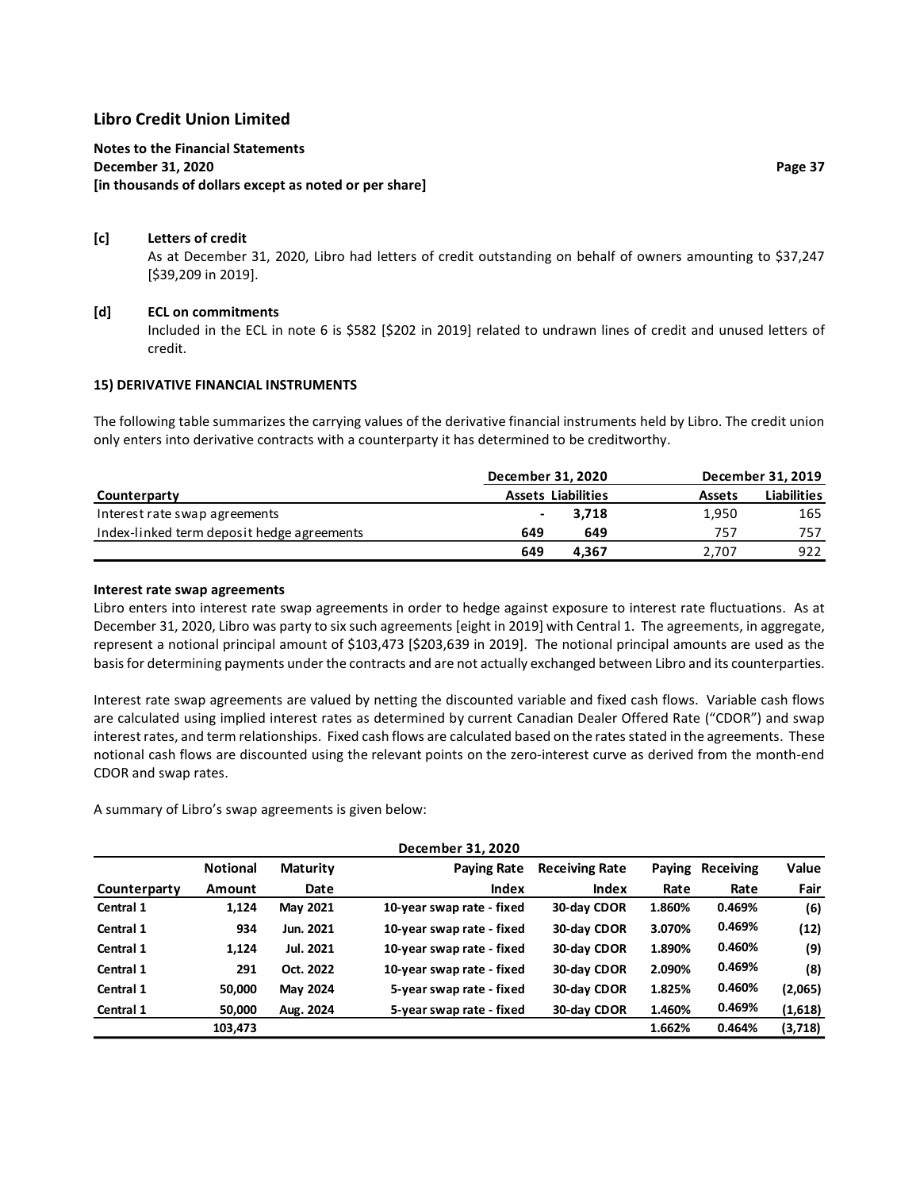**[c] Letters of credit**

As at December 31, 2020, Libro had letters of credit outstanding on behalf of owners amounting to $37,247 [$39,209 in 2019].

**[d] ECL on commitments**

Included in the ECL in note 6 is $582 [$202 in 2019] related to undrawn lines of credit and unused letters of credit.

**15) DERIVATIVE FINANCIAL INSTRUMENTS**

The following table summarizes the carrying values of the derivative financial instruments held by Libro. The credit union only enters into derivative contracts with a counterparty it has determined to be creditworthy.

| | December 31, 2020 | | December 31, 2019 | |
|---|---|---|---|---|
| **Counterparty** | **Assets** | **Liabilities** | **Assets** | **Liabilities** |
| Interest rate swap agreements | - | 3,718 | 1,950 | 165 |
| Index-linked term deposit hedge agreements | 649 | 649 | 757 | 757 |
| | **649** | **4,367** | 2,707 | 922 |

**Interest rate swap agreements**

Libro enters into interest rate swap agreements in order to hedge against exposure to interest rate fluctuations. As at December 31, 2020, Libro was party to six such agreements [eight in 2019] with Central 1. The agreements, in aggregate, represent a notional principal amount of $103,473 [$203,639 in 2019]. The notional principal amounts are used as the basis for determining payments under the contracts and are not actually exchanged between Libro and its counterparties.

Interest rate swap agreements are valued by netting the discounted variable and fixed cash flows. Variable cash flows are calculated using implied interest rates as determined by current Canadian Dealer Offered Rate ("CDOR") and swap interest rates, and term relationships. Fixed cash flows are calculated based on the rates stated in the agreements. These notional cash flows are discounted using the relevant points on the zero-interest curve as derived from the month-end CDOR and swap rates.

A summary of Libro's swap agreements is given below:

| December 31, 2020 | | | | | | | |
|---|---|---|---|---|---|---|---|
| **Counterparty** | **Notional Amount** | **Maturity Date** | **Paying Rate Index** | **Receiving Rate Index** | **Paying Rate** | **Receiving Rate** | **Value Fair** |
| **Central 1** | **1,124** | **May 2021** | **10-year swap rate - fixed** | **30-day CDOR** | **1.860%** | **0.469%** | **(6)** |
| **Central 1** | **934** | **Jun. 2021** | **10-year swap rate - fixed** | **30-day CDOR** | **3.070%** | **0.469%** | **(12)** |
| **Central 1** | **1,124** | **Jul. 2021** | **10-year swap rate - fixed** | **30-day CDOR** | **1.890%** | **0.460%** | **(9)** |
| **Central 1** | **291** | **Oct. 2022** | **10-year swap rate - fixed** | **30-day CDOR** | **2.090%** | **0.469%** | **(8)** |
| **Central 1** | **50,000** | **May 2024** | **5-year swap rate - fixed** | **30-day CDOR** | **1.825%** | **0.460%** | **(2,065)** |
| **Central 1** | **50,000** | **Aug. 2024** | **5-year swap rate - fixed** | **30-day CDOR** | **1.460%** | **0.469%** | **(1,618)** |
| | **103,473** | | | | **1.662%** | **0.464%** | **(3,718)** |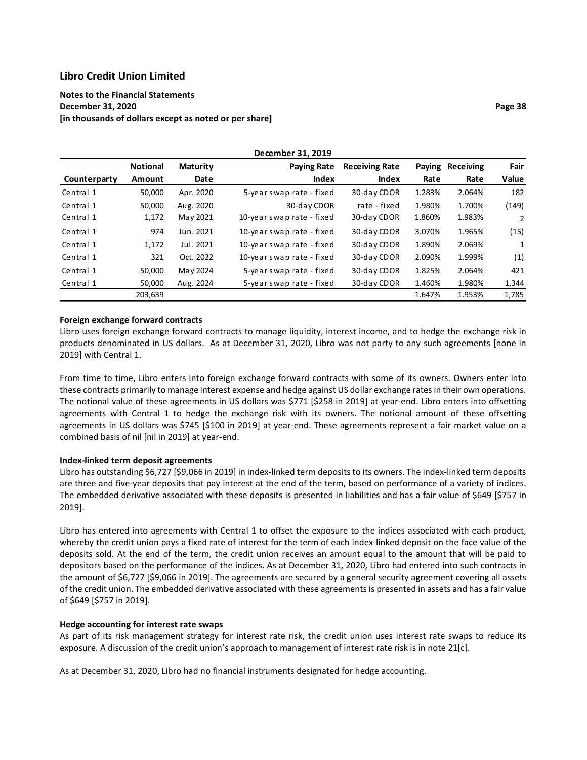| December 31, 2019 | | | | | | | |
|---|---|---|---|---|---|---|---|
| **Counterparty** | **Notional Amount** | **Maturity Date** | **Paying Rate Index** | **Receiving Rate Index** | **Paying Rate** | **Receiving Rate** | **Fair Value** |
| Central 1 | 50,000 | Apr. 2020 | 5-year swap rate - fixed | 30-day CDOR | 1.283% | 2.064% | 182 |
| Central 1 | 50,000 | Aug. 2020 | 30-day CDOR | rate - fixed | 1.980% | 1.700% | (149) |
| Central 1 | 1,172 | May 2021 | 10-year swap rate - fixed | 30-day CDOR | 1.860% | 1.983% | 2 |
| Central 1 | 974 | Jun. 2021 | 10-year swap rate - fixed | 30-day CDOR | 3.070% | 1.965% | (15) |
| Central 1 | 1,172 | Jul. 2021 | 10-year swap rate - fixed | 30-day CDOR | 1.890% | 2.069% | 1 |
| Central 1 | 321 | Oct. 2022 | 10-year swap rate - fixed | 30-day CDOR | 2.090% | 1.999% | (1) |
| Central 1 | 50,000 | May 2024 | 5-year swap rate - fixed | 30-day CDOR | 1.825% | 2.064% | 421 |
| Central 1 | 50,000 | Aug. 2024 | 5-year swap rate - fixed | 30-day CDOR | 1.460% | 1.980% | 1,344 |
| | 203,639 | | | | 1.647% | 1.953% | 1,785 |

**Foreign exchange forward contracts**

Libro uses foreign exchange forward contracts to manage liquidity, interest income, and to hedge the exchange risk in products denominated in US dollars. As at December 31, 2020, Libro was not party to any such agreements [none in 2019] with Central 1.

From time to time, Libro enters into foreign exchange forward contracts with some of its owners. Owners enter into these contracts primarily to manage interest expense and hedge against US dollar exchange rates in their own operations. The notional value of these agreements in US dollars was $771 [$258 in 2019] at year-end. Libro enters into offsetting agreements with Central 1 to hedge the exchange risk with its owners. The notional amount of these offsetting agreements in US dollars was $745 [$100 in 2019] at year-end. These agreements represent a fair market value on a combined basis of nil [nil in 2019] at year-end.

**Index-linked term deposit agreements**

Libro has outstanding $6,727 [$9,066 in 2019] in index-linked term deposits to its owners. The index-linked term deposits are three and five-year deposits that pay interest at the end of the term, based on performance of a variety of indices. The embedded derivative associated with these deposits is presented in liabilities and has a fair value of $649 [$757 in 2019].

Libro has entered into agreements with Central 1 to offset the exposure to the indices associated with each product, whereby the credit union pays a fixed rate of interest for the term of each index-linked deposit on the face value of the deposits sold. At the end of the term, the credit union receives an amount equal to the amount that will be paid to depositors based on the performance of the indices. As at December 31, 2020, Libro had entered into such contracts in the amount of $6,727 [$9,066 in 2019]. The agreements are secured by a general security agreement covering all assets of the credit union. The embedded derivative associated with these agreements is presented in assets and has a fair value of $649 [$757 in 2019].

**Hedge accounting for interest rate swaps**

As part of its risk management strategy for interest rate risk, the credit union uses interest rate swaps to reduce its exposure. A discussion of the credit union's approach to management of interest rate risk is in note 21[c].

As at December 31, 2020, Libro had no financial instruments designated for hedge accounting.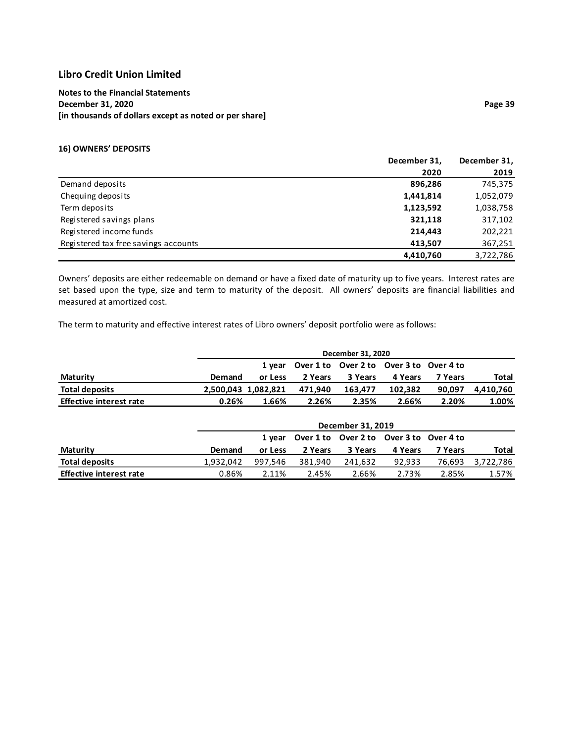# Libro Credit Union Limited

**Notes to the Financial Statements**
**December 31, 2020**
**[in thousands of dollars except as noted or per share]**

### 16) OWNERS' DEPOSITS

| | December 31, 2020 | December 31, 2019 |
|---|---|---|
| Demand deposits | **896,286** | 745,375 |
| Chequing deposits | **1,441,814** | 1,052,079 |
| Term deposits | **1,123,592** | 1,038,758 |
| Registered savings plans | **321,118** | 317,102 |
| Registered income funds | **214,443** | 202,221 |
| Registered tax free savings accounts | **413,507** | 367,251 |
| | **4,410,760** | 3,722,786 |

Owners' deposits are either redeemable on demand or have a fixed date of maturity up to five years. Interest rates are set based upon the type, size and term to maturity of the deposit. All owners' deposits are financial liabilities and measured at amortized cost.

The term to maturity and effective interest rates of Libro owners' deposit portfolio were as follows:

| | December 31, 2020 | | | | | | |
|---|---|---|---|---|---|---|---|
| **Maturity** | **Demand** | **1 year or Less** | **Over 1 to 2 Years** | **Over 2 to 3 Years** | **Over 3 to 4 Years** | **Over 4 to 7 Years** | **Total** |
| **Total deposits** | **2,500,043** | **1,082,821** | **471,940** | **163,477** | **102,382** | **90,097** | **4,410,760** |
| **Effective interest rate** | **0.26%** | **1.66%** | **2.26%** | **2.35%** | **2.66%** | **2.20%** | **1.00%** |

| | December 31, 2019 | | | | | | |
|---|---|---|---|---|---|---|---|
| **Maturity** | **Demand** | **1 year or Less** | **Over 1 to 2 Years** | **Over 2 to 3 Years** | **Over 3 to 4 Years** | **Over 4 to 7 Years** | **Total** |
| **Total deposits** | 1,932,042 | 997,546 | 381,940 | 241,632 | 92,933 | 76,693 | 3,722,786 |
| **Effective interest rate** | 0.86% | 2.11% | 2.45% | 2.66% | 2.73% | 2.85% | 1.57% |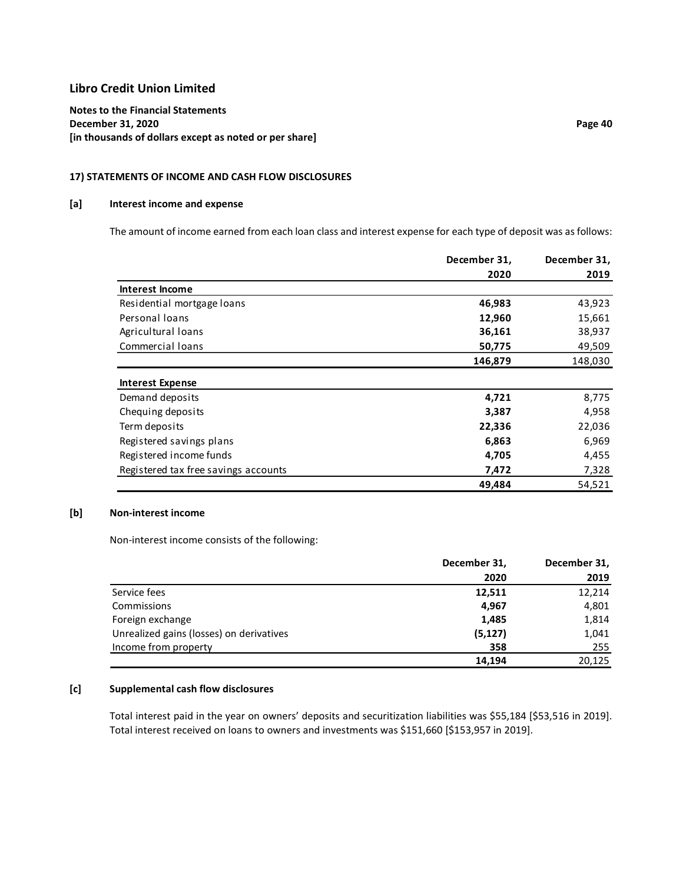## 17) STATEMENTS OF INCOME AND CASH FLOW DISCLOSURES

### [a] Interest income and expense

The amount of income earned from each loan class and interest expense for each type of deposit was as follows:

| | December 31, 2020 | December 31, 2019 |
|---|---|---|
| **Interest Income** | | |
| Residential mortgage loans | **46,983** | 43,923 |
| Personal loans | **12,960** | 15,661 |
| Agricultural loans | **36,161** | 38,937 |
| Commercial loans | **50,775** | 49,509 |
| | **146,879** | 148,030 |
| **Interest Expense** | | |
| Demand deposits | **4,721** | 8,775 |
| Chequing deposits | **3,387** | 4,958 |
| Term deposits | **22,336** | 22,036 |
| Registered savings plans | **6,863** | 6,969 |
| Registered income funds | **4,705** | 4,455 |
| Registered tax free savings accounts | **7,472** | 7,328 |
| | **49,484** | 54,521 |

### [b] Non-interest income

Non-interest income consists of the following:

| | December 31, 2020 | December 31, 2019 |
|---|---|---|
| Service fees | **12,511** | 12,214 |
| Commissions | **4,967** | 4,801 |
| Foreign exchange | **1,485** | 1,814 |
| Unrealized gains (losses) on derivatives | **(5,127)** | 1,041 |
| Income from property | **358** | 255 |
| | **14,194** | 20,125 |

### [c] Supplemental cash flow disclosures

Total interest paid in the year on owners' deposits and securitization liabilities was $55,184 [$53,516 in 2019]. Total interest received on loans to owners and investments was $151,660 [$153,957 in 2019].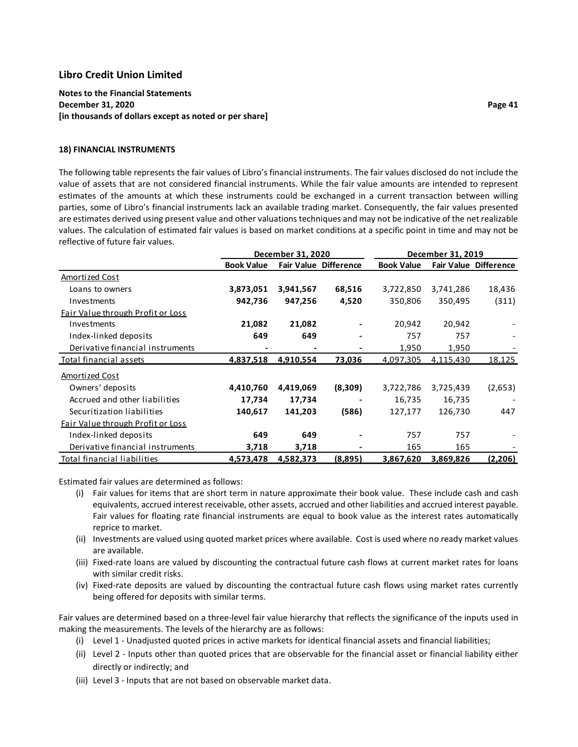**Libro Credit Union Limited**

**Notes to the Financial Statements**
**December 31, 2020**
**[in thousands of dollars except as noted or per share]**

**18) FINANCIAL INSTRUMENTS**

The following table represents the fair values of Libro's financial instruments. The fair values disclosed do not include the value of assets that are not considered financial instruments. While the fair value amounts are intended to represent estimates of the amounts at which these instruments could be exchanged in a current transaction between willing parties, some of Libro's financial instruments lack an available trading market. Consequently, the fair values presented are estimates derived using present value and other valuations techniques and may not be indicative of the net realizable values. The calculation of estimated fair values is based on market conditions at a specific point in time and may not be reflective of future fair values.

| | December 31, 2020 | | | December 31, 2019 | | |
|---|---|---|---|---|---|---|
| | Book Value | Fair Value | Difference | Book Value | Fair Value | Difference |
| Amortized Cost | | | | | | |
| Loans to owners | **3,873,051** | **3,941,567** | **68,516** | 3,722,850 | 3,741,286 | 18,436 |
| Investments | **942,736** | **947,256** | **4,520** | 350,806 | 350,495 | (311) |
| Fair Value through Profit or Loss | | | | | | |
| Investments | **21,082** | **21,082** | **-** | 20,942 | 20,942 | - |
| Index-linked deposits | **649** | **649** | **-** | 757 | 757 | - |
| Derivative financial instruments | **-** | **-** | **-** | 1,950 | 1,950 | - |
| Total financial assets | **4,837,518** | **4,910,554** | **73,036** | 4,097,305 | 4,115,430 | 18,125 |
| Amortized Cost | | | | | | |
| Owners' deposits | **4,410,760** | **4,419,069** | **(8,309)** | 3,722,786 | 3,725,439 | (2,653) |
| Accrued and other liabilities | **17,734** | **17,734** | **-** | 16,735 | 16,735 | - |
| Securitization liabilities | **140,617** | **141,203** | **(586)** | 127,177 | 126,730 | 447 |
| Fair Value through Profit or Loss | | | | | | |
| Index-linked deposits | **649** | **649** | **-** | 757 | 757 | - |
| Derivative financial instruments | **3,718** | **3,718** | **-** | 165 | 165 | - |
| Total financial liabilities | **4,573,478** | **4,582,373** | **(8,895)** | **3,867,620** | **3,869,826** | **(2,206)** |

Estimated fair values are determined as follows:

(i) Fair values for items that are short term in nature approximate their book value. These include cash and cash equivalents, accrued interest receivable, other assets, accrued and other liabilities and accrued interest payable. Fair values for floating rate financial instruments are equal to book value as the interest rates automatically reprice to market.

(ii) Investments are valued using quoted market prices where available. Cost is used where no ready market values are available.

(iii) Fixed-rate loans are valued by discounting the contractual future cash flows at current market rates for loans with similar credit risks.

(iv) Fixed-rate deposits are valued by discounting the contractual future cash flows using market rates currently being offered for deposits with similar terms.

Fair values are determined based on a three-level fair value hierarchy that reflects the significance of the inputs used in making the measurements. The levels of the hierarchy are as follows:

(i) Level 1 - Unadjusted quoted prices in active markets for identical financial assets and financial liabilities;

(ii) Level 2 - Inputs other than quoted prices that are observable for the financial asset or financial liability either directly or indirectly; and

(iii) Level 3 - Inputs that are not based on observable market data.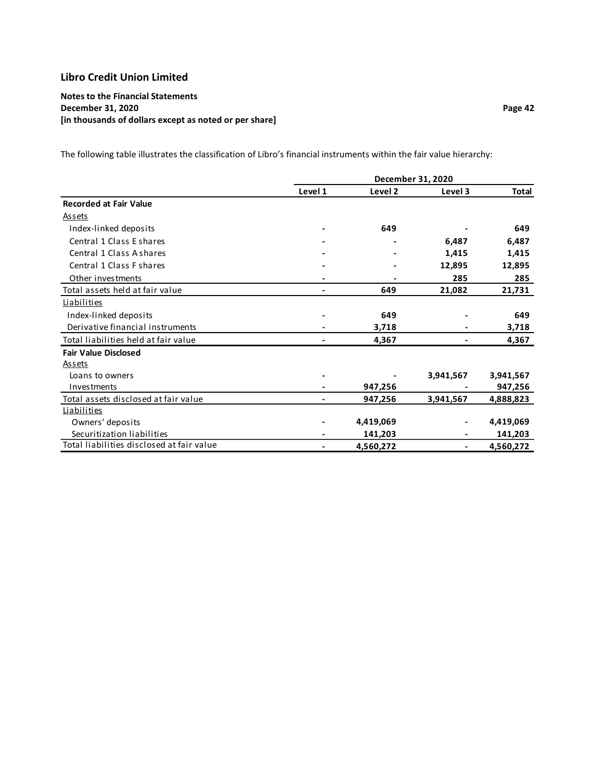# Libro Credit Union Limited

**Notes to the Financial Statements**
**December 31, 2020**
**[in thousands of dollars except as noted or per share]**

The following table illustrates the classification of Libro's financial instruments within the fair value hierarchy:

| | December 31, 2020 | | | |
|---|---|---|---|---|
| | Level 1 | Level 2 | Level 3 | Total |
| **Recorded at Fair Value** | | | | |
| Assets | | | | |
| Index-linked deposits | - | 649 | - | 649 |
| Central 1 Class E shares | - | - | 6,487 | 6,487 |
| Central 1 Class A shares | - | - | 1,415 | 1,415 |
| Central 1 Class F shares | - | - | 12,895 | 12,895 |
| Other investments | - | - | 285 | 285 |
| Total assets held at fair value | - | 649 | 21,082 | 21,731 |
| Liabilities | | | | |
| Index-linked deposits | - | 649 | - | 649 |
| Derivative financial instruments | - | 3,718 | - | 3,718 |
| Total liabilities held at fair value | - | 4,367 | - | 4,367 |
| **Fair Value Disclosed** | | | | |
| Assets | | | | |
| Loans to owners | - | - | 3,941,567 | 3,941,567 |
| Investments | - | 947,256 | - | 947,256 |
| Total assets disclosed at fair value | - | 947,256 | 3,941,567 | 4,888,823 |
| Liabilities | | | | |
| Owners' deposits | - | 4,419,069 | - | 4,419,069 |
| Securitization liabilities | - | 141,203 | - | 141,203 |
| Total liabilities disclosed at fair value | - | 4,560,272 | - | 4,560,272 |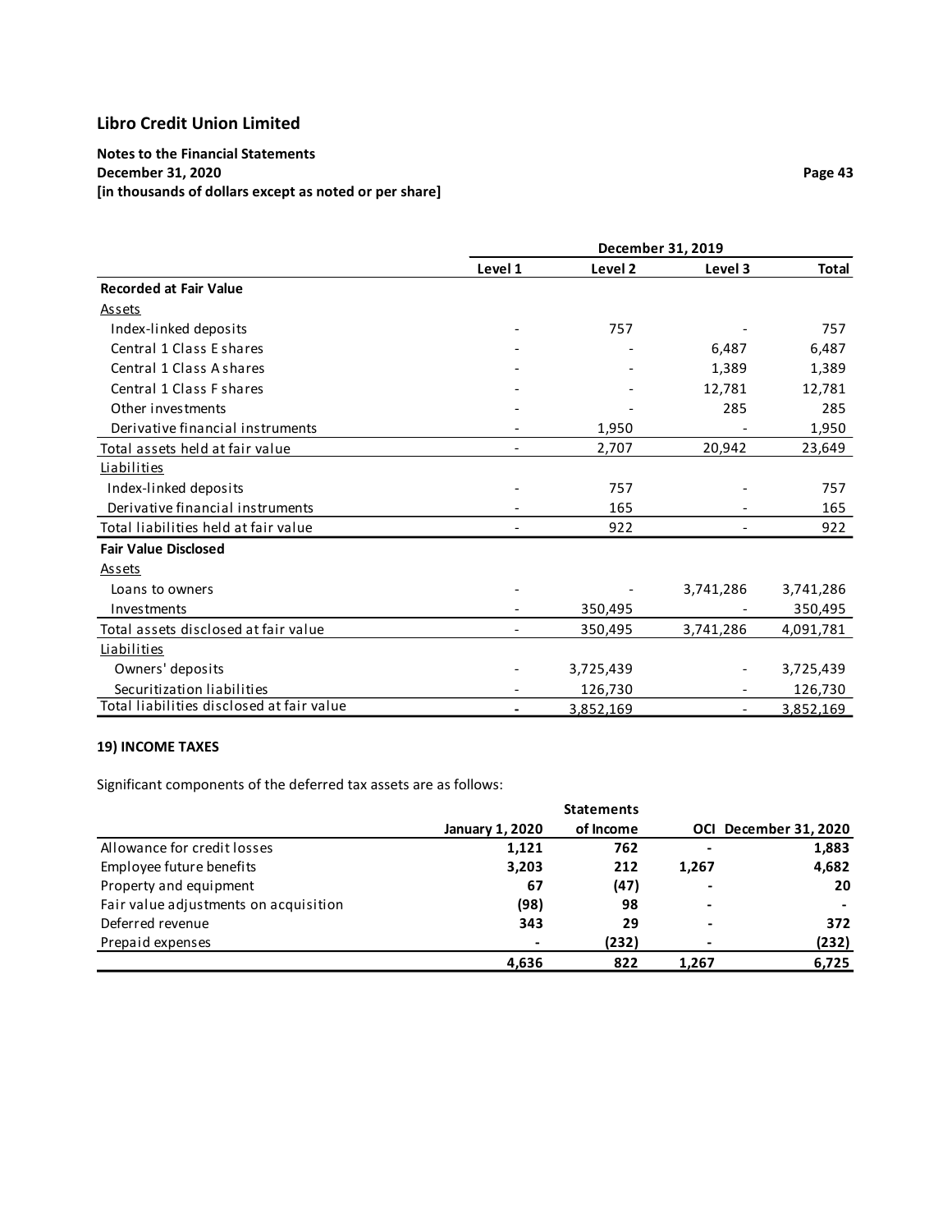## Libro Credit Union Limited

**Notes to the Financial Statements**
**December 31, 2020**
**[in thousands of dollars except as noted or per share]**

| | December 31, 2019 | | | |
|---|---|---|---|---|
| | Level 1 | Level 2 | Level 3 | Total |
| **Recorded at Fair Value** | | | | |
| Assets | | | | |
| Index-linked deposits | - | 757 | - | 757 |
| Central 1 Class E shares | - | - | 6,487 | 6,487 |
| Central 1 Class A shares | - | - | 1,389 | 1,389 |
| Central 1 Class F shares | - | - | 12,781 | 12,781 |
| Other investments | - | - | 285 | 285 |
| Derivative financial instruments | - | 1,950 | - | 1,950 |
| Total assets held at fair value | - | 2,707 | 20,942 | 23,649 |
| Liabilities | | | | |
| Index-linked deposits | - | 757 | - | 757 |
| Derivative financial instruments | - | 165 | - | 165 |
| Total liabilities held at fair value | - | 922 | - | 922 |
| **Fair Value Disclosed** | | | | |
| Assets | | | | |
| Loans to owners | - | - | 3,741,286 | 3,741,286 |
| Investments | - | 350,495 | - | 350,495 |
| Total assets disclosed at fair value | - | 350,495 | 3,741,286 | 4,091,781 |
| Liabilities | | | | |
| Owners' deposits | - | 3,725,439 | - | 3,725,439 |
| Securitization liabilities | - | 126,730 | - | 126,730 |
| Total liabilities disclosed at fair value | - | 3,852,169 | - | 3,852,169 |

### 19) INCOME TAXES

Significant components of the deferred tax assets are as follows:

| | January 1, 2020 | Statements of Income | OCI | December 31, 2020 |
|---|---|---|---|---|
| Allowance for credit losses | **1,121** | **762** | **-** | **1,883** |
| Employee future benefits | **3,203** | **212** | **1,267** | **4,682** |
| Property and equipment | **67** | **(47)** | **-** | **20** |
| Fair value adjustments on acquisition | **(98)** | **98** | **-** | **-** |
| Deferred revenue | **343** | **29** | **-** | **372** |
| Prepaid expenses | **-** | **(232)** | **-** | **(232)** |
| | **4,636** | **822** | **1,267** | **6,725** |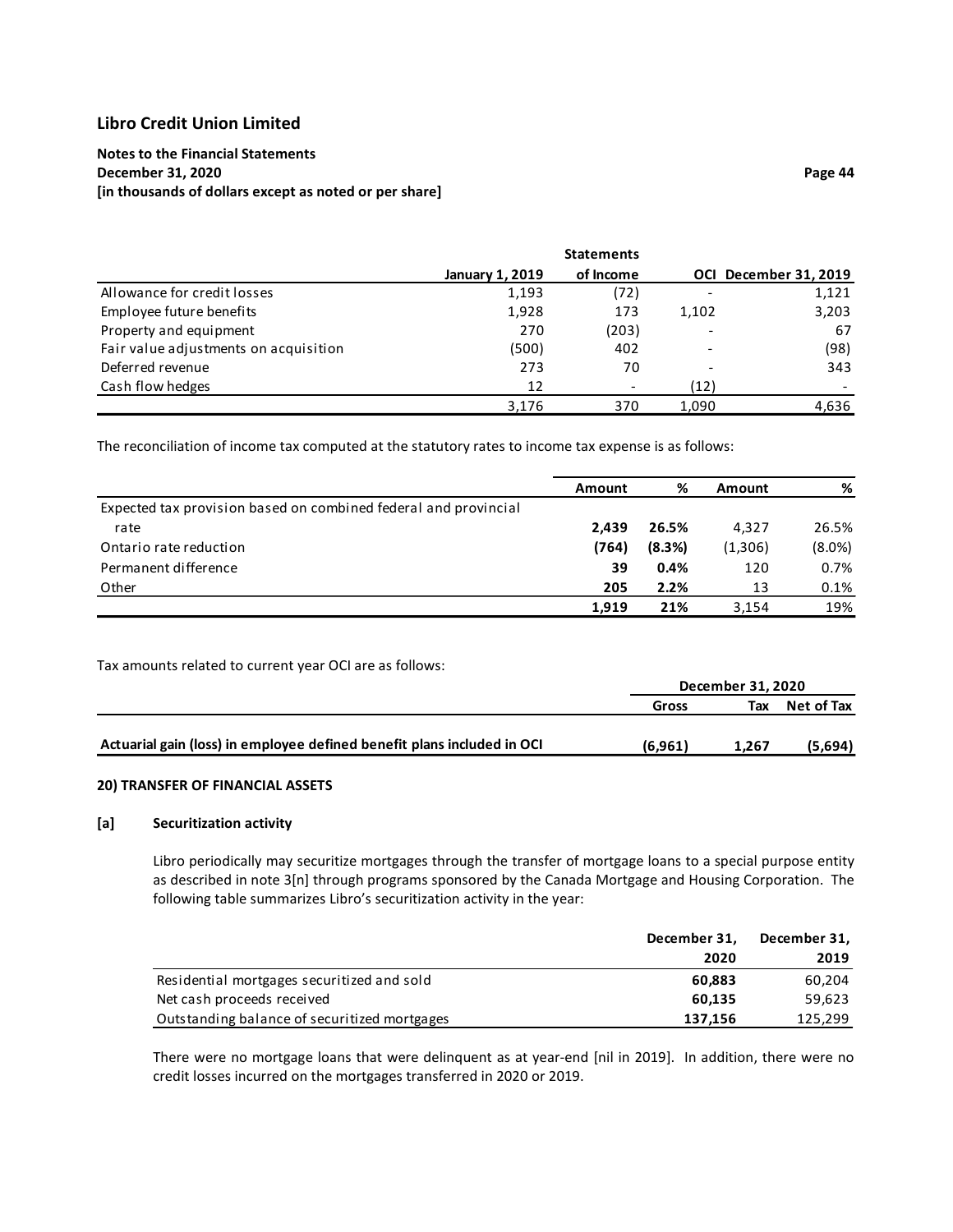|  | January 1, 2019 | Statements of Income | OCI | December 31, 2019 |
|---|---|---|---|---|
| Allowance for credit losses | 1,193 | (72) | - | 1,121 |
| Employee future benefits | 1,928 | 173 | 1,102 | 3,203 |
| Property and equipment | 270 | (203) | - | 67 |
| Fair value adjustments on acquisition | (500) | 402 | - | (98) |
| Deferred revenue | 273 | 70 | - | 343 |
| Cash flow hedges | 12 | - | (12) | - |
|  | 3,176 | 370 | 1,090 | 4,636 |

The reconciliation of income tax computed at the statutory rates to income tax expense is as follows:

|  | Amount | % | Amount | % |
|---|---|---|---|---|
| Expected tax provision based on combined federal and provincial rate | **2,439** | **26.5%** | 4,327 | 26.5% |
| Ontario rate reduction | **(764)** | **(8.3%)** | (1,306) | (8.0%) |
| Permanent difference | **39** | **0.4%** | 120 | 0.7% |
| Other | **205** | **2.2%** | 13 | 0.1% |
|  | **1,919** | **21%** | 3,154 | 19% |

Tax amounts related to current year OCI are as follows:

|  | December 31, 2020 | | |
|---|---|---|---|
|  | Gross | Tax | Net of Tax |
| **Actuarial gain (loss) in employee defined benefit plans included in OCI** | **(6,961)** | **1,267** | **(5,694)** |

### 20) TRANSFER OF FINANCIAL ASSETS

#### [a] Securitization activity

Libro periodically may securitize mortgages through the transfer of mortgage loans to a special purpose entity as described in note 3[n] through programs sponsored by the Canada Mortgage and Housing Corporation. The following table summarizes Libro's securitization activity in the year:

|  | December 31, 2020 | December 31, 2019 |
|---|---|---|
| Residential mortgages securitized and sold | **60,883** | 60,204 |
| Net cash proceeds received | **60,135** | 59,623 |
| Outstanding balance of securitized mortgages | **137,156** | 125,299 |

There were no mortgage loans that were delinquent as at year-end [nil in 2019]. In addition, there were no credit losses incurred on the mortgages transferred in 2020 or 2019.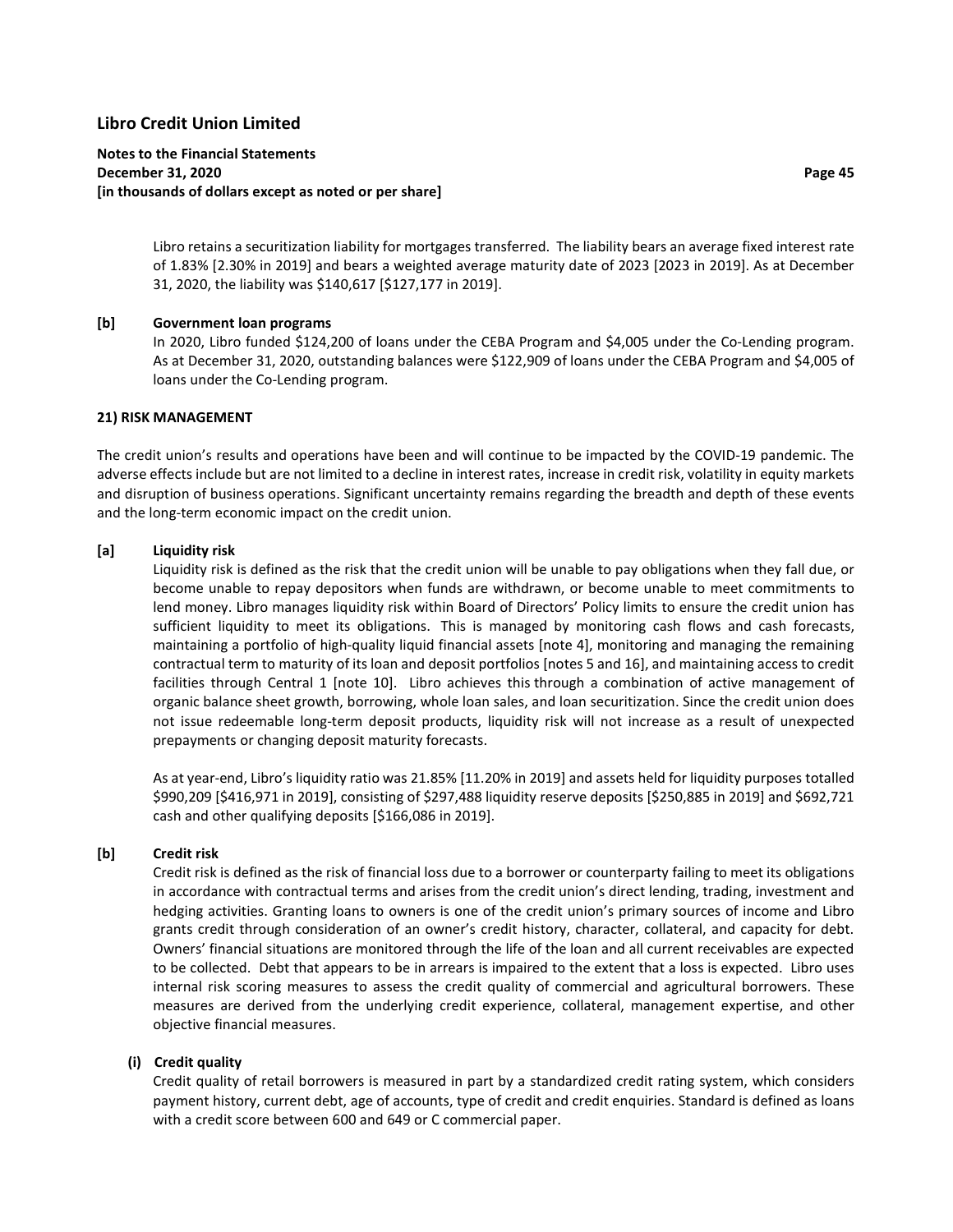Libro retains a securitization liability for mortgages transferred. The liability bears an average fixed interest rate of 1.83% [2.30% in 2019] and bears a weighted average maturity date of 2023 [2023 in 2019]. As at December 31, 2020, the liability was $140,617 [$127,177 in 2019].

**[b] Government loan programs**

In 2020, Libro funded $124,200 of loans under the CEBA Program and $4,005 under the Co-Lending program. As at December 31, 2020, outstanding balances were $122,909 of loans under the CEBA Program and $4,005 of loans under the Co-Lending program.

## 21) RISK MANAGEMENT

The credit union's results and operations have been and will continue to be impacted by the COVID-19 pandemic. The adverse effects include but are not limited to a decline in interest rates, increase in credit risk, volatility in equity markets and disruption of business operations. Significant uncertainty remains regarding the breadth and depth of these events and the long-term economic impact on the credit union.

**[a] Liquidity risk**

Liquidity risk is defined as the risk that the credit union will be unable to pay obligations when they fall due, or become unable to repay depositors when funds are withdrawn, or become unable to meet commitments to lend money. Libro manages liquidity risk within Board of Directors' Policy limits to ensure the credit union has sufficient liquidity to meet its obligations. This is managed by monitoring cash flows and cash forecasts, maintaining a portfolio of high-quality liquid financial assets [note 4], monitoring and managing the remaining contractual term to maturity of its loan and deposit portfolios [notes 5 and 16], and maintaining access to credit facilities through Central 1 [note 10]. Libro achieves this through a combination of active management of organic balance sheet growth, borrowing, whole loan sales, and loan securitization. Since the credit union does not issue redeemable long-term deposit products, liquidity risk will not increase as a result of unexpected prepayments or changing deposit maturity forecasts.

As at year-end, Libro's liquidity ratio was 21.85% [11.20% in 2019] and assets held for liquidity purposes totalled $990,209 [$416,971 in 2019], consisting of $297,488 liquidity reserve deposits [$250,885 in 2019] and $692,721 cash and other qualifying deposits [$166,086 in 2019].

**[b] Credit risk**

Credit risk is defined as the risk of financial loss due to a borrower or counterparty failing to meet its obligations in accordance with contractual terms and arises from the credit union's direct lending, trading, investment and hedging activities. Granting loans to owners is one of the credit union's primary sources of income and Libro grants credit through consideration of an owner's credit history, character, collateral, and capacity for debt. Owners' financial situations are monitored through the life of the loan and all current receivables are expected to be collected. Debt that appears to be in arrears is impaired to the extent that a loss is expected. Libro uses internal risk scoring measures to assess the credit quality of commercial and agricultural borrowers. These measures are derived from the underlying credit experience, collateral, management expertise, and other objective financial measures.

**(i) Credit quality**

Credit quality of retail borrowers is measured in part by a standardized credit rating system, which considers payment history, current debt, age of accounts, type of credit and credit enquiries. Standard is defined as loans with a credit score between 600 and 649 or C commercial paper.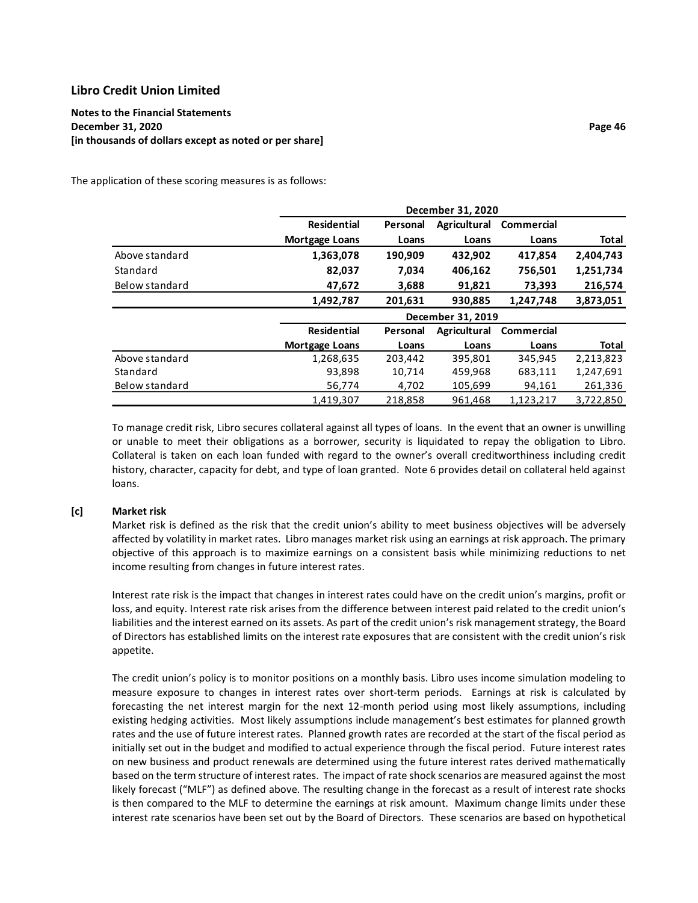The application of these scoring measures is as follows:

| | December 31, 2020 | | | | |
|---|---|---|---|---|---|
| | Residential Mortgage Loans | Personal Loans | Agricultural Loans | Commercial Loans | Total |
| Above standard | **1,363,078** | **190,909** | **432,902** | **417,854** | **2,404,743** |
| Standard | **82,037** | **7,034** | **406,162** | **756,501** | **1,251,734** |
| Below standard | **47,672** | **3,688** | **91,821** | **73,393** | **216,574** |
| | **1,492,787** | **201,631** | **930,885** | **1,247,748** | **3,873,051** |

| | December 31, 2019 | | | | |
|---|---|---|---|---|---|
| | Residential Mortgage Loans | Personal Loans | Agricultural Loans | Commercial Loans | Total |
| Above standard | 1,268,635 | 203,442 | 395,801 | 345,945 | 2,213,823 |
| Standard | 93,898 | 10,714 | 459,968 | 683,111 | 1,247,691 |
| Below standard | 56,774 | 4,702 | 105,699 | 94,161 | 261,336 |
| | 1,419,307 | 218,858 | 961,468 | 1,123,217 | 3,722,850 |

To manage credit risk, Libro secures collateral against all types of loans. In the event that an owner is unwilling or unable to meet their obligations as a borrower, security is liquidated to repay the obligation to Libro. Collateral is taken on each loan funded with regard to the owner's overall creditworthiness including credit history, character, capacity for debt, and type of loan granted. Note 6 provides detail on collateral held against loans.

**[c] Market risk**

Market risk is defined as the risk that the credit union's ability to meet business objectives will be adversely affected by volatility in market rates. Libro manages market risk using an earnings at risk approach. The primary objective of this approach is to maximize earnings on a consistent basis while minimizing reductions to net income resulting from changes in future interest rates.

Interest rate risk is the impact that changes in interest rates could have on the credit union's margins, profit or loss, and equity. Interest rate risk arises from the difference between interest paid related to the credit union's liabilities and the interest earned on its assets. As part of the credit union's risk management strategy, the Board of Directors has established limits on the interest rate exposures that are consistent with the credit union's risk appetite.

The credit union's policy is to monitor positions on a monthly basis. Libro uses income simulation modeling to measure exposure to changes in interest rates over short-term periods. Earnings at risk is calculated by forecasting the net interest margin for the next 12-month period using most likely assumptions, including existing hedging activities. Most likely assumptions include management's best estimates for planned growth rates and the use of future interest rates. Planned growth rates are recorded at the start of the fiscal period as initially set out in the budget and modified to actual experience through the fiscal period. Future interest rates on new business and product renewals are determined using the future interest rates derived mathematically based on the term structure of interest rates. The impact of rate shock scenarios are measured against the most likely forecast ("MLF") as defined above. The resulting change in the forecast as a result of interest rate shocks is then compared to the MLF to determine the earnings at risk amount. Maximum change limits under these interest rate scenarios have been set out by the Board of Directors. These scenarios are based on hypothetical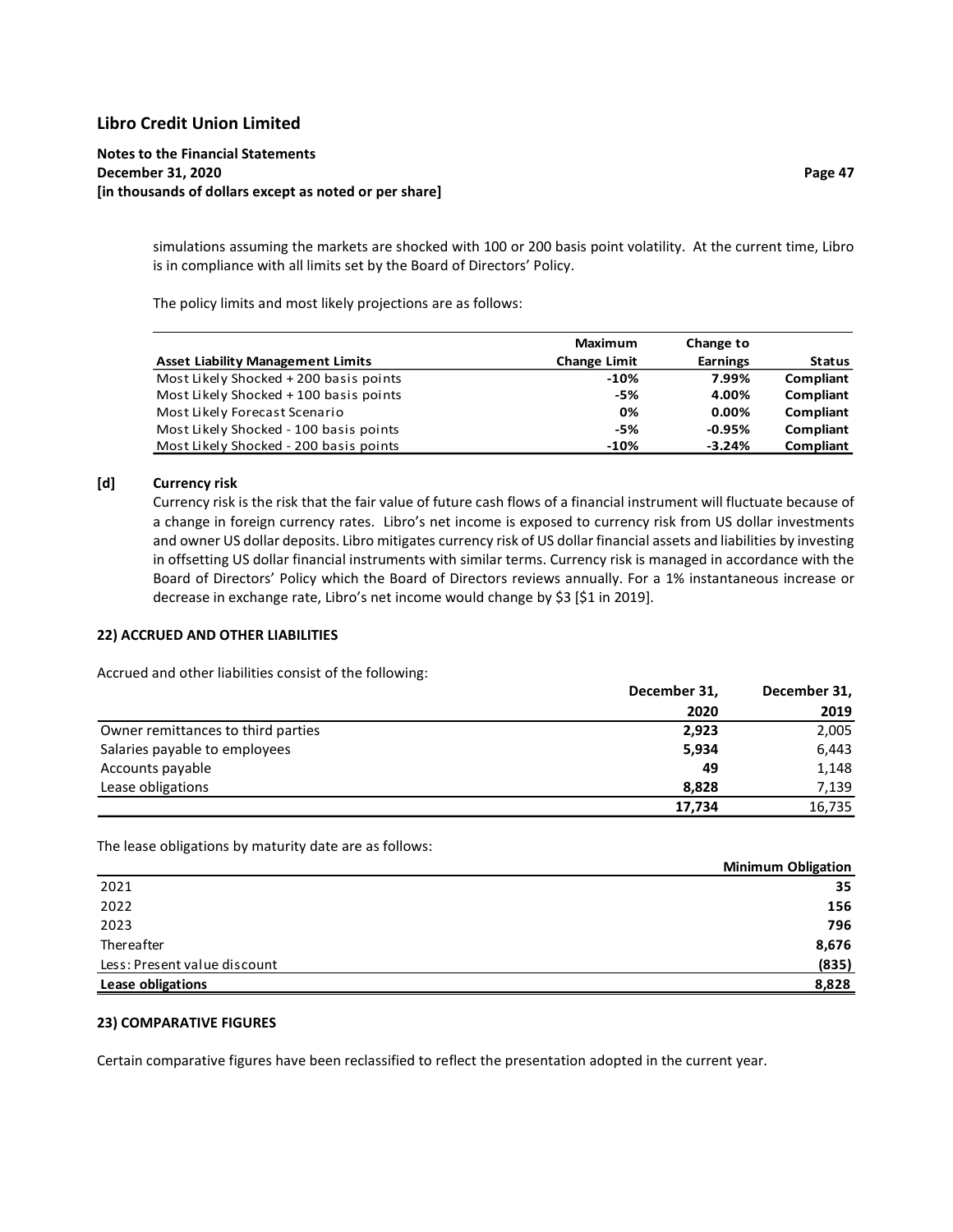simulations assuming the markets are shocked with 100 or 200 basis point volatility. At the current time, Libro is in compliance with all limits set by the Board of Directors' Policy.

The policy limits and most likely projections are as follows:

| Asset Liability Management Limits | Maximum Change Limit | Change to Earnings | Status |
|---|---|---|---|
| Most Likely Shocked + 200 basis points | -10% | 7.99% | Compliant |
| Most Likely Shocked + 100 basis points | -5% | 4.00% | Compliant |
| Most Likely Forecast Scenario | 0% | 0.00% | Compliant |
| Most Likely Shocked - 100 basis points | -5% | -0.95% | Compliant |
| Most Likely Shocked - 200 basis points | -10% | -3.24% | Compliant |

**[d] Currency risk**

Currency risk is the risk that the fair value of future cash flows of a financial instrument will fluctuate because of a change in foreign currency rates. Libro's net income is exposed to currency risk from US dollar investments and owner US dollar deposits. Libro mitigates currency risk of US dollar financial assets and liabilities by investing in offsetting US dollar financial instruments with similar terms. Currency risk is managed in accordance with the Board of Directors' Policy which the Board of Directors reviews annually. For a 1% instantaneous increase or decrease in exchange rate, Libro's net income would change by $3 [$1 in 2019].

## 22) ACCRUED AND OTHER LIABILITIES

Accrued and other liabilities consist of the following:

| | December 31, 2020 | December 31, 2019 |
|---|---|---|
| Owner remittances to third parties | **2,923** | 2,005 |
| Salaries payable to employees | **5,934** | 6,443 |
| Accounts payable | **49** | 1,148 |
| Lease obligations | **8,828** | 7,139 |
| | **17,734** | 16,735 |

The lease obligations by maturity date are as follows:

| | Minimum Obligation |
|---|---|
| 2021 | **35** |
| 2022 | **156** |
| 2023 | **796** |
| Thereafter | **8,676** |
| Less: Present value discount | **(835)** |
| **Lease obligations** | **8,828** |

## 23) COMPARATIVE FIGURES

Certain comparative figures have been reclassified to reflect the presentation adopted in the current year.